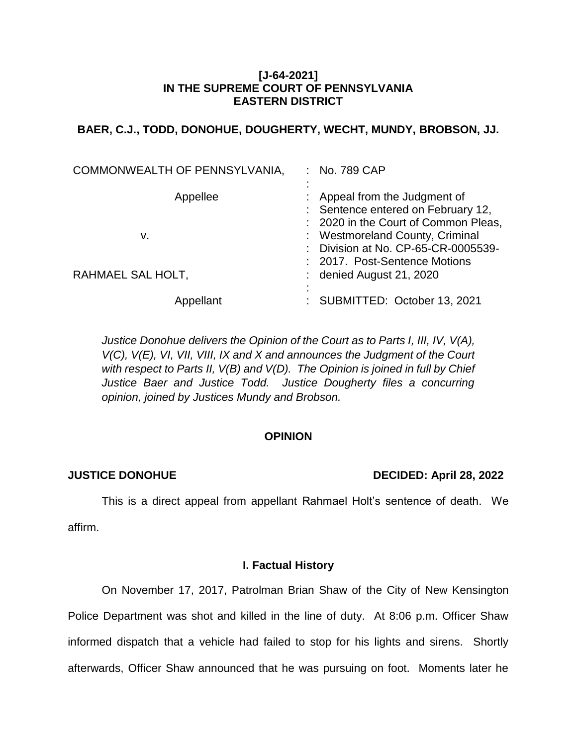**[J-64-2021]**
**IN THE SUPREME COURT OF PENNSYLVANIA**
**EASTERN DISTRICT**

**BAER, C.J., TODD, DONOHUE, DOUGHERTY, WECHT, MUNDY, BROBSON, JJ.**

| | |
|---|---|
| COMMONWEALTH OF PENNSYLVANIA, | : No. 789 CAP |
| Appellee | : Appeal from the Judgment of Sentence entered on February 12, 2020 in the Court of Common Pleas, |
| v. | : Westmoreland County, Criminal Division at No. CP-65-CR-0005539-2017. Post-Sentence Motions |
| RAHMAEL SAL HOLT, | : denied August 21, 2020 |
| Appellant | : SUBMITTED: October 13, 2021 |

*Justice Donohue delivers the Opinion of the Court as to Parts I, III, IV, V(A), V(C), V(E), VI, VII, VIII, IX and X and announces the Judgment of the Court with respect to Parts II, V(B) and V(D). The Opinion is joined in full by Chief Justice Baer and Justice Todd. Justice Dougherty files a concurring opinion, joined by Justices Mundy and Brobson.*

## OPINION

**JUSTICE DONOHUE** **DECIDED: April 28, 2022**

This is a direct appeal from appellant Rahmael Holt's sentence of death. We affirm.

### I. Factual History

On November 17, 2017, Patrolman Brian Shaw of the City of New Kensington Police Department was shot and killed in the line of duty. At 8:06 p.m. Officer Shaw informed dispatch that a vehicle had failed to stop for his lights and sirens. Shortly afterwards, Officer Shaw announced that he was pursuing on foot. Moments later he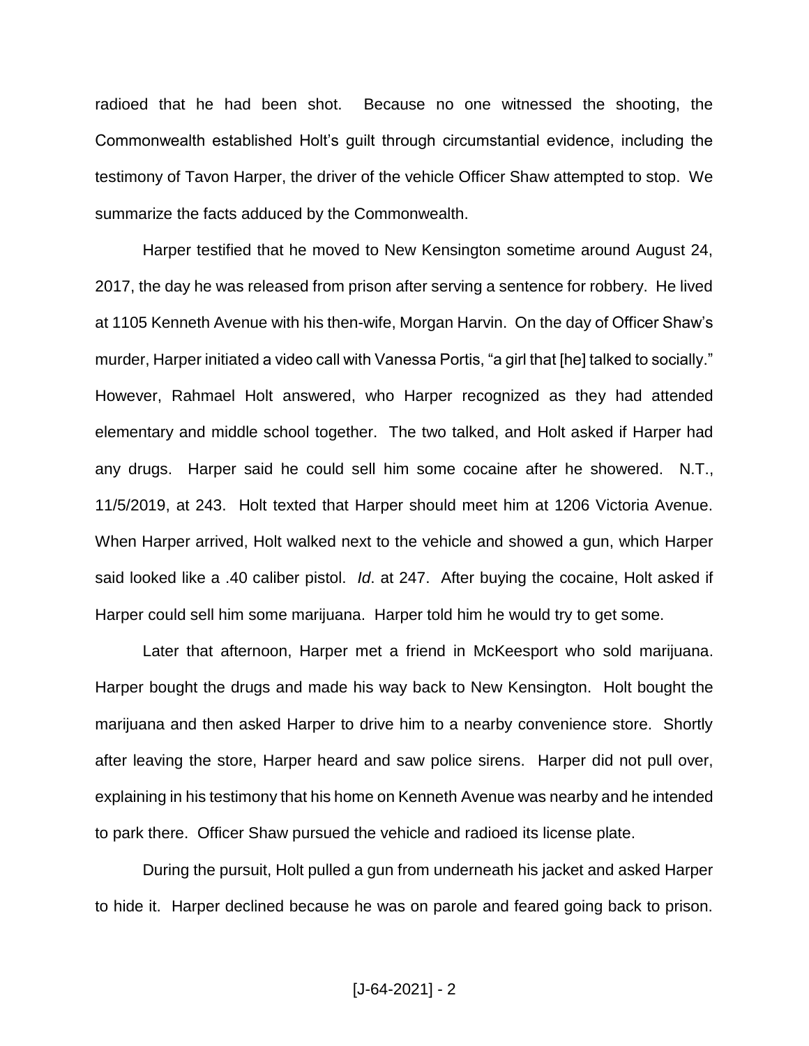radioed that he had been shot. Because no one witnessed the shooting, the Commonwealth established Holt's guilt through circumstantial evidence, including the testimony of Tavon Harper, the driver of the vehicle Officer Shaw attempted to stop. We summarize the facts adduced by the Commonwealth.

Harper testified that he moved to New Kensington sometime around August 24, 2017, the day he was released from prison after serving a sentence for robbery. He lived at 1105 Kenneth Avenue with his then-wife, Morgan Harvin. On the day of Officer Shaw's murder, Harper initiated a video call with Vanessa Portis, "a girl that [he] talked to socially." However, Rahmael Holt answered, who Harper recognized as they had attended elementary and middle school together. The two talked, and Holt asked if Harper had any drugs. Harper said he could sell him some cocaine after he showered. N.T., 11/5/2019, at 243. Holt texted that Harper should meet him at 1206 Victoria Avenue. When Harper arrived, Holt walked next to the vehicle and showed a gun, which Harper said looked like a .40 caliber pistol. *Id*. at 247. After buying the cocaine, Holt asked if Harper could sell him some marijuana. Harper told him he would try to get some.

Later that afternoon, Harper met a friend in McKeesport who sold marijuana. Harper bought the drugs and made his way back to New Kensington. Holt bought the marijuana and then asked Harper to drive him to a nearby convenience store. Shortly after leaving the store, Harper heard and saw police sirens. Harper did not pull over, explaining in his testimony that his home on Kenneth Avenue was nearby and he intended to park there. Officer Shaw pursued the vehicle and radioed its license plate.

During the pursuit, Holt pulled a gun from underneath his jacket and asked Harper to hide it. Harper declined because he was on parole and feared going back to prison.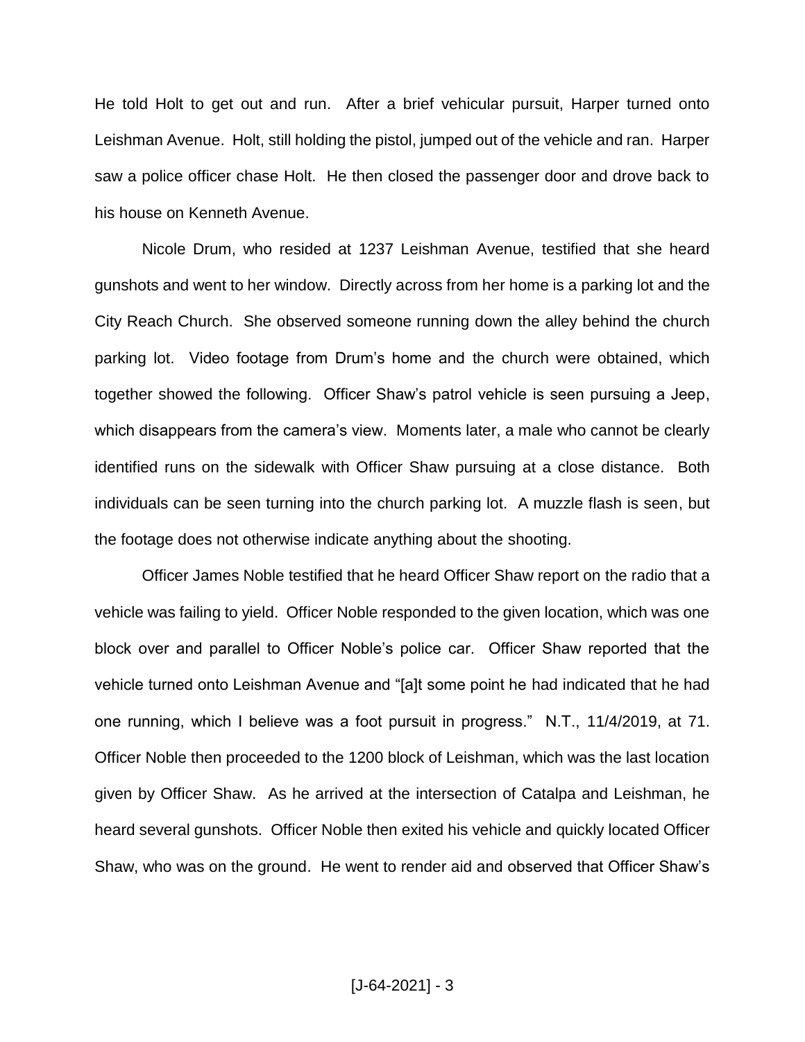He told Holt to get out and run. After a brief vehicular pursuit, Harper turned onto Leishman Avenue. Holt, still holding the pistol, jumped out of the vehicle and ran. Harper saw a police officer chase Holt. He then closed the passenger door and drove back to his house on Kenneth Avenue.

Nicole Drum, who resided at 1237 Leishman Avenue, testified that she heard gunshots and went to her window. Directly across from her home is a parking lot and the City Reach Church. She observed someone running down the alley behind the church parking lot. Video footage from Drum's home and the church were obtained, which together showed the following. Officer Shaw's patrol vehicle is seen pursuing a Jeep, which disappears from the camera's view. Moments later, a male who cannot be clearly identified runs on the sidewalk with Officer Shaw pursuing at a close distance. Both individuals can be seen turning into the church parking lot. A muzzle flash is seen, but the footage does not otherwise indicate anything about the shooting.

Officer James Noble testified that he heard Officer Shaw report on the radio that a vehicle was failing to yield. Officer Noble responded to the given location, which was one block over and parallel to Officer Noble's police car. Officer Shaw reported that the vehicle turned onto Leishman Avenue and "[a]t some point he had indicated that he had one running, which I believe was a foot pursuit in progress." N.T., 11/4/2019, at 71. Officer Noble then proceeded to the 1200 block of Leishman, which was the last location given by Officer Shaw. As he arrived at the intersection of Catalpa and Leishman, he heard several gunshots. Officer Noble then exited his vehicle and quickly located Officer Shaw, who was on the ground. He went to render aid and observed that Officer Shaw's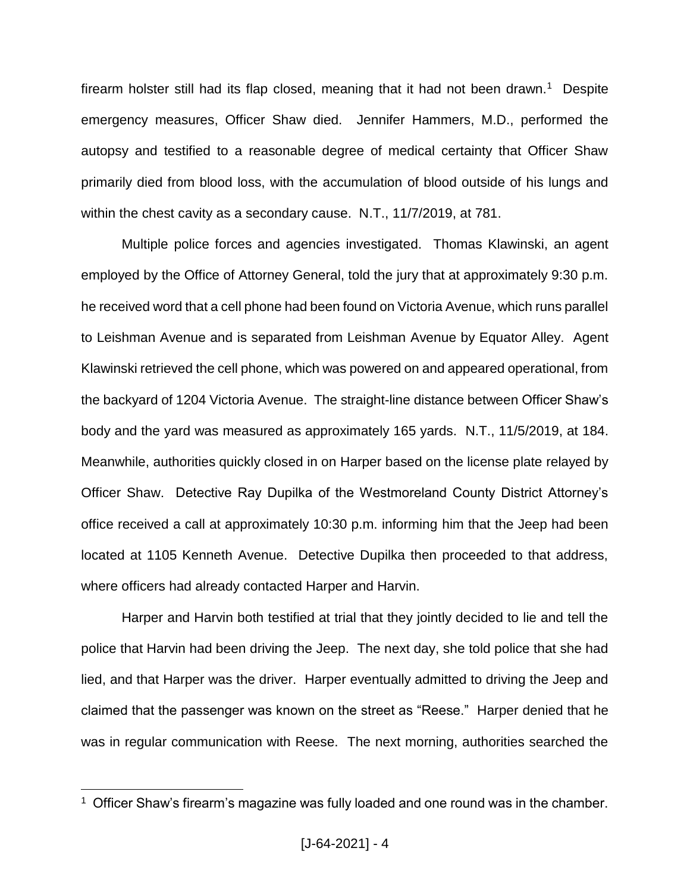firearm holster still had its flap closed, meaning that it had not been drawn.[1] Despite emergency measures, Officer Shaw died. Jennifer Hammers, M.D., performed the autopsy and testified to a reasonable degree of medical certainty that Officer Shaw primarily died from blood loss, with the accumulation of blood outside of his lungs and within the chest cavity as a secondary cause. N.T., 11/7/2019, at 781.

Multiple police forces and agencies investigated. Thomas Klawinski, an agent employed by the Office of Attorney General, told the jury that at approximately 9:30 p.m. he received word that a cell phone had been found on Victoria Avenue, which runs parallel to Leishman Avenue and is separated from Leishman Avenue by Equator Alley. Agent Klawinski retrieved the cell phone, which was powered on and appeared operational, from the backyard of 1204 Victoria Avenue. The straight-line distance between Officer Shaw's body and the yard was measured as approximately 165 yards. N.T., 11/5/2019, at 184. Meanwhile, authorities quickly closed in on Harper based on the license plate relayed by Officer Shaw. Detective Ray Dupilka of the Westmoreland County District Attorney's office received a call at approximately 10:30 p.m. informing him that the Jeep had been located at 1105 Kenneth Avenue. Detective Dupilka then proceeded to that address, where officers had already contacted Harper and Harvin.

Harper and Harvin both testified at trial that they jointly decided to lie and tell the police that Harvin had been driving the Jeep. The next day, she told police that she had lied, and that Harper was the driver. Harper eventually admitted to driving the Jeep and claimed that the passenger was known on the street as "Reese." Harper denied that he was in regular communication with Reese. The next morning, authorities searched the

---

[1] Officer Shaw's firearm's magazine was fully loaded and one round was in the chamber.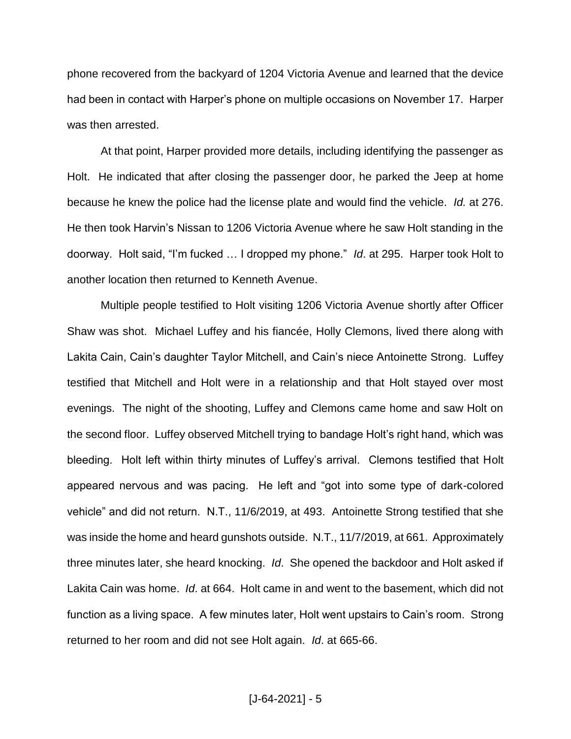phone recovered from the backyard of 1204 Victoria Avenue and learned that the device had been in contact with Harper's phone on multiple occasions on November 17. Harper was then arrested.

At that point, Harper provided more details, including identifying the passenger as Holt. He indicated that after closing the passenger door, he parked the Jeep at home because he knew the police had the license plate and would find the vehicle. *Id.* at 276. He then took Harvin's Nissan to 1206 Victoria Avenue where he saw Holt standing in the doorway. Holt said, "I'm fucked … I dropped my phone." *Id*. at 295. Harper took Holt to another location then returned to Kenneth Avenue.

Multiple people testified to Holt visiting 1206 Victoria Avenue shortly after Officer Shaw was shot. Michael Luffey and his fiancée, Holly Clemons, lived there along with Lakita Cain, Cain's daughter Taylor Mitchell, and Cain's niece Antoinette Strong. Luffey testified that Mitchell and Holt were in a relationship and that Holt stayed over most evenings. The night of the shooting, Luffey and Clemons came home and saw Holt on the second floor. Luffey observed Mitchell trying to bandage Holt's right hand, which was bleeding. Holt left within thirty minutes of Luffey's arrival. Clemons testified that Holt appeared nervous and was pacing. He left and "got into some type of dark-colored vehicle" and did not return. N.T., 11/6/2019, at 493. Antoinette Strong testified that she was inside the home and heard gunshots outside. N.T., 11/7/2019, at 661. Approximately three minutes later, she heard knocking. *Id*. She opened the backdoor and Holt asked if Lakita Cain was home. *Id*. at 664. Holt came in and went to the basement, which did not function as a living space. A few minutes later, Holt went upstairs to Cain's room. Strong returned to her room and did not see Holt again. *Id*. at 665-66.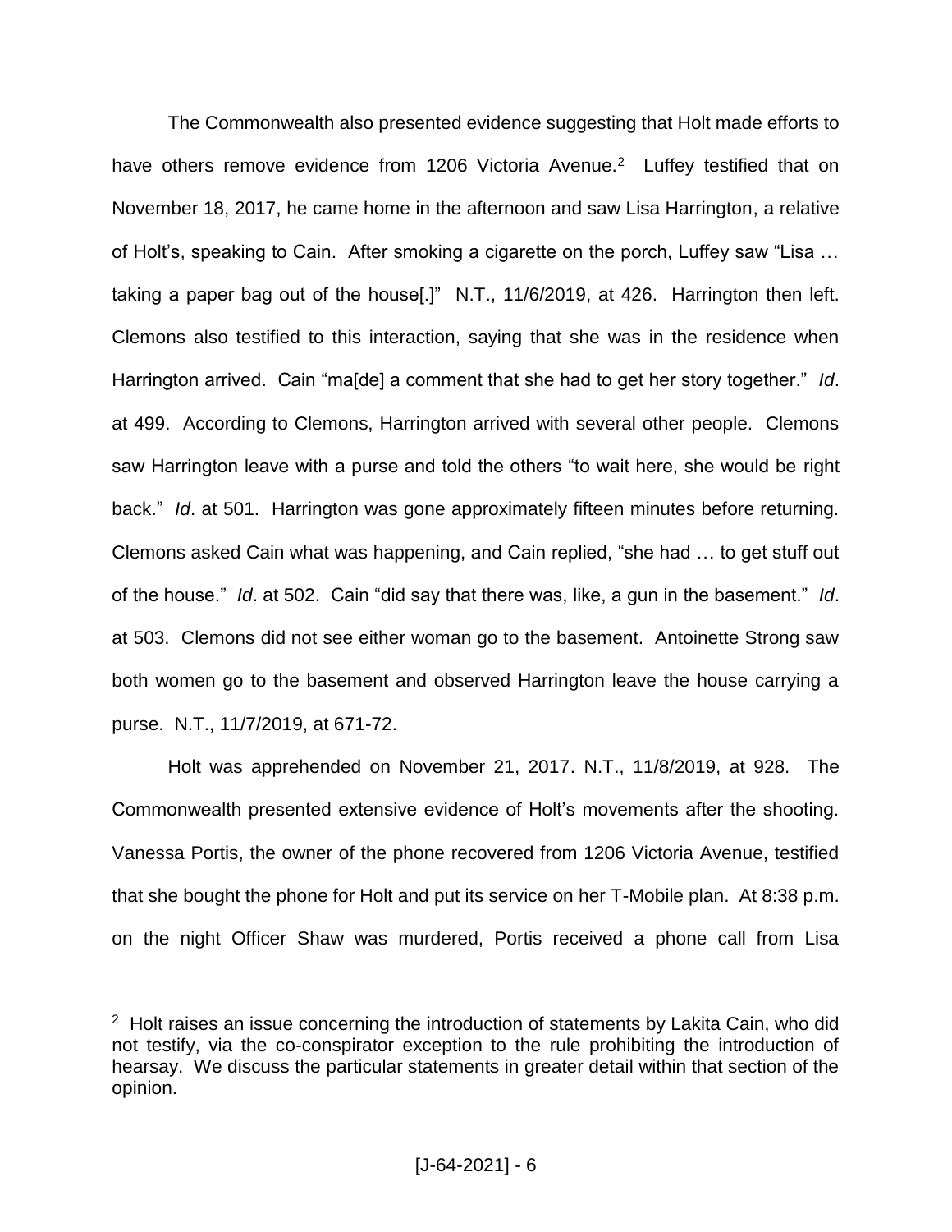The Commonwealth also presented evidence suggesting that Holt made efforts to have others remove evidence from 1206 Victoria Avenue.[2] Luffey testified that on November 18, 2017, he came home in the afternoon and saw Lisa Harrington, a relative of Holt's, speaking to Cain. After smoking a cigarette on the porch, Luffey saw "Lisa … taking a paper bag out of the house[.]" N.T., 11/6/2019, at 426. Harrington then left. Clemons also testified to this interaction, saying that she was in the residence when Harrington arrived. Cain "ma[de] a comment that she had to get her story together." *Id*. at 499. According to Clemons, Harrington arrived with several other people. Clemons saw Harrington leave with a purse and told the others "to wait here, she would be right back." *Id*. at 501. Harrington was gone approximately fifteen minutes before returning. Clemons asked Cain what was happening, and Cain replied, "she had … to get stuff out of the house." *Id*. at 502. Cain "did say that there was, like, a gun in the basement." *Id*. at 503. Clemons did not see either woman go to the basement. Antoinette Strong saw both women go to the basement and observed Harrington leave the house carrying a purse. N.T., 11/7/2019, at 671-72.

Holt was apprehended on November 21, 2017. N.T., 11/8/2019, at 928. The Commonwealth presented extensive evidence of Holt's movements after the shooting. Vanessa Portis, the owner of the phone recovered from 1206 Victoria Avenue, testified that she bought the phone for Holt and put its service on her T-Mobile plan. At 8:38 p.m. on the night Officer Shaw was murdered, Portis received a phone call from Lisa

---

[2] Holt raises an issue concerning the introduction of statements by Lakita Cain, who did not testify, via the co-conspirator exception to the rule prohibiting the introduction of hearsay. We discuss the particular statements in greater detail within that section of the opinion.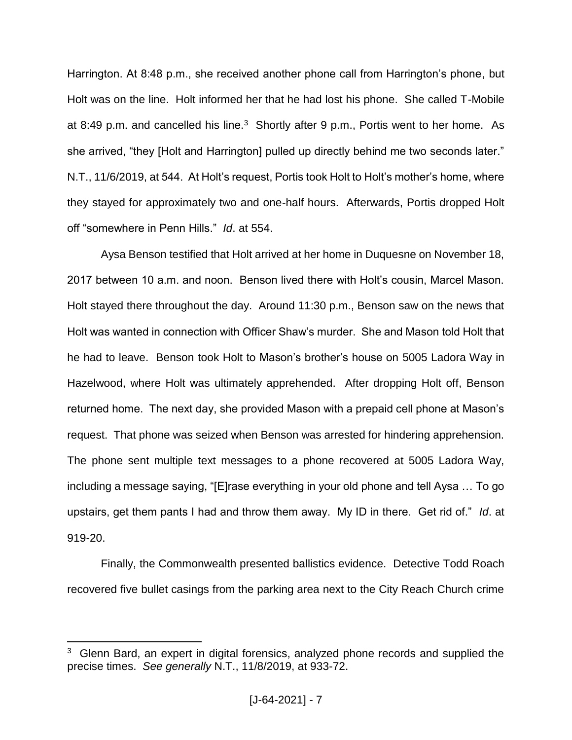Harrington. At 8:48 p.m., she received another phone call from Harrington's phone, but Holt was on the line. Holt informed her that he had lost his phone. She called T-Mobile at 8:49 p.m. and cancelled his line.[3] Shortly after 9 p.m., Portis went to her home. As she arrived, "they [Holt and Harrington] pulled up directly behind me two seconds later." N.T., 11/6/2019, at 544. At Holt's request, Portis took Holt to Holt's mother's home, where they stayed for approximately two and one-half hours. Afterwards, Portis dropped Holt off "somewhere in Penn Hills." *Id*. at 554.

Aysa Benson testified that Holt arrived at her home in Duquesne on November 18, 2017 between 10 a.m. and noon. Benson lived there with Holt's cousin, Marcel Mason. Holt stayed there throughout the day. Around 11:30 p.m., Benson saw on the news that Holt was wanted in connection with Officer Shaw's murder. She and Mason told Holt that he had to leave. Benson took Holt to Mason's brother's house on 5005 Ladora Way in Hazelwood, where Holt was ultimately apprehended. After dropping Holt off, Benson returned home. The next day, she provided Mason with a prepaid cell phone at Mason's request. That phone was seized when Benson was arrested for hindering apprehension. The phone sent multiple text messages to a phone recovered at 5005 Ladora Way, including a message saying, "[E]rase everything in your old phone and tell Aysa … To go upstairs, get them pants I had and throw them away. My ID in there. Get rid of." *Id*. at 919-20.

Finally, the Commonwealth presented ballistics evidence. Detective Todd Roach recovered five bullet casings from the parking area next to the City Reach Church crime

---

[3] Glenn Bard, an expert in digital forensics, analyzed phone records and supplied the precise times. *See generally* N.T., 11/8/2019, at 933-72.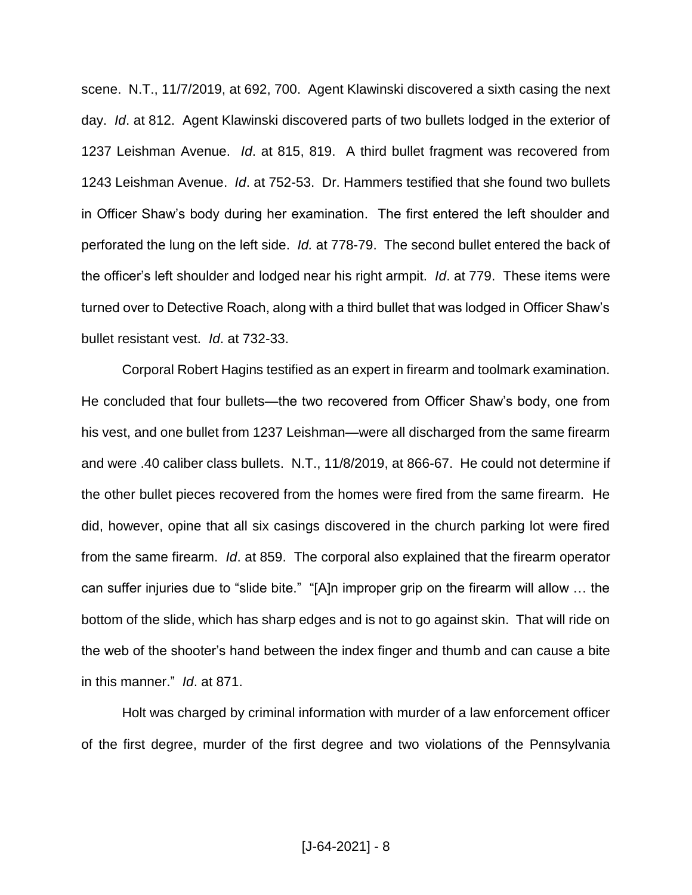scene. N.T., 11/7/2019, at 692, 700. Agent Klawinski discovered a sixth casing the next day. *Id*. at 812. Agent Klawinski discovered parts of two bullets lodged in the exterior of 1237 Leishman Avenue. *Id*. at 815, 819. A third bullet fragment was recovered from 1243 Leishman Avenue. *Id*. at 752-53. Dr. Hammers testified that she found two bullets in Officer Shaw's body during her examination. The first entered the left shoulder and perforated the lung on the left side. *Id.* at 778-79. The second bullet entered the back of the officer's left shoulder and lodged near his right armpit. *Id*. at 779. These items were turned over to Detective Roach, along with a third bullet that was lodged in Officer Shaw's bullet resistant vest. *Id*. at 732-33.

Corporal Robert Hagins testified as an expert in firearm and toolmark examination. He concluded that four bullets—the two recovered from Officer Shaw's body, one from his vest, and one bullet from 1237 Leishman—were all discharged from the same firearm and were .40 caliber class bullets. N.T., 11/8/2019, at 866-67. He could not determine if the other bullet pieces recovered from the homes were fired from the same firearm. He did, however, opine that all six casings discovered in the church parking lot were fired from the same firearm. *Id*. at 859. The corporal also explained that the firearm operator can suffer injuries due to "slide bite." "[A]n improper grip on the firearm will allow … the bottom of the slide, which has sharp edges and is not to go against skin. That will ride on the web of the shooter's hand between the index finger and thumb and can cause a bite in this manner." *Id*. at 871.

Holt was charged by criminal information with murder of a law enforcement officer of the first degree, murder of the first degree and two violations of the Pennsylvania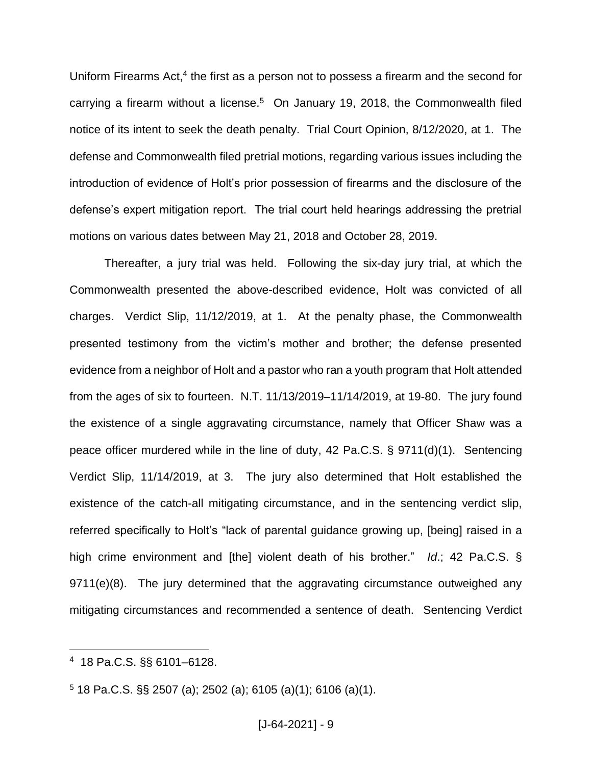Uniform Firearms Act,[4] the first as a person not to possess a firearm and the second for carrying a firearm without a license.[5] On January 19, 2018, the Commonwealth filed notice of its intent to seek the death penalty. Trial Court Opinion, 8/12/2020, at 1. The defense and Commonwealth filed pretrial motions, regarding various issues including the introduction of evidence of Holt's prior possession of firearms and the disclosure of the defense's expert mitigation report. The trial court held hearings addressing the pretrial motions on various dates between May 21, 2018 and October 28, 2019.

Thereafter, a jury trial was held. Following the six-day jury trial, at which the Commonwealth presented the above-described evidence, Holt was convicted of all charges. Verdict Slip, 11/12/2019, at 1. At the penalty phase, the Commonwealth presented testimony from the victim's mother and brother; the defense presented evidence from a neighbor of Holt and a pastor who ran a youth program that Holt attended from the ages of six to fourteen. N.T. 11/13/2019–11/14/2019, at 19-80. The jury found the existence of a single aggravating circumstance, namely that Officer Shaw was a peace officer murdered while in the line of duty, 42 Pa.C.S. § 9711(d)(1). Sentencing Verdict Slip, 11/14/2019, at 3. The jury also determined that Holt established the existence of the catch-all mitigating circumstance, and in the sentencing verdict slip, referred specifically to Holt's "lack of parental guidance growing up, [being] raised in a high crime environment and [the] violent death of his brother." *Id*.; 42 Pa.C.S. § 9711(e)(8). The jury determined that the aggravating circumstance outweighed any mitigating circumstances and recommended a sentence of death. Sentencing Verdict

---

[4] 18 Pa.C.S. §§ 6101–6128.

[5] 18 Pa.C.S. §§ 2507 (a); 2502 (a); 6105 (a)(1); 6106 (a)(1).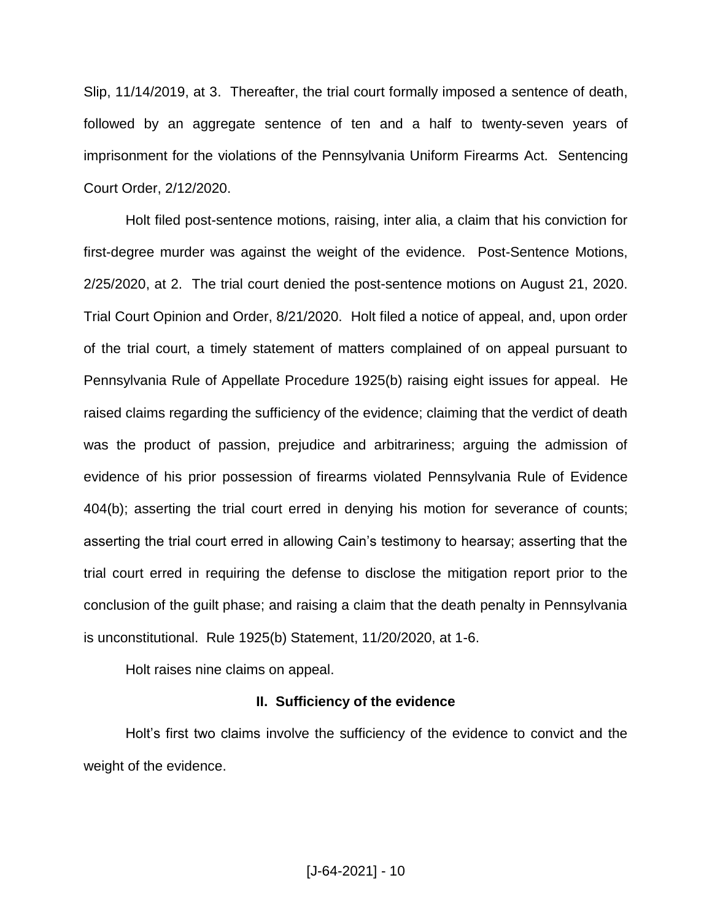Slip, 11/14/2019, at 3. Thereafter, the trial court formally imposed a sentence of death, followed by an aggregate sentence of ten and a half to twenty-seven years of imprisonment for the violations of the Pennsylvania Uniform Firearms Act. Sentencing Court Order, 2/12/2020.

Holt filed post-sentence motions, raising, inter alia, a claim that his conviction for first-degree murder was against the weight of the evidence. Post-Sentence Motions, 2/25/2020, at 2. The trial court denied the post-sentence motions on August 21, 2020. Trial Court Opinion and Order, 8/21/2020. Holt filed a notice of appeal, and, upon order of the trial court, a timely statement of matters complained of on appeal pursuant to Pennsylvania Rule of Appellate Procedure 1925(b) raising eight issues for appeal. He raised claims regarding the sufficiency of the evidence; claiming that the verdict of death was the product of passion, prejudice and arbitrariness; arguing the admission of evidence of his prior possession of firearms violated Pennsylvania Rule of Evidence 404(b); asserting the trial court erred in denying his motion for severance of counts; asserting the trial court erred in allowing Cain's testimony to hearsay; asserting that the trial court erred in requiring the defense to disclose the mitigation report prior to the conclusion of the guilt phase; and raising a claim that the death penalty in Pennsylvania is unconstitutional. Rule 1925(b) Statement, 11/20/2020, at 1-6.

Holt raises nine claims on appeal.

## II. Sufficiency of the evidence

Holt's first two claims involve the sufficiency of the evidence to convict and the weight of the evidence.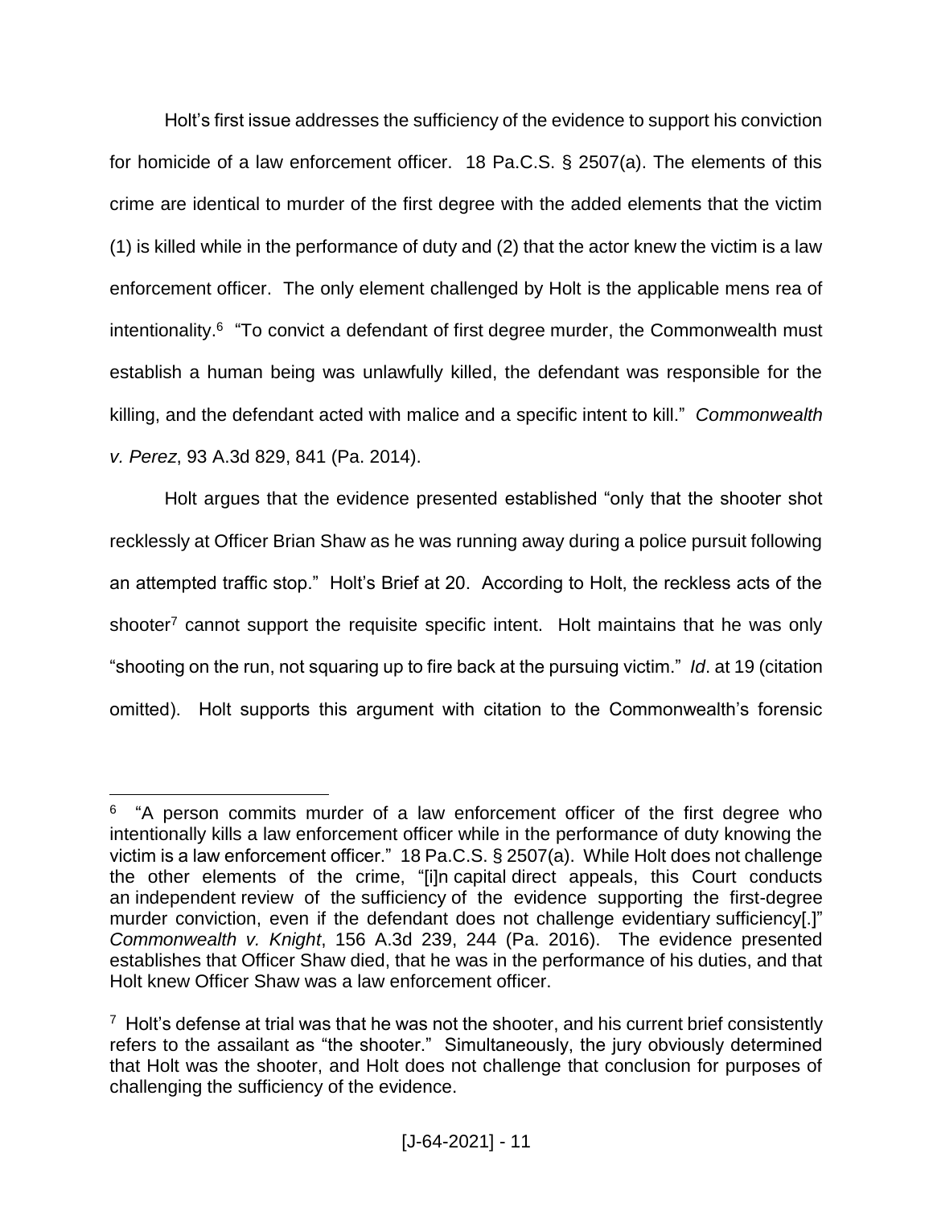Holt's first issue addresses the sufficiency of the evidence to support his conviction for homicide of a law enforcement officer. 18 Pa.C.S. § 2507(a). The elements of this crime are identical to murder of the first degree with the added elements that the victim (1) is killed while in the performance of duty and (2) that the actor knew the victim is a law enforcement officer. The only element challenged by Holt is the applicable mens rea of intentionality.[6] "To convict a defendant of first degree murder, the Commonwealth must establish a human being was unlawfully killed, the defendant was responsible for the killing, and the defendant acted with malice and a specific intent to kill." *Commonwealth v. Perez*, 93 A.3d 829, 841 (Pa. 2014).

Holt argues that the evidence presented established "only that the shooter shot recklessly at Officer Brian Shaw as he was running away during a police pursuit following an attempted traffic stop." Holt's Brief at 20. According to Holt, the reckless acts of the shooter[7] cannot support the requisite specific intent. Holt maintains that he was only "shooting on the run, not squaring up to fire back at the pursuing victim." *Id*. at 19 (citation omitted). Holt supports this argument with citation to the Commonwealth's forensic

---

[6] "A person commits murder of a law enforcement officer of the first degree who intentionally kills a law enforcement officer while in the performance of duty knowing the victim is a law enforcement officer." 18 Pa.C.S. § 2507(a). While Holt does not challenge the other elements of the crime, "[i]n capital direct appeals, this Court conducts an independent review of the sufficiency of the evidence supporting the first-degree murder conviction, even if the defendant does not challenge evidentiary sufficiency[.]" *Commonwealth v. Knight*, 156 A.3d 239, 244 (Pa. 2016). The evidence presented establishes that Officer Shaw died, that he was in the performance of his duties, and that Holt knew Officer Shaw was a law enforcement officer.

[7] Holt's defense at trial was that he was not the shooter, and his current brief consistently refers to the assailant as "the shooter." Simultaneously, the jury obviously determined that Holt was the shooter, and Holt does not challenge that conclusion for purposes of challenging the sufficiency of the evidence.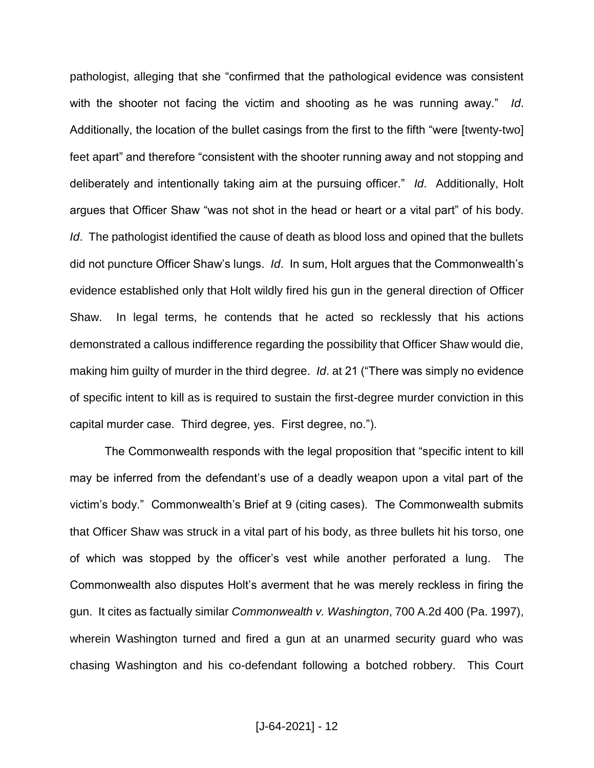pathologist, alleging that she "confirmed that the pathological evidence was consistent with the shooter not facing the victim and shooting as he was running away." *Id*. Additionally, the location of the bullet casings from the first to the fifth "were [twenty-two] feet apart" and therefore "consistent with the shooter running away and not stopping and deliberately and intentionally taking aim at the pursuing officer." *Id*. Additionally, Holt argues that Officer Shaw "was not shot in the head or heart or a vital part" of his body. *Id*. The pathologist identified the cause of death as blood loss and opined that the bullets did not puncture Officer Shaw's lungs. *Id*. In sum, Holt argues that the Commonwealth's evidence established only that Holt wildly fired his gun in the general direction of Officer Shaw. In legal terms, he contends that he acted so recklessly that his actions demonstrated a callous indifference regarding the possibility that Officer Shaw would die, making him guilty of murder in the third degree. *Id*. at 21 ("There was simply no evidence of specific intent to kill as is required to sustain the first-degree murder conviction in this capital murder case. Third degree, yes. First degree, no.").

The Commonwealth responds with the legal proposition that "specific intent to kill may be inferred from the defendant's use of a deadly weapon upon a vital part of the victim's body." Commonwealth's Brief at 9 (citing cases). The Commonwealth submits that Officer Shaw was struck in a vital part of his body, as three bullets hit his torso, one of which was stopped by the officer's vest while another perforated a lung. The Commonwealth also disputes Holt's averment that he was merely reckless in firing the gun. It cites as factually similar *Commonwealth v. Washington*, 700 A.2d 400 (Pa. 1997), wherein Washington turned and fired a gun at an unarmed security guard who was chasing Washington and his co-defendant following a botched robbery. This Court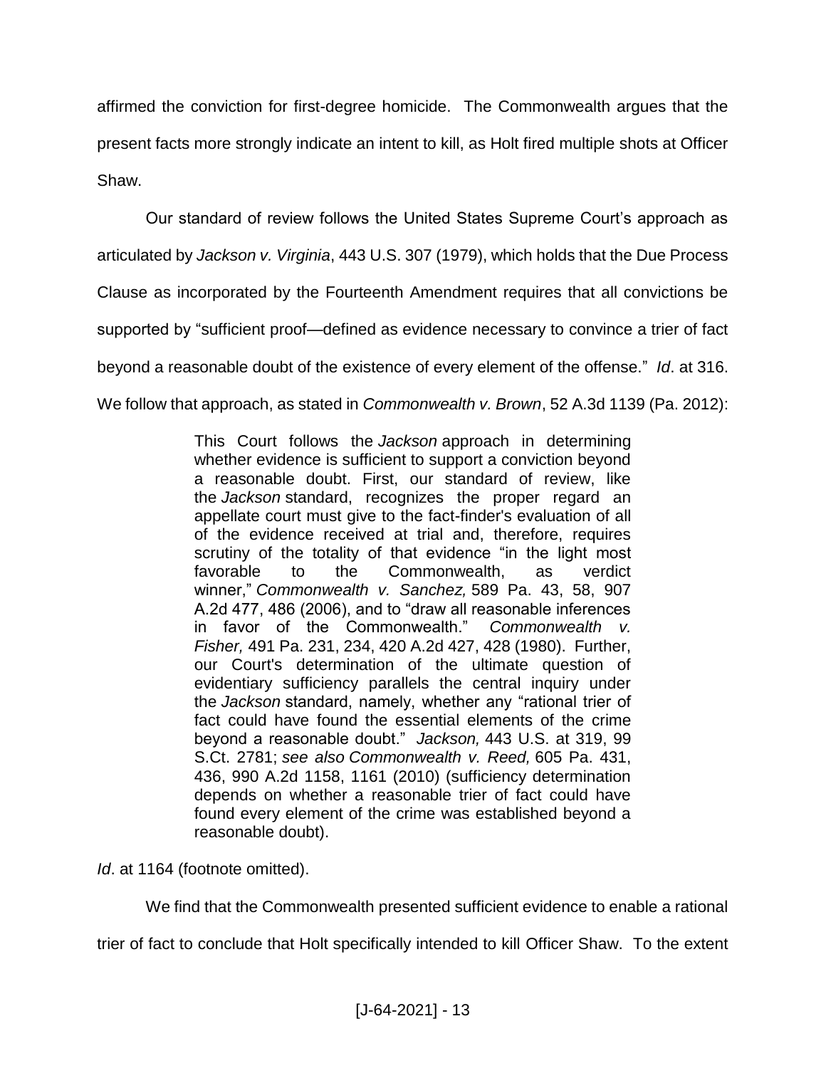affirmed the conviction for first-degree homicide. The Commonwealth argues that the present facts more strongly indicate an intent to kill, as Holt fired multiple shots at Officer Shaw.

Our standard of review follows the United States Supreme Court's approach as articulated by *Jackson v. Virginia*, 443 U.S. 307 (1979), which holds that the Due Process Clause as incorporated by the Fourteenth Amendment requires that all convictions be supported by "sufficient proof—defined as evidence necessary to convince a trier of fact beyond a reasonable doubt of the existence of every element of the offense." *Id*. at 316. We follow that approach, as stated in *Commonwealth v. Brown*, 52 A.3d 1139 (Pa. 2012):

> This Court follows the *Jackson* approach in determining whether evidence is sufficient to support a conviction beyond a reasonable doubt. First, our standard of review, like the *Jackson* standard, recognizes the proper regard an appellate court must give to the fact-finder's evaluation of all of the evidence received at trial and, therefore, requires scrutiny of the totality of that evidence "in the light most favorable to the Commonwealth, as verdict winner," *Commonwealth v. Sanchez,* 589 Pa. 43, 58, 907 A.2d 477, 486 (2006), and to "draw all reasonable inferences in favor of the Commonwealth." *Commonwealth v. Fisher,* 491 Pa. 231, 234, 420 A.2d 427, 428 (1980). Further, our Court's determination of the ultimate question of evidentiary sufficiency parallels the central inquiry under the *Jackson* standard, namely, whether any "rational trier of fact could have found the essential elements of the crime beyond a reasonable doubt." *Jackson,* 443 U.S. at 319, 99 S.Ct. 2781; *see also Commonwealth v. Reed,* 605 Pa. 431, 436, 990 A.2d 1158, 1161 (2010) (sufficiency determination depends on whether a reasonable trier of fact could have found every element of the crime was established beyond a reasonable doubt).

*Id*. at 1164 (footnote omitted).

We find that the Commonwealth presented sufficient evidence to enable a rational trier of fact to conclude that Holt specifically intended to kill Officer Shaw. To the extent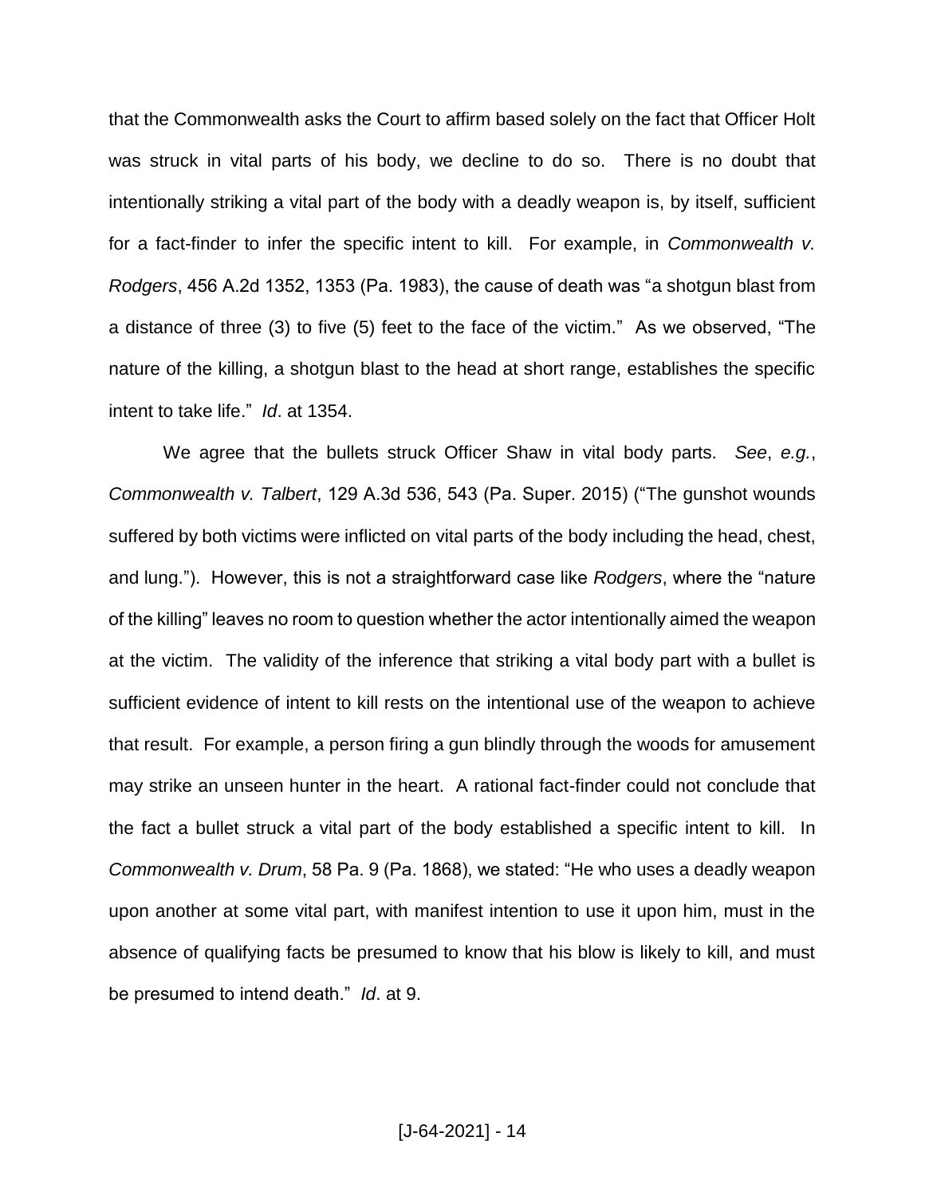that the Commonwealth asks the Court to affirm based solely on the fact that Officer Holt was struck in vital parts of his body, we decline to do so. There is no doubt that intentionally striking a vital part of the body with a deadly weapon is, by itself, sufficient for a fact-finder to infer the specific intent to kill. For example, in *Commonwealth v. Rodgers*, 456 A.2d 1352, 1353 (Pa. 1983), the cause of death was "a shotgun blast from a distance of three (3) to five (5) feet to the face of the victim." As we observed, "The nature of the killing, a shotgun blast to the head at short range, establishes the specific intent to take life." *Id*. at 1354.

We agree that the bullets struck Officer Shaw in vital body parts. *See*, *e.g.*, *Commonwealth v. Talbert*, 129 A.3d 536, 543 (Pa. Super. 2015) ("The gunshot wounds suffered by both victims were inflicted on vital parts of the body including the head, chest, and lung."). However, this is not a straightforward case like *Rodgers*, where the "nature of the killing" leaves no room to question whether the actor intentionally aimed the weapon at the victim. The validity of the inference that striking a vital body part with a bullet is sufficient evidence of intent to kill rests on the intentional use of the weapon to achieve that result. For example, a person firing a gun blindly through the woods for amusement may strike an unseen hunter in the heart. A rational fact-finder could not conclude that the fact a bullet struck a vital part of the body established a specific intent to kill. In *Commonwealth v. Drum*, 58 Pa. 9 (Pa. 1868), we stated: "He who uses a deadly weapon upon another at some vital part, with manifest intention to use it upon him, must in the absence of qualifying facts be presumed to know that his blow is likely to kill, and must be presumed to intend death." *Id*. at 9.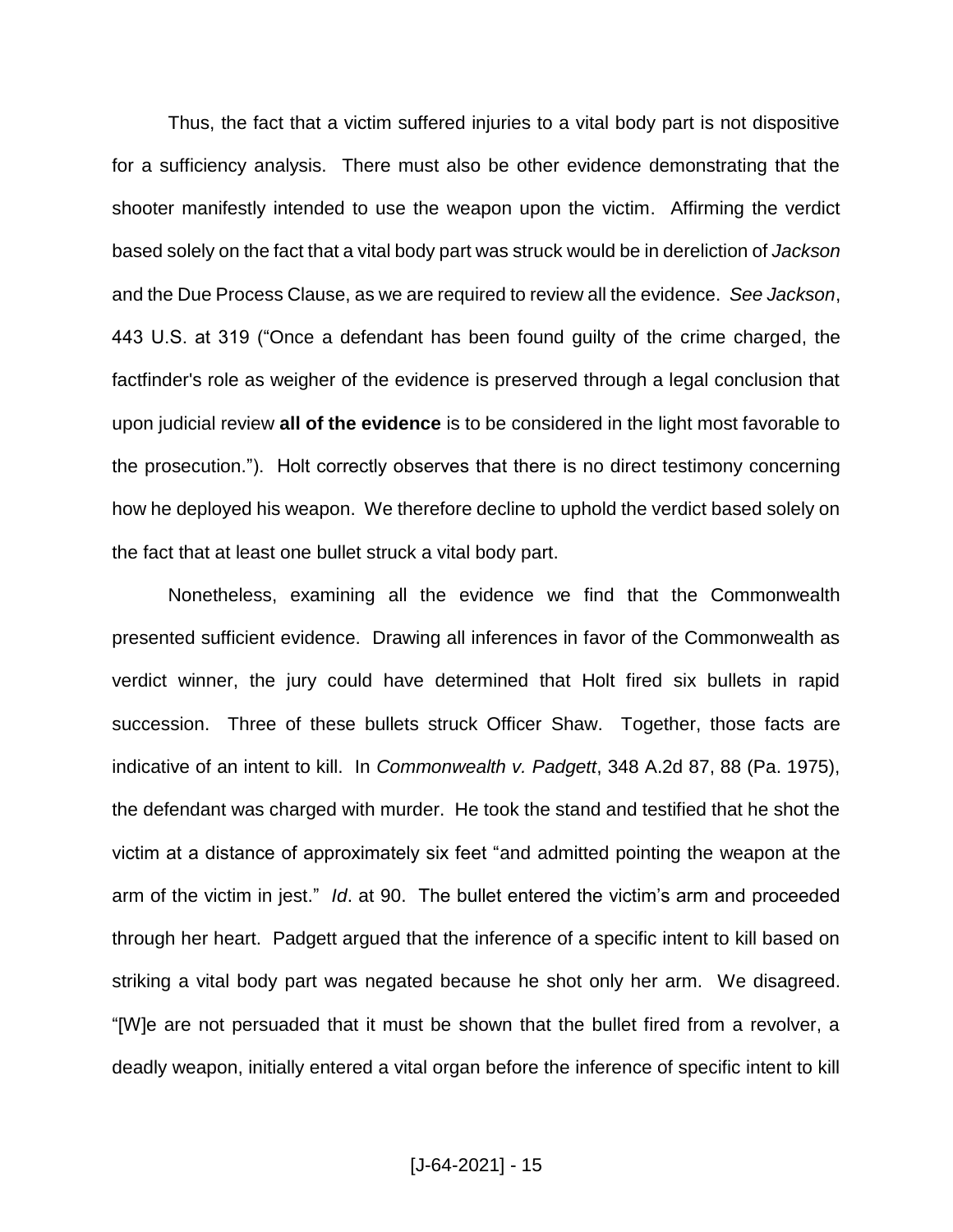Thus, the fact that a victim suffered injuries to a vital body part is not dispositive for a sufficiency analysis. There must also be other evidence demonstrating that the shooter manifestly intended to use the weapon upon the victim. Affirming the verdict based solely on the fact that a vital body part was struck would be in dereliction of *Jackson* and the Due Process Clause, as we are required to review all the evidence. *See Jackson*, 443 U.S. at 319 ("Once a defendant has been found guilty of the crime charged, the factfinder's role as weigher of the evidence is preserved through a legal conclusion that upon judicial review **all of the evidence** is to be considered in the light most favorable to the prosecution."). Holt correctly observes that there is no direct testimony concerning how he deployed his weapon. We therefore decline to uphold the verdict based solely on the fact that at least one bullet struck a vital body part.

Nonetheless, examining all the evidence we find that the Commonwealth presented sufficient evidence. Drawing all inferences in favor of the Commonwealth as verdict winner, the jury could have determined that Holt fired six bullets in rapid succession. Three of these bullets struck Officer Shaw. Together, those facts are indicative of an intent to kill. In *Commonwealth v. Padgett*, 348 A.2d 87, 88 (Pa. 1975), the defendant was charged with murder. He took the stand and testified that he shot the victim at a distance of approximately six feet "and admitted pointing the weapon at the arm of the victim in jest." *Id*. at 90. The bullet entered the victim's arm and proceeded through her heart. Padgett argued that the inference of a specific intent to kill based on striking a vital body part was negated because he shot only her arm. We disagreed. "[W]e are not persuaded that it must be shown that the bullet fired from a revolver, a deadly weapon, initially entered a vital organ before the inference of specific intent to kill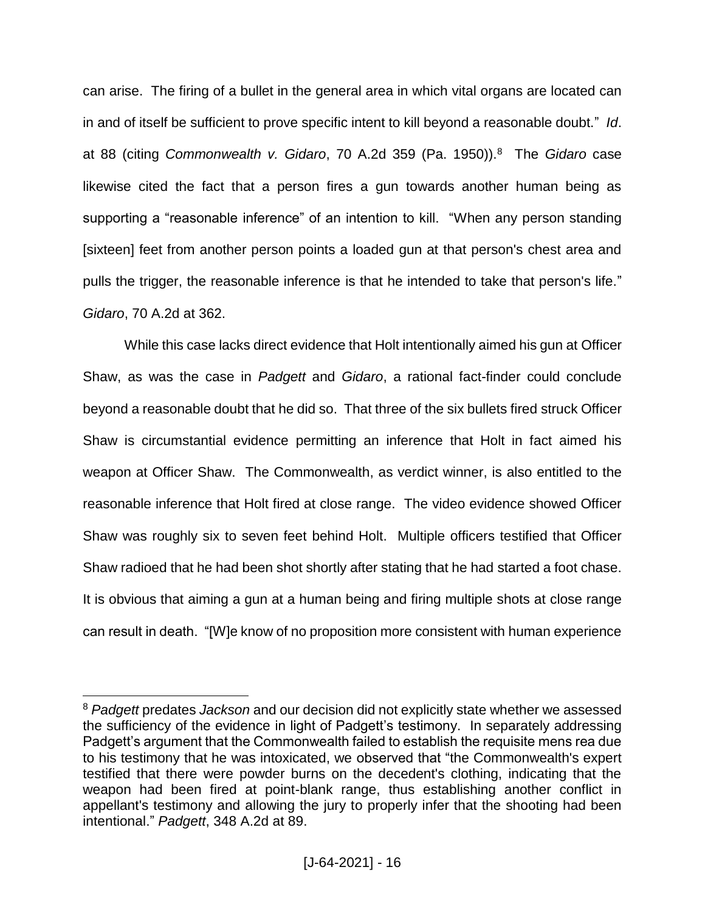can arise. The firing of a bullet in the general area in which vital organs are located can in and of itself be sufficient to prove specific intent to kill beyond a reasonable doubt." *Id*. at 88 (citing *Commonwealth v. Gidaro*, 70 A.2d 359 (Pa. 1950)).[8] The *Gidaro* case likewise cited the fact that a person fires a gun towards another human being as supporting a "reasonable inference" of an intention to kill. "When any person standing [sixteen] feet from another person points a loaded gun at that person's chest area and pulls the trigger, the reasonable inference is that he intended to take that person's life." *Gidaro*, 70 A.2d at 362.

While this case lacks direct evidence that Holt intentionally aimed his gun at Officer Shaw, as was the case in *Padgett* and *Gidaro*, a rational fact-finder could conclude beyond a reasonable doubt that he did so. That three of the six bullets fired struck Officer Shaw is circumstantial evidence permitting an inference that Holt in fact aimed his weapon at Officer Shaw. The Commonwealth, as verdict winner, is also entitled to the reasonable inference that Holt fired at close range. The video evidence showed Officer Shaw was roughly six to seven feet behind Holt. Multiple officers testified that Officer Shaw radioed that he had been shot shortly after stating that he had started a foot chase. It is obvious that aiming a gun at a human being and firing multiple shots at close range can result in death. "[W]e know of no proposition more consistent with human experience

---

[8] *Padgett* predates *Jackson* and our decision did not explicitly state whether we assessed the sufficiency of the evidence in light of Padgett's testimony. In separately addressing Padgett's argument that the Commonwealth failed to establish the requisite mens rea due to his testimony that he was intoxicated, we observed that "the Commonwealth's expert testified that there were powder burns on the decedent's clothing, indicating that the weapon had been fired at point-blank range, thus establishing another conflict in appellant's testimony and allowing the jury to properly infer that the shooting had been intentional." *Padgett*, 348 A.2d at 89.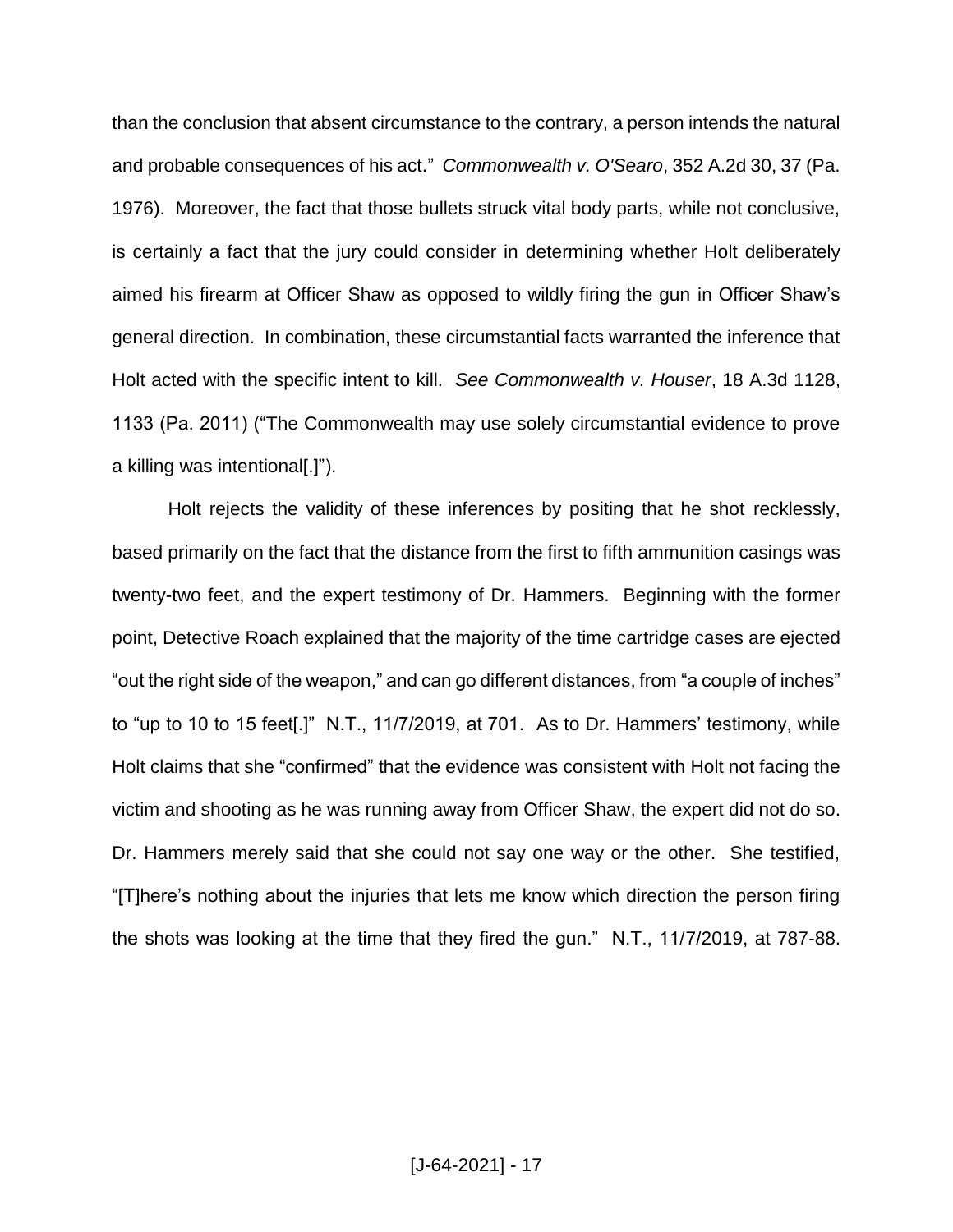than the conclusion that absent circumstance to the contrary, a person intends the natural and probable consequences of his act." *Commonwealth v. O'Searo*, 352 A.2d 30, 37 (Pa. 1976). Moreover, the fact that those bullets struck vital body parts, while not conclusive, is certainly a fact that the jury could consider in determining whether Holt deliberately aimed his firearm at Officer Shaw as opposed to wildly firing the gun in Officer Shaw's general direction. In combination, these circumstantial facts warranted the inference that Holt acted with the specific intent to kill. *See Commonwealth v. Houser*, 18 A.3d 1128, 1133 (Pa. 2011) ("The Commonwealth may use solely circumstantial evidence to prove a killing was intentional[.]").

Holt rejects the validity of these inferences by positing that he shot recklessly, based primarily on the fact that the distance from the first to fifth ammunition casings was twenty-two feet, and the expert testimony of Dr. Hammers. Beginning with the former point, Detective Roach explained that the majority of the time cartridge cases are ejected "out the right side of the weapon," and can go different distances, from "a couple of inches" to "up to 10 to 15 feet[.]" N.T., 11/7/2019, at 701. As to Dr. Hammers' testimony, while Holt claims that she "confirmed" that the evidence was consistent with Holt not facing the victim and shooting as he was running away from Officer Shaw, the expert did not do so. Dr. Hammers merely said that she could not say one way or the other. She testified, "[T]here's nothing about the injuries that lets me know which direction the person firing the shots was looking at the time that they fired the gun." N.T., 11/7/2019, at 787-88.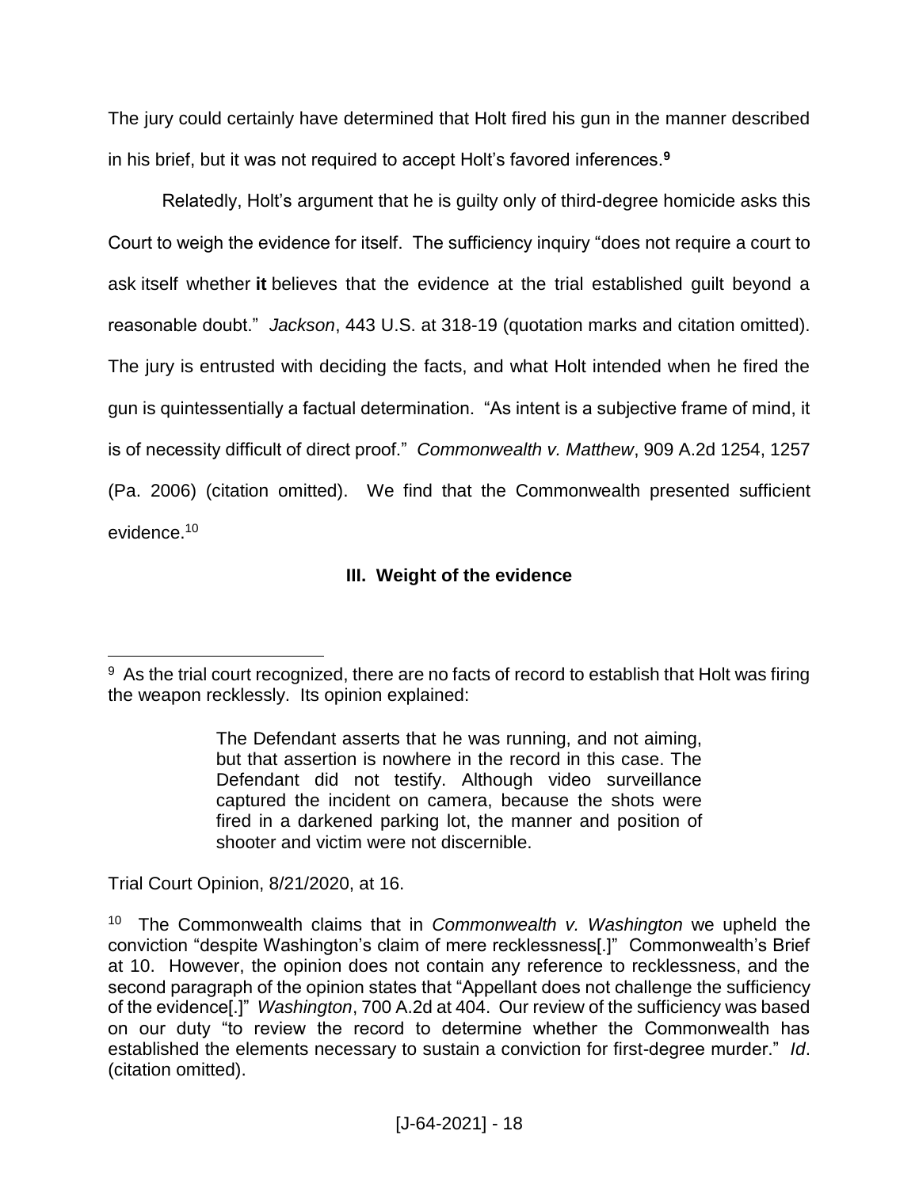The jury could certainly have determined that Holt fired his gun in the manner described in his brief, but it was not required to accept Holt's favored inferences.[9]

Relatedly, Holt's argument that he is guilty only of third-degree homicide asks this Court to weigh the evidence for itself. The sufficiency inquiry "does not require a court to ask itself whether **it** believes that the evidence at the trial established guilt beyond a reasonable doubt." *Jackson*, 443 U.S. at 318-19 (quotation marks and citation omitted). The jury is entrusted with deciding the facts, and what Holt intended when he fired the gun is quintessentially a factual determination. "As intent is a subjective frame of mind, it is of necessity difficult of direct proof." *Commonwealth v. Matthew*, 909 A.2d 1254, 1257 (Pa. 2006) (citation omitted). We find that the Commonwealth presented sufficient evidence.[10]

### III. Weight of the evidence

---

[9] As the trial court recognized, there are no facts of record to establish that Holt was firing the weapon recklessly. Its opinion explained:

> The Defendant asserts that he was running, and not aiming, but that assertion is nowhere in the record in this case. The Defendant did not testify. Although video surveillance captured the incident on camera, because the shots were fired in a darkened parking lot, the manner and position of shooter and victim were not discernible.

Trial Court Opinion, 8/21/2020, at 16.

[10] The Commonwealth claims that in *Commonwealth v. Washington* we upheld the conviction "despite Washington's claim of mere recklessness[.]" Commonwealth's Brief at 10. However, the opinion does not contain any reference to recklessness, and the second paragraph of the opinion states that "Appellant does not challenge the sufficiency of the evidence[.]" *Washington*, 700 A.2d at 404. Our review of the sufficiency was based on our duty "to review the record to determine whether the Commonwealth has established the elements necessary to sustain a conviction for first-degree murder." *Id*. (citation omitted).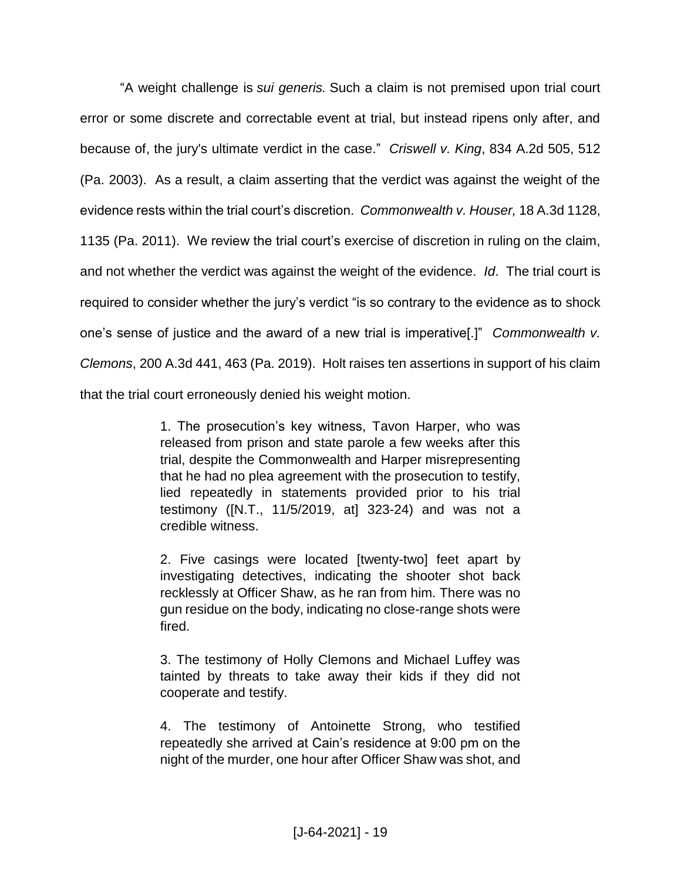"A weight challenge is *sui generis.* Such a claim is not premised upon trial court error or some discrete and correctable event at trial, but instead ripens only after, and because of, the jury's ultimate verdict in the case." *Criswell v. King*, 834 A.2d 505, 512 (Pa. 2003). As a result, a claim asserting that the verdict was against the weight of the evidence rests within the trial court's discretion. *Commonwealth v. Houser,* 18 A.3d 1128, 1135 (Pa. 2011). We review the trial court's exercise of discretion in ruling on the claim, and not whether the verdict was against the weight of the evidence. *Id*. The trial court is required to consider whether the jury's verdict "is so contrary to the evidence as to shock one's sense of justice and the award of a new trial is imperative[.]" *Commonwealth v. Clemons*, 200 A.3d 441, 463 (Pa. 2019). Holt raises ten assertions in support of his claim that the trial court erroneously denied his weight motion.

> 1. The prosecution's key witness, Tavon Harper, who was released from prison and state parole a few weeks after this trial, despite the Commonwealth and Harper misrepresenting that he had no plea agreement with the prosecution to testify, lied repeatedly in statements provided prior to his trial testimony ([N.T., 11/5/2019, at] 323-24) and was not a credible witness.
>
> 2. Five casings were located [twenty-two] feet apart by investigating detectives, indicating the shooter shot back recklessly at Officer Shaw, as he ran from him. There was no gun residue on the body, indicating no close-range shots were fired.
>
> 3. The testimony of Holly Clemons and Michael Luffey was tainted by threats to take away their kids if they did not cooperate and testify.
>
> 4. The testimony of Antoinette Strong, who testified repeatedly she arrived at Cain's residence at 9:00 pm on the night of the murder, one hour after Officer Shaw was shot, and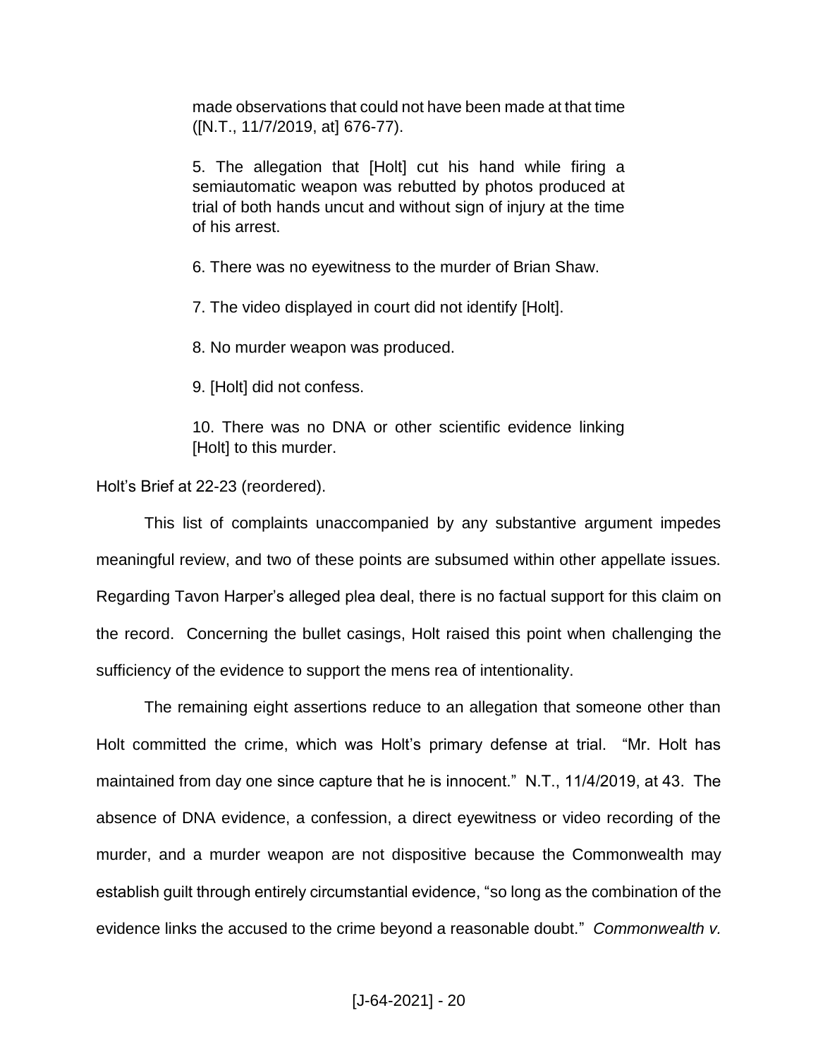> made observations that could not have been made at that time ([N.T., 11/7/2019, at] 676-77).
>
> 5. The allegation that [Holt] cut his hand while firing a semiautomatic weapon was rebutted by photos produced at trial of both hands uncut and without sign of injury at the time of his arrest.
>
> 6. There was no eyewitness to the murder of Brian Shaw.
>
> 7. The video displayed in court did not identify [Holt].
>
> 8. No murder weapon was produced.
>
> 9. [Holt] did not confess.
>
> 10. There was no DNA or other scientific evidence linking [Holt] to this murder.

Holt's Brief at 22-23 (reordered).

This list of complaints unaccompanied by any substantive argument impedes meaningful review, and two of these points are subsumed within other appellate issues. Regarding Tavon Harper's alleged plea deal, there is no factual support for this claim on the record. Concerning the bullet casings, Holt raised this point when challenging the sufficiency of the evidence to support the mens rea of intentionality.

The remaining eight assertions reduce to an allegation that someone other than Holt committed the crime, which was Holt's primary defense at trial. "Mr. Holt has maintained from day one since capture that he is innocent." N.T., 11/4/2019, at 43. The absence of DNA evidence, a confession, a direct eyewitness or video recording of the murder, and a murder weapon are not dispositive because the Commonwealth may establish guilt through entirely circumstantial evidence, "so long as the combination of the evidence links the accused to the crime beyond a reasonable doubt." *Commonwealth v.*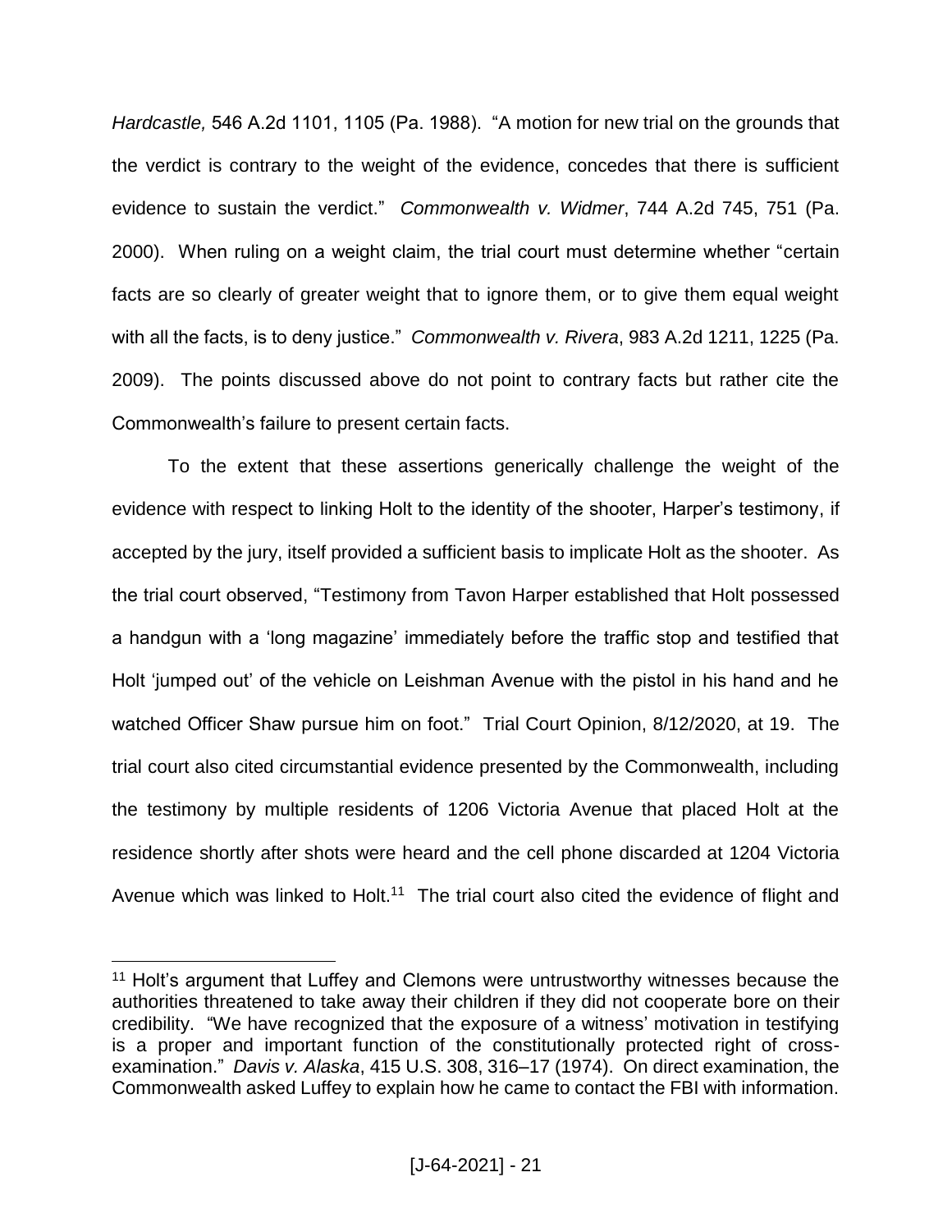*Hardcastle,* 546 A.2d 1101, 1105 (Pa. 1988). "A motion for new trial on the grounds that the verdict is contrary to the weight of the evidence, concedes that there is sufficient evidence to sustain the verdict." *Commonwealth v. Widmer*, 744 A.2d 745, 751 (Pa. 2000). When ruling on a weight claim, the trial court must determine whether "certain facts are so clearly of greater weight that to ignore them, or to give them equal weight with all the facts, is to deny justice." *Commonwealth v. Rivera*, 983 A.2d 1211, 1225 (Pa. 2009). The points discussed above do not point to contrary facts but rather cite the Commonwealth's failure to present certain facts.

To the extent that these assertions generically challenge the weight of the evidence with respect to linking Holt to the identity of the shooter, Harper's testimony, if accepted by the jury, itself provided a sufficient basis to implicate Holt as the shooter. As the trial court observed, "Testimony from Tavon Harper established that Holt possessed a handgun with a 'long magazine' immediately before the traffic stop and testified that Holt 'jumped out' of the vehicle on Leishman Avenue with the pistol in his hand and he watched Officer Shaw pursue him on foot." Trial Court Opinion, 8/12/2020, at 19. The trial court also cited circumstantial evidence presented by the Commonwealth, including the testimony by multiple residents of 1206 Victoria Avenue that placed Holt at the residence shortly after shots were heard and the cell phone discarded at 1204 Victoria Avenue which was linked to Holt.[11] The trial court also cited the evidence of flight and

---

[11] Holt's argument that Luffey and Clemons were untrustworthy witnesses because the authorities threatened to take away their children if they did not cooperate bore on their credibility. "We have recognized that the exposure of a witness' motivation in testifying is a proper and important function of the constitutionally protected right of cross-examination." *Davis v. Alaska*, 415 U.S. 308, 316–17 (1974). On direct examination, the Commonwealth asked Luffey to explain how he came to contact the FBI with information.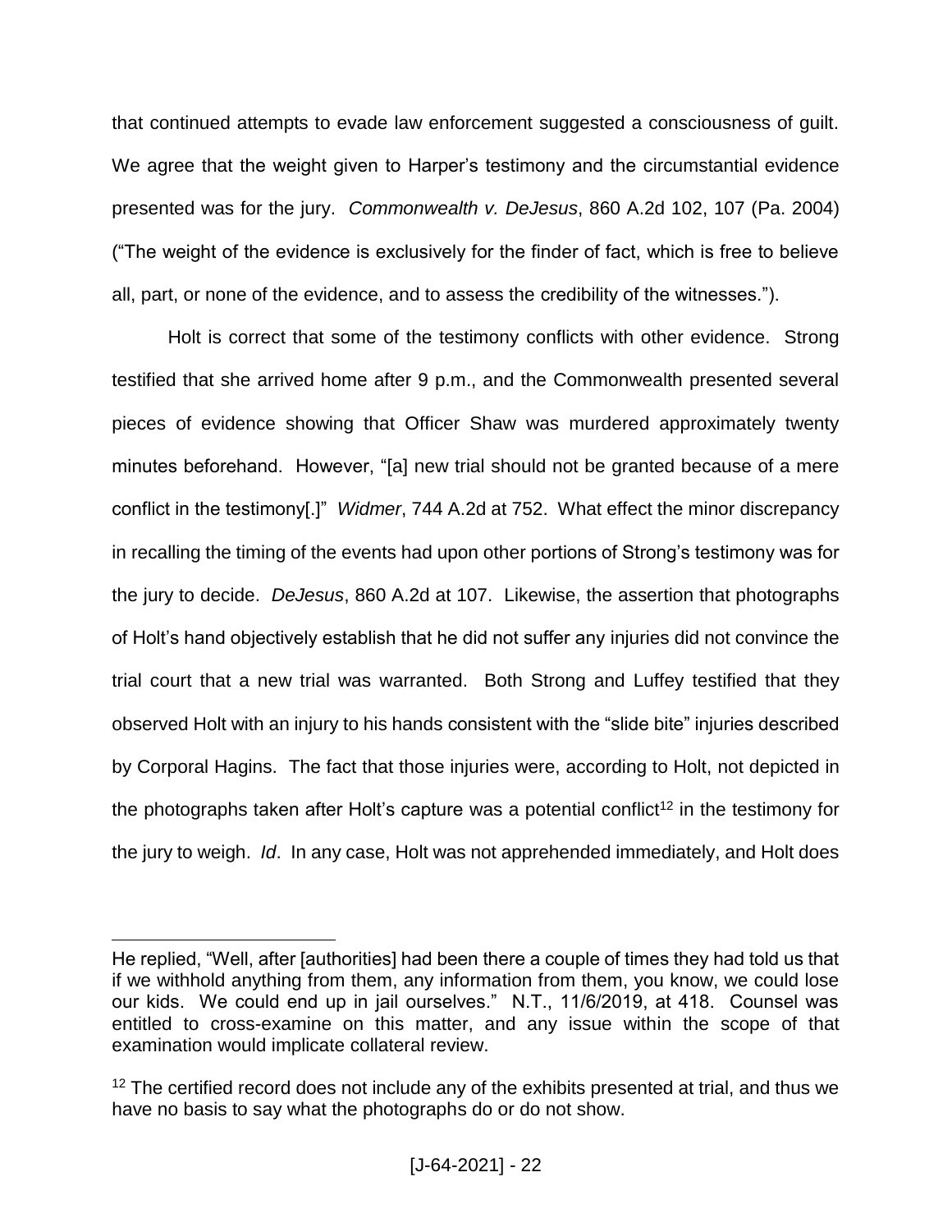that continued attempts to evade law enforcement suggested a consciousness of guilt. We agree that the weight given to Harper's testimony and the circumstantial evidence presented was for the jury. *Commonwealth v. DeJesus*, 860 A.2d 102, 107 (Pa. 2004) ("The weight of the evidence is exclusively for the finder of fact, which is free to believe all, part, or none of the evidence, and to assess the credibility of the witnesses.").

Holt is correct that some of the testimony conflicts with other evidence. Strong testified that she arrived home after 9 p.m., and the Commonwealth presented several pieces of evidence showing that Officer Shaw was murdered approximately twenty minutes beforehand. However, "[a] new trial should not be granted because of a mere conflict in the testimony[.]" *Widmer*, 744 A.2d at 752. What effect the minor discrepancy in recalling the timing of the events had upon other portions of Strong's testimony was for the jury to decide. *DeJesus*, 860 A.2d at 107. Likewise, the assertion that photographs of Holt's hand objectively establish that he did not suffer any injuries did not convince the trial court that a new trial was warranted. Both Strong and Luffey testified that they observed Holt with an injury to his hands consistent with the "slide bite" injuries described by Corporal Hagins. The fact that those injuries were, according to Holt, not depicted in the photographs taken after Holt's capture was a potential conflict[12] in the testimony for the jury to weigh. *Id*. In any case, Holt was not apprehended immediately, and Holt does

---

He replied, "Well, after [authorities] had been there a couple of times they had told us that if we withhold anything from them, any information from them, you know, we could lose our kids. We could end up in jail ourselves." N.T., 11/6/2019, at 418. Counsel was entitled to cross-examine on this matter, and any issue within the scope of that examination would implicate collateral review.

[12] The certified record does not include any of the exhibits presented at trial, and thus we have no basis to say what the photographs do or do not show.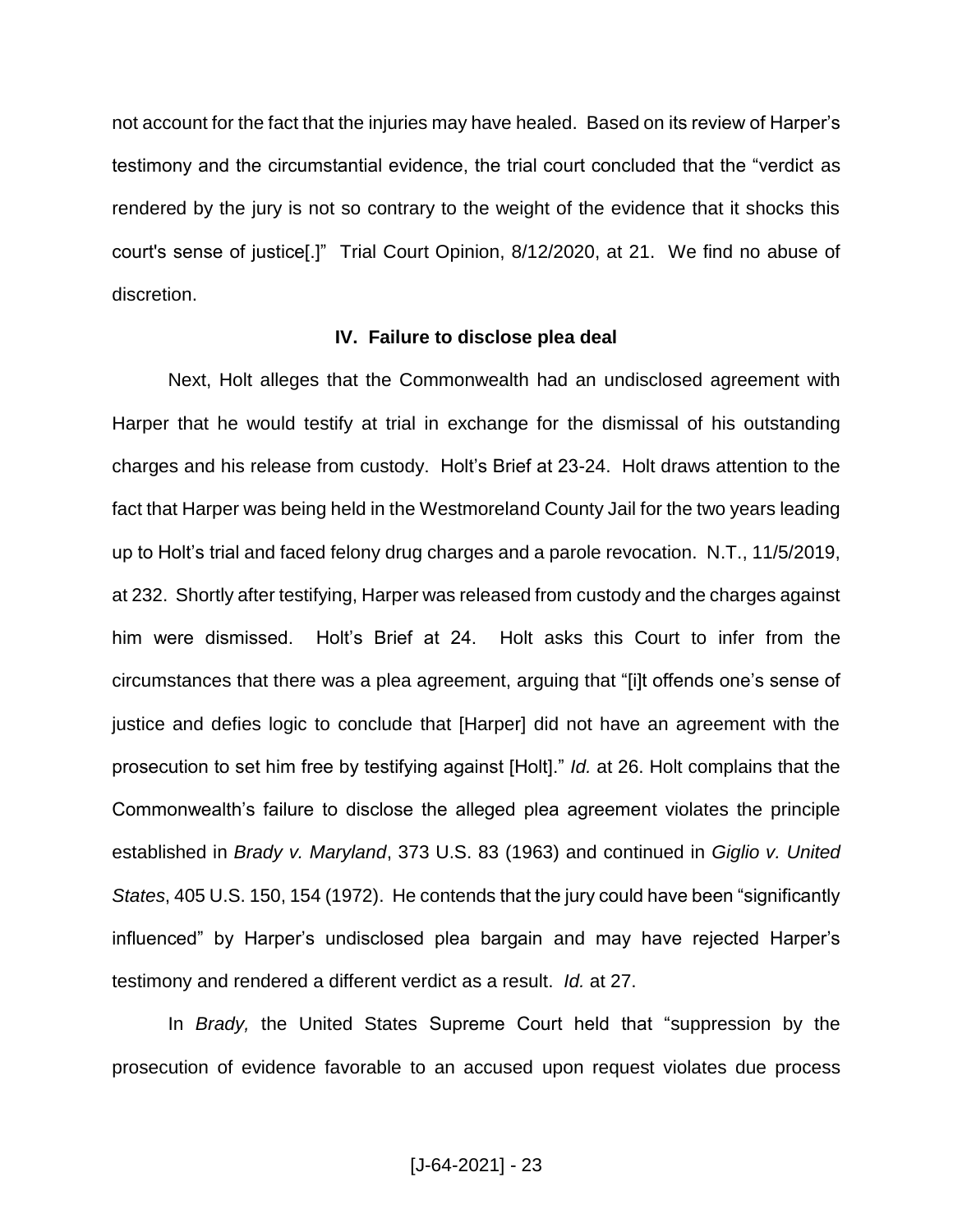not account for the fact that the injuries may have healed. Based on its review of Harper's testimony and the circumstantial evidence, the trial court concluded that the "verdict as rendered by the jury is not so contrary to the weight of the evidence that it shocks this court's sense of justice[.]" Trial Court Opinion, 8/12/2020, at 21. We find no abuse of discretion.

### IV. Failure to disclose plea deal

Next, Holt alleges that the Commonwealth had an undisclosed agreement with Harper that he would testify at trial in exchange for the dismissal of his outstanding charges and his release from custody. Holt's Brief at 23-24. Holt draws attention to the fact that Harper was being held in the Westmoreland County Jail for the two years leading up to Holt's trial and faced felony drug charges and a parole revocation. N.T., 11/5/2019, at 232. Shortly after testifying, Harper was released from custody and the charges against him were dismissed. Holt's Brief at 24. Holt asks this Court to infer from the circumstances that there was a plea agreement, arguing that "[i]t offends one's sense of justice and defies logic to conclude that [Harper] did not have an agreement with the prosecution to set him free by testifying against [Holt]." *Id.* at 26. Holt complains that the Commonwealth's failure to disclose the alleged plea agreement violates the principle established in *Brady v. Maryland*, 373 U.S. 83 (1963) and continued in *Giglio v. United States*, 405 U.S. 150, 154 (1972). He contends that the jury could have been "significantly influenced" by Harper's undisclosed plea bargain and may have rejected Harper's testimony and rendered a different verdict as a result. *Id.* at 27.

In *Brady,* the United States Supreme Court held that "suppression by the prosecution of evidence favorable to an accused upon request violates due process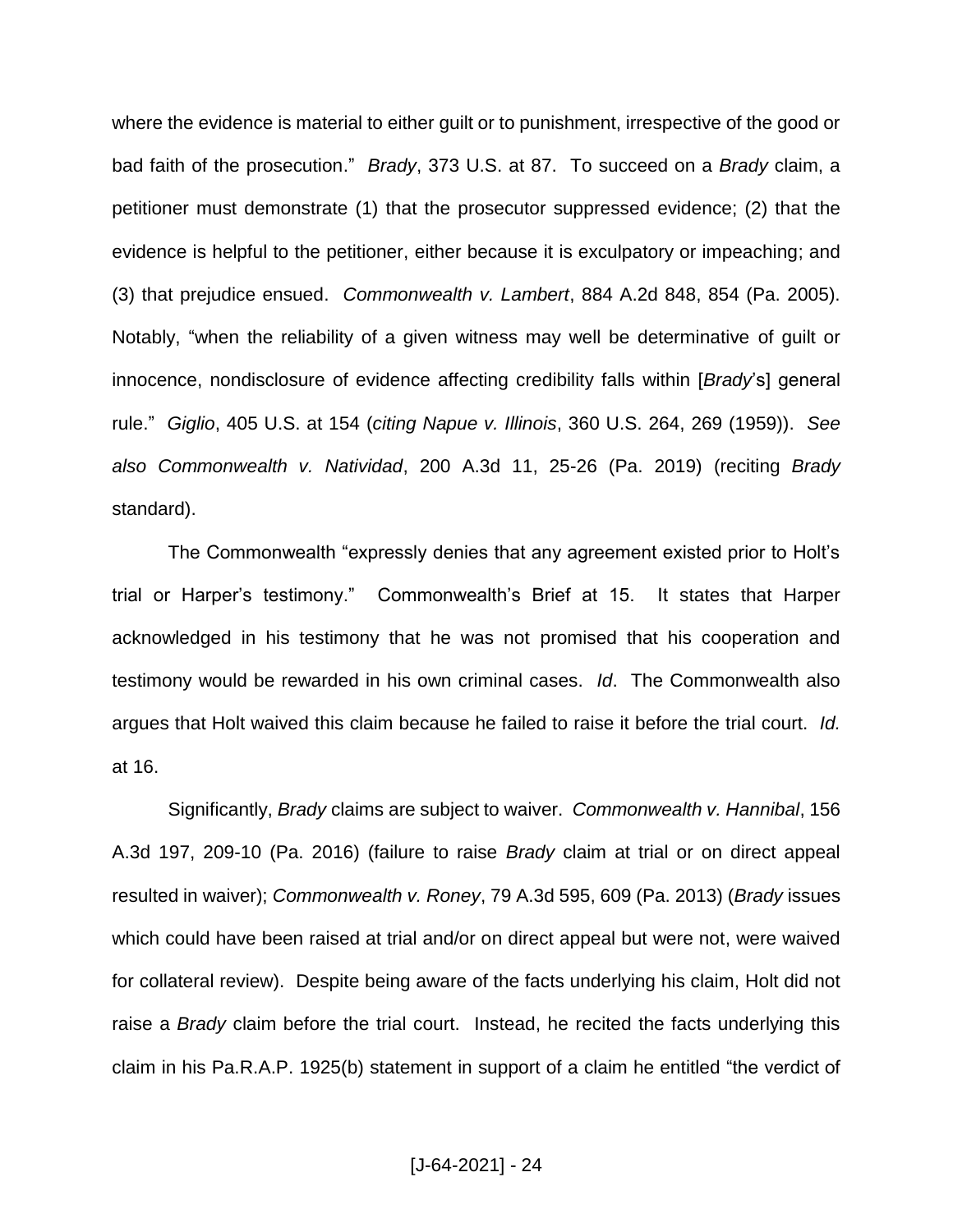where the evidence is material to either guilt or to punishment, irrespective of the good or bad faith of the prosecution." *Brady*, 373 U.S. at 87. To succeed on a *Brady* claim, a petitioner must demonstrate (1) that the prosecutor suppressed evidence; (2) that the evidence is helpful to the petitioner, either because it is exculpatory or impeaching; and (3) that prejudice ensued. *Commonwealth v. Lambert*, 884 A.2d 848, 854 (Pa. 2005). Notably, "when the reliability of a given witness may well be determinative of guilt or innocence, nondisclosure of evidence affecting credibility falls within [*Brady*'s] general rule." *Giglio*, 405 U.S. at 154 (*citing Napue v. Illinois*, 360 U.S. 264, 269 (1959)). *See also Commonwealth v. Natividad*, 200 A.3d 11, 25-26 (Pa. 2019) (reciting *Brady* standard).

The Commonwealth "expressly denies that any agreement existed prior to Holt's trial or Harper's testimony." Commonwealth's Brief at 15. It states that Harper acknowledged in his testimony that he was not promised that his cooperation and testimony would be rewarded in his own criminal cases. *Id*. The Commonwealth also argues that Holt waived this claim because he failed to raise it before the trial court. *Id.* at 16.

Significantly, *Brady* claims are subject to waiver. *Commonwealth v. Hannibal*, 156 A.3d 197, 209-10 (Pa. 2016) (failure to raise *Brady* claim at trial or on direct appeal resulted in waiver); *Commonwealth v. Roney*, 79 A.3d 595, 609 (Pa. 2013) (*Brady* issues which could have been raised at trial and/or on direct appeal but were not, were waived for collateral review). Despite being aware of the facts underlying his claim, Holt did not raise a *Brady* claim before the trial court. Instead, he recited the facts underlying this claim in his Pa.R.A.P. 1925(b) statement in support of a claim he entitled "the verdict of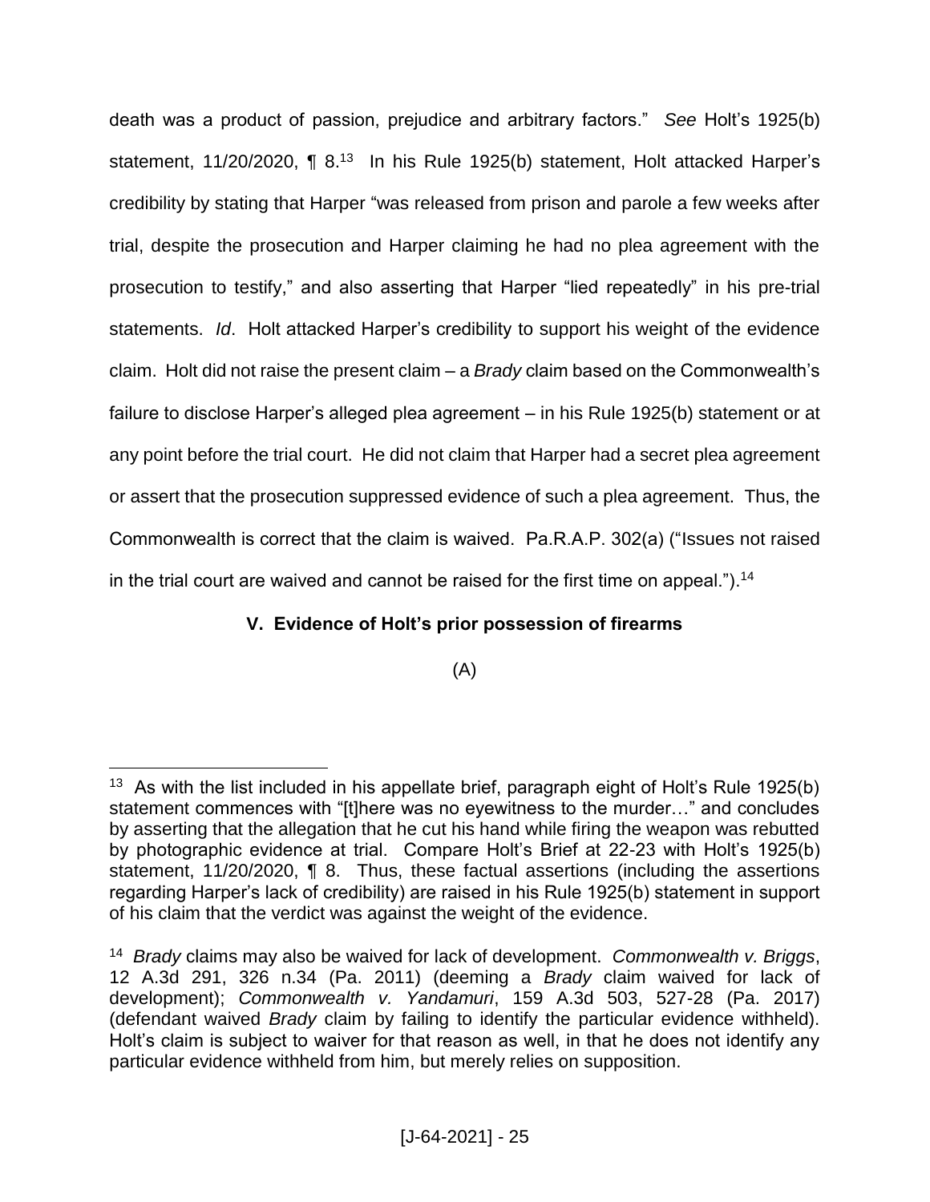death was a product of passion, prejudice and arbitrary factors." *See* Holt's 1925(b) statement, 11/20/2020, ¶ 8.[13] In his Rule 1925(b) statement, Holt attacked Harper's credibility by stating that Harper "was released from prison and parole a few weeks after trial, despite the prosecution and Harper claiming he had no plea agreement with the prosecution to testify," and also asserting that Harper "lied repeatedly" in his pre-trial statements. *Id*. Holt attacked Harper's credibility to support his weight of the evidence claim. Holt did not raise the present claim – a *Brady* claim based on the Commonwealth's failure to disclose Harper's alleged plea agreement – in his Rule 1925(b) statement or at any point before the trial court. He did not claim that Harper had a secret plea agreement or assert that the prosecution suppressed evidence of such a plea agreement. Thus, the Commonwealth is correct that the claim is waived. Pa.R.A.P. 302(a) ("Issues not raised in the trial court are waived and cannot be raised for the first time on appeal.").[14]

## V. Evidence of Holt's prior possession of firearms

(A)

---

[13] As with the list included in his appellate brief, paragraph eight of Holt's Rule 1925(b) statement commences with "[t]here was no eyewitness to the murder…" and concludes by asserting that the allegation that he cut his hand while firing the weapon was rebutted by photographic evidence at trial. Compare Holt's Brief at 22-23 with Holt's 1925(b) statement, 11/20/2020, ¶ 8. Thus, these factual assertions (including the assertions regarding Harper's lack of credibility) are raised in his Rule 1925(b) statement in support of his claim that the verdict was against the weight of the evidence.

[14] *Brady* claims may also be waived for lack of development. *Commonwealth v. Briggs*, 12 A.3d 291, 326 n.34 (Pa. 2011) (deeming a *Brady* claim waived for lack of development); *Commonwealth v. Yandamuri*, 159 A.3d 503, 527-28 (Pa. 2017) (defendant waived *Brady* claim by failing to identify the particular evidence withheld). Holt's claim is subject to waiver for that reason as well, in that he does not identify any particular evidence withheld from him, but merely relies on supposition.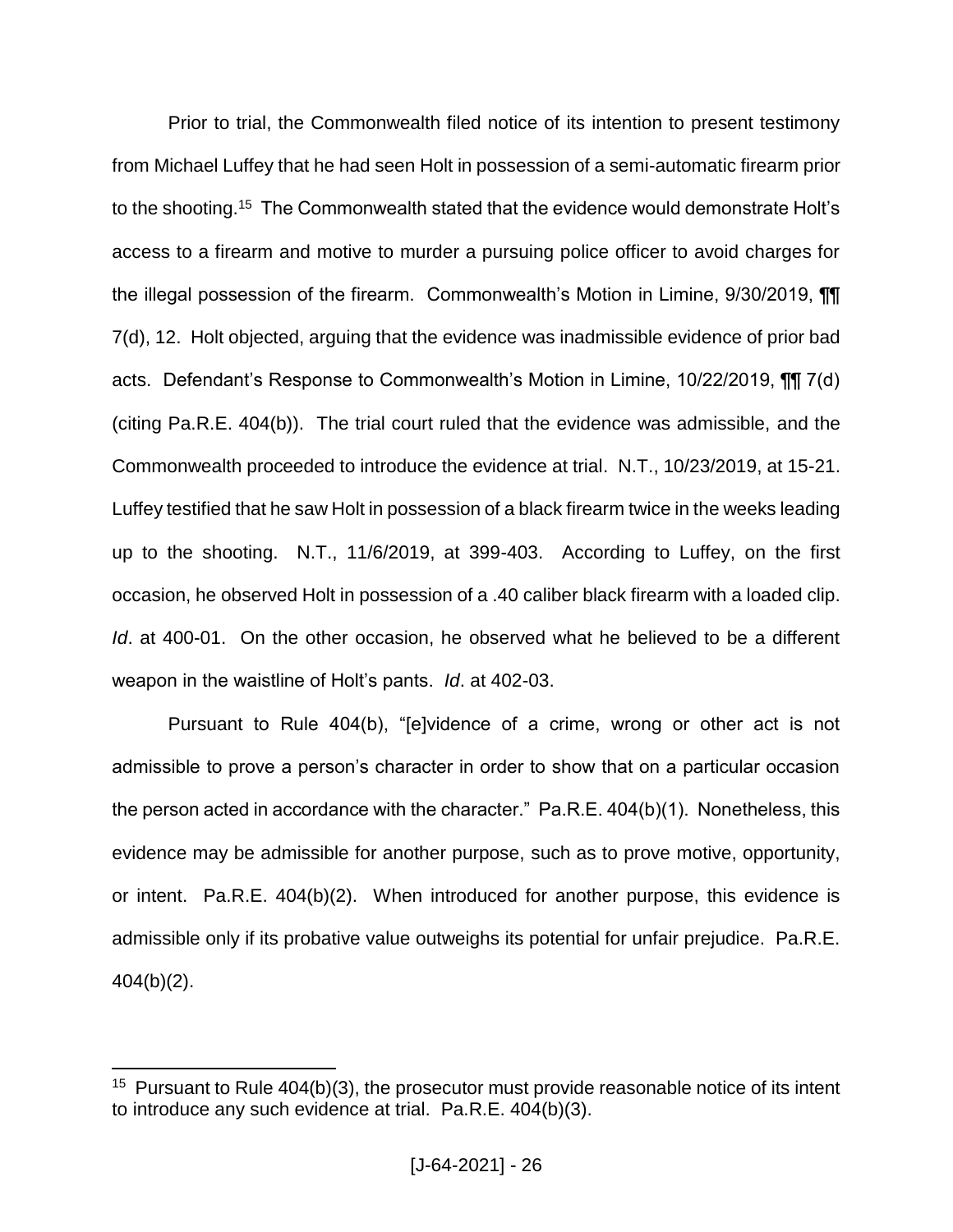Prior to trial, the Commonwealth filed notice of its intention to present testimony from Michael Luffey that he had seen Holt in possession of a semi-automatic firearm prior to the shooting.[15] The Commonwealth stated that the evidence would demonstrate Holt's access to a firearm and motive to murder a pursuing police officer to avoid charges for the illegal possession of the firearm. Commonwealth's Motion in Limine, 9/30/2019, ¶¶ 7(d), 12. Holt objected, arguing that the evidence was inadmissible evidence of prior bad acts. Defendant's Response to Commonwealth's Motion in Limine, 10/22/2019, ¶¶ 7(d) (citing Pa.R.E. 404(b)). The trial court ruled that the evidence was admissible, and the Commonwealth proceeded to introduce the evidence at trial. N.T., 10/23/2019, at 15-21. Luffey testified that he saw Holt in possession of a black firearm twice in the weeks leading up to the shooting. N.T., 11/6/2019, at 399-403. According to Luffey, on the first occasion, he observed Holt in possession of a .40 caliber black firearm with a loaded clip. *Id*. at 400-01. On the other occasion, he observed what he believed to be a different weapon in the waistline of Holt's pants. *Id*. at 402-03.

Pursuant to Rule 404(b), "[e]vidence of a crime, wrong or other act is not admissible to prove a person's character in order to show that on a particular occasion the person acted in accordance with the character." Pa.R.E. 404(b)(1). Nonetheless, this evidence may be admissible for another purpose, such as to prove motive, opportunity, or intent. Pa.R.E. 404(b)(2). When introduced for another purpose, this evidence is admissible only if its probative value outweighs its potential for unfair prejudice. Pa.R.E. 404(b)(2).

---

[15] Pursuant to Rule 404(b)(3), the prosecutor must provide reasonable notice of its intent to introduce any such evidence at trial. Pa.R.E. 404(b)(3).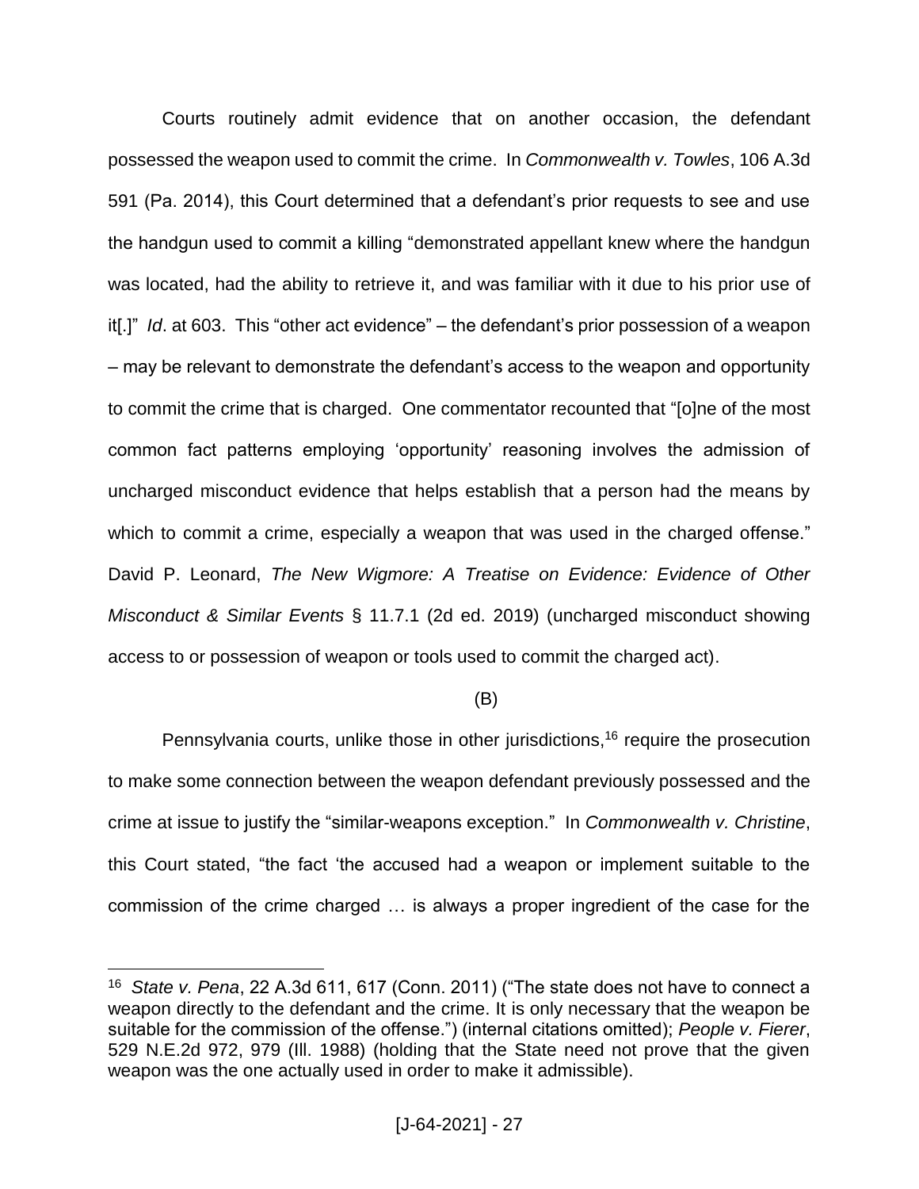Courts routinely admit evidence that on another occasion, the defendant possessed the weapon used to commit the crime. In *Commonwealth v. Towles*, 106 A.3d 591 (Pa. 2014), this Court determined that a defendant's prior requests to see and use the handgun used to commit a killing "demonstrated appellant knew where the handgun was located, had the ability to retrieve it, and was familiar with it due to his prior use of it[.]" *Id*. at 603. This "other act evidence" – the defendant's prior possession of a weapon – may be relevant to demonstrate the defendant's access to the weapon and opportunity to commit the crime that is charged. One commentator recounted that "[o]ne of the most common fact patterns employing 'opportunity' reasoning involves the admission of uncharged misconduct evidence that helps establish that a person had the means by which to commit a crime, especially a weapon that was used in the charged offense." David P. Leonard, *The New Wigmore: A Treatise on Evidence: Evidence of Other Misconduct & Similar Events* § 11.7.1 (2d ed. 2019) (uncharged misconduct showing access to or possession of weapon or tools used to commit the charged act).

(B)

Pennsylvania courts, unlike those in other jurisdictions,[16] require the prosecution to make some connection between the weapon defendant previously possessed and the crime at issue to justify the "similar-weapons exception." In *Commonwealth v. Christine*, this Court stated, "the fact 'the accused had a weapon or implement suitable to the commission of the crime charged … is always a proper ingredient of the case for the

---

[16] *State v. Pena*, 22 A.3d 611, 617 (Conn. 2011) ("The state does not have to connect a weapon directly to the defendant and the crime. It is only necessary that the weapon be suitable for the commission of the offense.") (internal citations omitted); *People v. Fierer*, 529 N.E.2d 972, 979 (Ill. 1988) (holding that the State need not prove that the given weapon was the one actually used in order to make it admissible).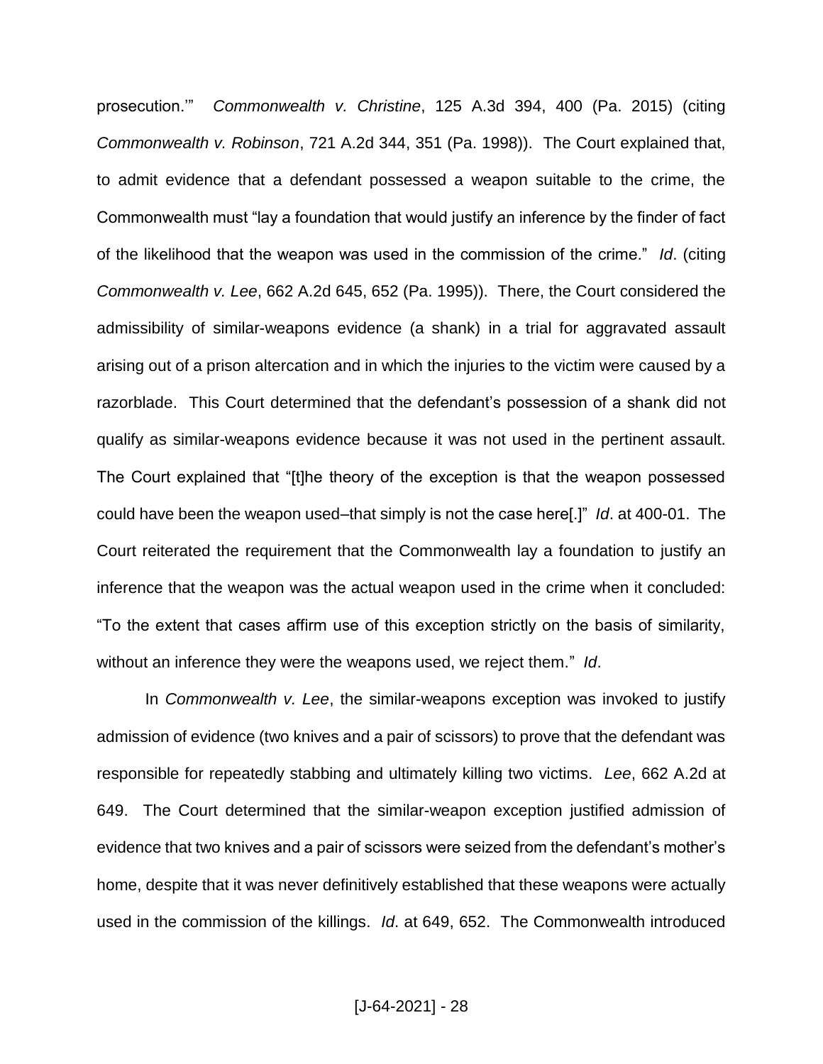prosecution.'" *Commonwealth v. Christine*, 125 A.3d 394, 400 (Pa. 2015) (citing *Commonwealth v. Robinson*, 721 A.2d 344, 351 (Pa. 1998)). The Court explained that, to admit evidence that a defendant possessed a weapon suitable to the crime, the Commonwealth must "lay a foundation that would justify an inference by the finder of fact of the likelihood that the weapon was used in the commission of the crime." *Id*. (citing *Commonwealth v. Lee*, 662 A.2d 645, 652 (Pa. 1995)). There, the Court considered the admissibility of similar-weapons evidence (a shank) in a trial for aggravated assault arising out of a prison altercation and in which the injuries to the victim were caused by a razorblade. This Court determined that the defendant's possession of a shank did not qualify as similar-weapons evidence because it was not used in the pertinent assault. The Court explained that "[t]he theory of the exception is that the weapon possessed could have been the weapon used–that simply is not the case here[.]" *Id*. at 400-01. The Court reiterated the requirement that the Commonwealth lay a foundation to justify an inference that the weapon was the actual weapon used in the crime when it concluded: "To the extent that cases affirm use of this exception strictly on the basis of similarity, without an inference they were the weapons used, we reject them." *Id*.

In *Commonwealth v. Lee*, the similar-weapons exception was invoked to justify admission of evidence (two knives and a pair of scissors) to prove that the defendant was responsible for repeatedly stabbing and ultimately killing two victims. *Lee*, 662 A.2d at 649. The Court determined that the similar-weapon exception justified admission of evidence that two knives and a pair of scissors were seized from the defendant's mother's home, despite that it was never definitively established that these weapons were actually used in the commission of the killings. *Id*. at 649, 652. The Commonwealth introduced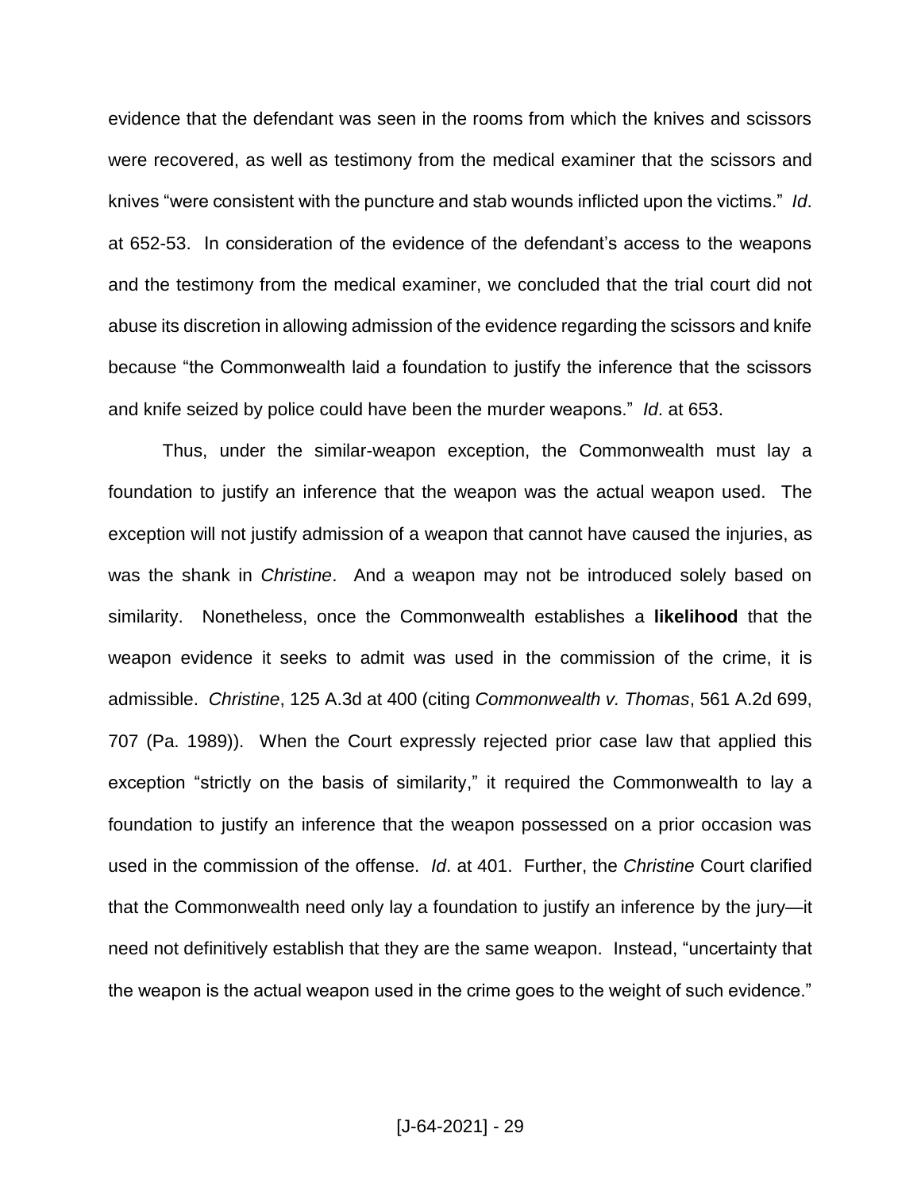evidence that the defendant was seen in the rooms from which the knives and scissors were recovered, as well as testimony from the medical examiner that the scissors and knives "were consistent with the puncture and stab wounds inflicted upon the victims." *Id*. at 652-53. In consideration of the evidence of the defendant's access to the weapons and the testimony from the medical examiner, we concluded that the trial court did not abuse its discretion in allowing admission of the evidence regarding the scissors and knife because "the Commonwealth laid a foundation to justify the inference that the scissors and knife seized by police could have been the murder weapons." *Id*. at 653.

Thus, under the similar-weapon exception, the Commonwealth must lay a foundation to justify an inference that the weapon was the actual weapon used. The exception will not justify admission of a weapon that cannot have caused the injuries, as was the shank in *Christine*. And a weapon may not be introduced solely based on similarity. Nonetheless, once the Commonwealth establishes a **likelihood** that the weapon evidence it seeks to admit was used in the commission of the crime, it is admissible. *Christine*, 125 A.3d at 400 (citing *Commonwealth v. Thomas*, 561 A.2d 699, 707 (Pa. 1989)). When the Court expressly rejected prior case law that applied this exception "strictly on the basis of similarity," it required the Commonwealth to lay a foundation to justify an inference that the weapon possessed on a prior occasion was used in the commission of the offense. *Id*. at 401. Further, the *Christine* Court clarified that the Commonwealth need only lay a foundation to justify an inference by the jury—it need not definitively establish that they are the same weapon. Instead, "uncertainty that the weapon is the actual weapon used in the crime goes to the weight of such evidence."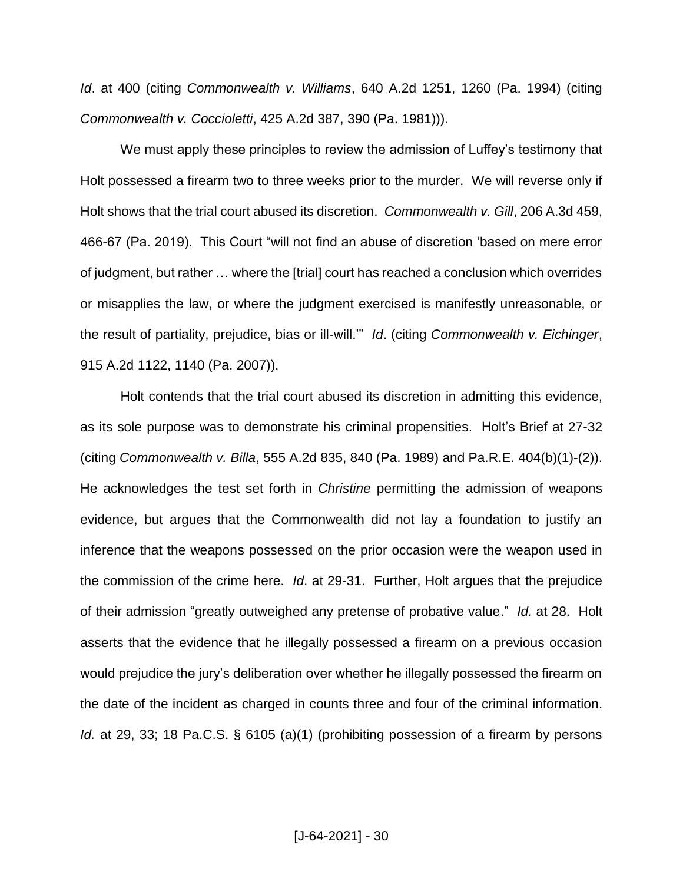*Id*. at 400 (citing *Commonwealth v. Williams*, 640 A.2d 1251, 1260 (Pa. 1994) (citing *Commonwealth v. Coccioletti*, 425 A.2d 387, 390 (Pa. 1981))).

We must apply these principles to review the admission of Luffey's testimony that Holt possessed a firearm two to three weeks prior to the murder. We will reverse only if Holt shows that the trial court abused its discretion. *Commonwealth v. Gill*, 206 A.3d 459, 466-67 (Pa. 2019). This Court "will not find an abuse of discretion 'based on mere error of judgment, but rather … where the [trial] court has reached a conclusion which overrides or misapplies the law, or where the judgment exercised is manifestly unreasonable, or the result of partiality, prejudice, bias or ill-will.'" *Id*. (citing *Commonwealth v. Eichinger*, 915 A.2d 1122, 1140 (Pa. 2007)).

Holt contends that the trial court abused its discretion in admitting this evidence, as its sole purpose was to demonstrate his criminal propensities. Holt's Brief at 27-32 (citing *Commonwealth v. Billa*, 555 A.2d 835, 840 (Pa. 1989) and Pa.R.E. 404(b)(1)-(2)). He acknowledges the test set forth in *Christine* permitting the admission of weapons evidence, but argues that the Commonwealth did not lay a foundation to justify an inference that the weapons possessed on the prior occasion were the weapon used in the commission of the crime here. *Id*. at 29-31. Further, Holt argues that the prejudice of their admission "greatly outweighed any pretense of probative value." *Id.* at 28. Holt asserts that the evidence that he illegally possessed a firearm on a previous occasion would prejudice the jury's deliberation over whether he illegally possessed the firearm on the date of the incident as charged in counts three and four of the criminal information. *Id.* at 29, 33; 18 Pa.C.S. § 6105 (a)(1) (prohibiting possession of a firearm by persons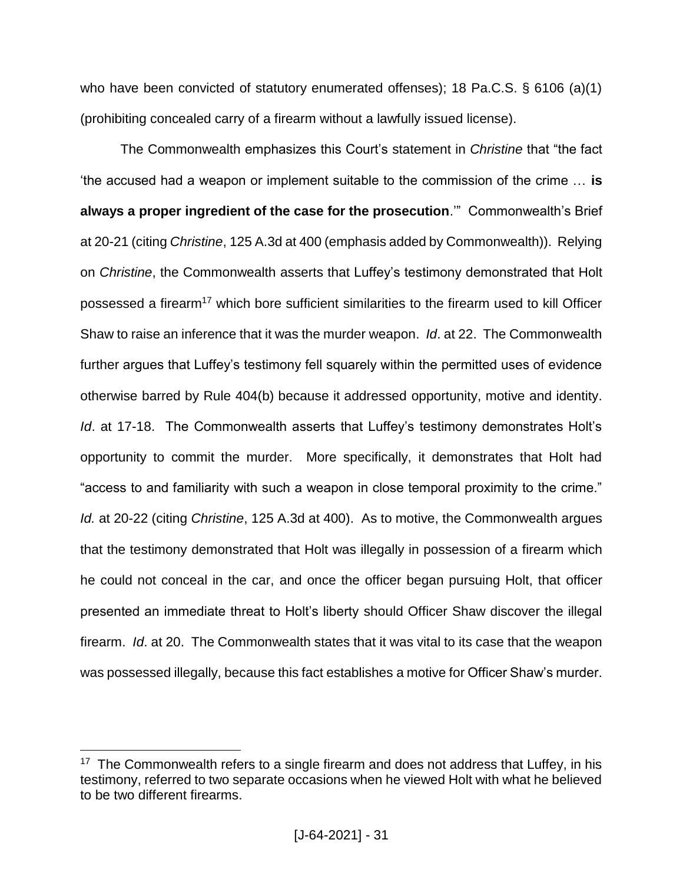who have been convicted of statutory enumerated offenses); 18 Pa.C.S. § 6106 (a)(1) (prohibiting concealed carry of a firearm without a lawfully issued license).

The Commonwealth emphasizes this Court's statement in *Christine* that "the fact 'the accused had a weapon or implement suitable to the commission of the crime … **is always a proper ingredient of the case for the prosecution**.'" Commonwealth's Brief at 20-21 (citing *Christine*, 125 A.3d at 400 (emphasis added by Commonwealth)). Relying on *Christine*, the Commonwealth asserts that Luffey's testimony demonstrated that Holt possessed a firearm[17] which bore sufficient similarities to the firearm used to kill Officer Shaw to raise an inference that it was the murder weapon. *Id*. at 22. The Commonwealth further argues that Luffey's testimony fell squarely within the permitted uses of evidence otherwise barred by Rule 404(b) because it addressed opportunity, motive and identity. *Id*. at 17-18. The Commonwealth asserts that Luffey's testimony demonstrates Holt's opportunity to commit the murder. More specifically, it demonstrates that Holt had "access to and familiarity with such a weapon in close temporal proximity to the crime." *Id.* at 20-22 (citing *Christine*, 125 A.3d at 400). As to motive, the Commonwealth argues that the testimony demonstrated that Holt was illegally in possession of a firearm which he could not conceal in the car, and once the officer began pursuing Holt, that officer presented an immediate threat to Holt's liberty should Officer Shaw discover the illegal firearm. *Id*. at 20. The Commonwealth states that it was vital to its case that the weapon was possessed illegally, because this fact establishes a motive for Officer Shaw's murder.

---

[17] The Commonwealth refers to a single firearm and does not address that Luffey, in his testimony, referred to two separate occasions when he viewed Holt with what he believed to be two different firearms.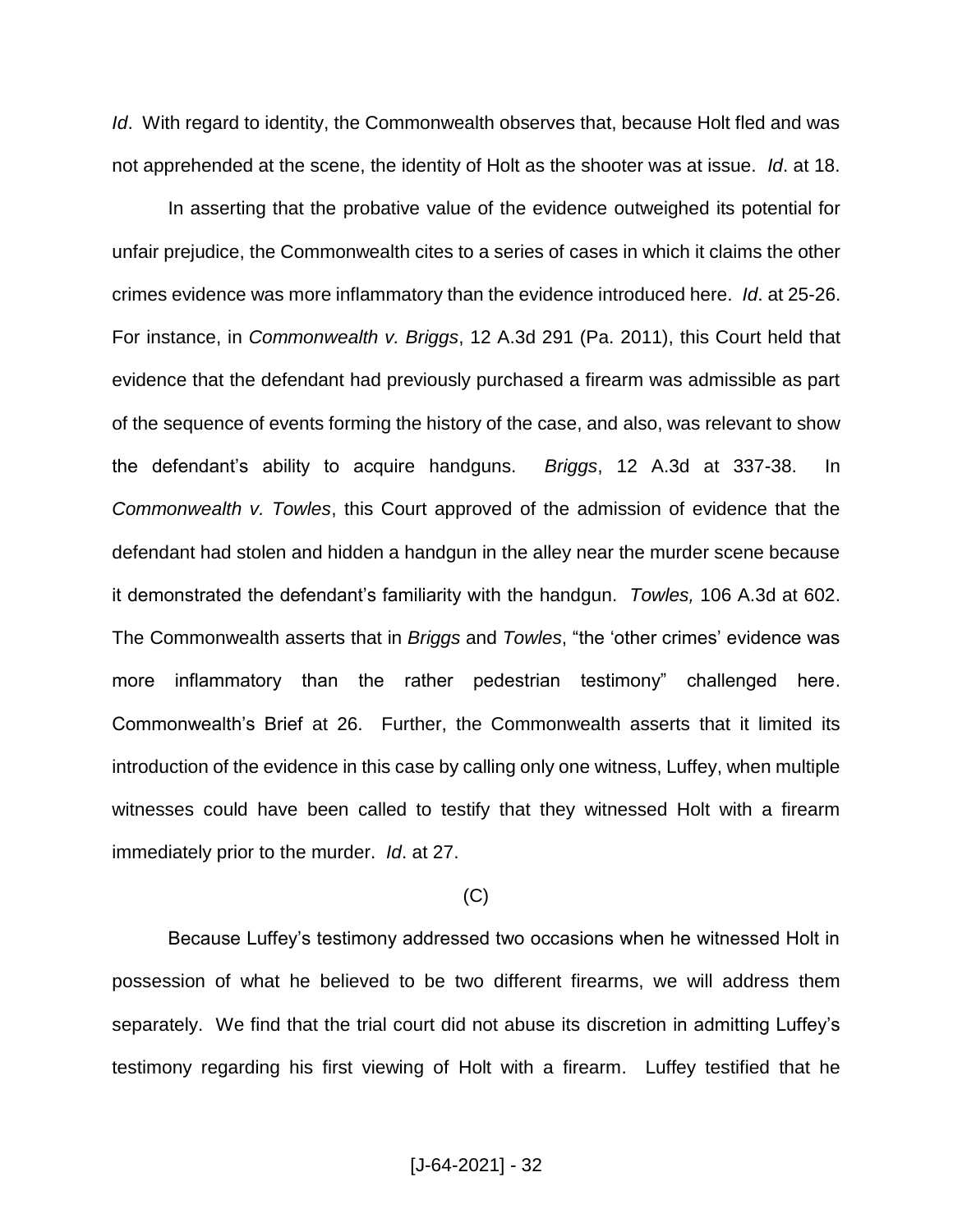*Id*. With regard to identity, the Commonwealth observes that, because Holt fled and was not apprehended at the scene, the identity of Holt as the shooter was at issue. *Id*. at 18.

In asserting that the probative value of the evidence outweighed its potential for unfair prejudice, the Commonwealth cites to a series of cases in which it claims the other crimes evidence was more inflammatory than the evidence introduced here. *Id*. at 25-26. For instance, in *Commonwealth v. Briggs*, 12 A.3d 291 (Pa. 2011), this Court held that evidence that the defendant had previously purchased a firearm was admissible as part of the sequence of events forming the history of the case, and also, was relevant to show the defendant's ability to acquire handguns. *Briggs*, 12 A.3d at 337-38. In *Commonwealth v. Towles*, this Court approved of the admission of evidence that the defendant had stolen and hidden a handgun in the alley near the murder scene because it demonstrated the defendant's familiarity with the handgun. *Towles,* 106 A.3d at 602. The Commonwealth asserts that in *Briggs* and *Towles*, "the 'other crimes' evidence was more inflammatory than the rather pedestrian testimony" challenged here. Commonwealth's Brief at 26. Further, the Commonwealth asserts that it limited its introduction of the evidence in this case by calling only one witness, Luffey, when multiple witnesses could have been called to testify that they witnessed Holt with a firearm immediately prior to the murder. *Id*. at 27.

(C)

Because Luffey's testimony addressed two occasions when he witnessed Holt in possession of what he believed to be two different firearms, we will address them separately. We find that the trial court did not abuse its discretion in admitting Luffey's testimony regarding his first viewing of Holt with a firearm. Luffey testified that he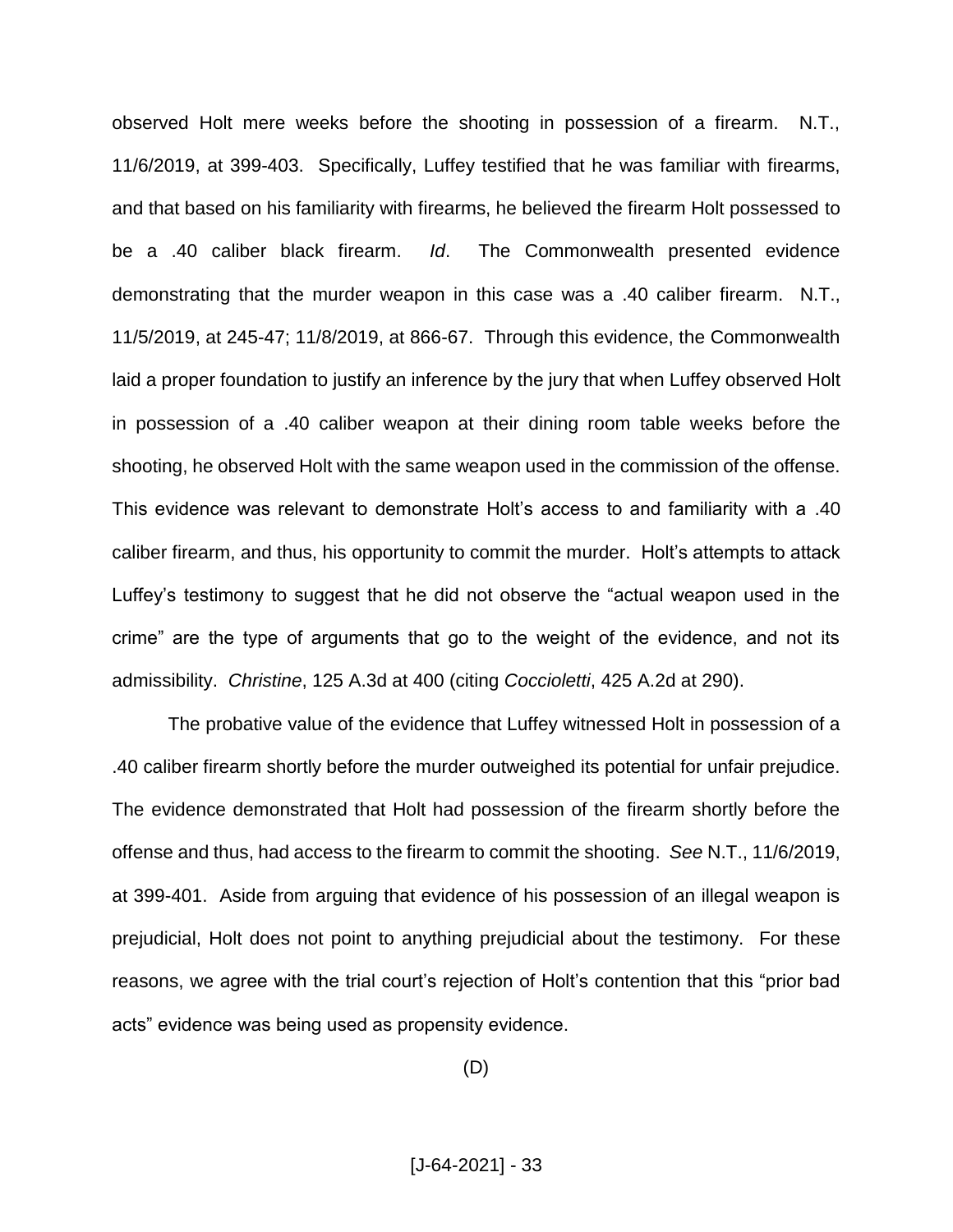observed Holt mere weeks before the shooting in possession of a firearm. N.T., 11/6/2019, at 399-403. Specifically, Luffey testified that he was familiar with firearms, and that based on his familiarity with firearms, he believed the firearm Holt possessed to be a .40 caliber black firearm. *Id*. The Commonwealth presented evidence demonstrating that the murder weapon in this case was a .40 caliber firearm. N.T., 11/5/2019, at 245-47; 11/8/2019, at 866-67. Through this evidence, the Commonwealth laid a proper foundation to justify an inference by the jury that when Luffey observed Holt in possession of a .40 caliber weapon at their dining room table weeks before the shooting, he observed Holt with the same weapon used in the commission of the offense. This evidence was relevant to demonstrate Holt's access to and familiarity with a .40 caliber firearm, and thus, his opportunity to commit the murder. Holt's attempts to attack Luffey's testimony to suggest that he did not observe the "actual weapon used in the crime" are the type of arguments that go to the weight of the evidence, and not its admissibility. *Christine*, 125 A.3d at 400 (citing *Coccioletti*, 425 A.2d at 290).

The probative value of the evidence that Luffey witnessed Holt in possession of a .40 caliber firearm shortly before the murder outweighed its potential for unfair prejudice. The evidence demonstrated that Holt had possession of the firearm shortly before the offense and thus, had access to the firearm to commit the shooting. *See* N.T., 11/6/2019, at 399-401. Aside from arguing that evidence of his possession of an illegal weapon is prejudicial, Holt does not point to anything prejudicial about the testimony. For these reasons, we agree with the trial court's rejection of Holt's contention that this "prior bad acts" evidence was being used as propensity evidence.

(D)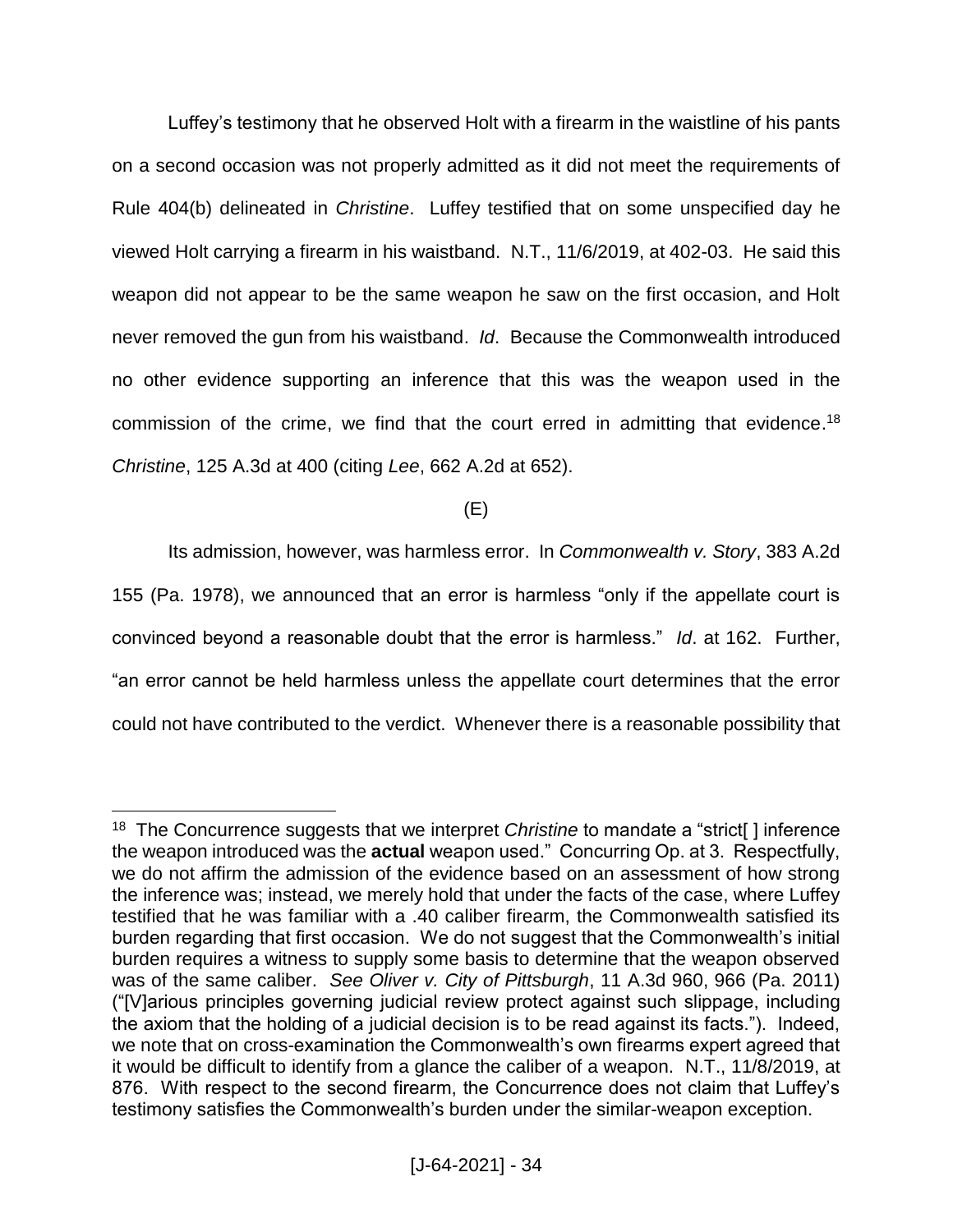Luffey's testimony that he observed Holt with a firearm in the waistline of his pants on a second occasion was not properly admitted as it did not meet the requirements of Rule 404(b) delineated in *Christine*. Luffey testified that on some unspecified day he viewed Holt carrying a firearm in his waistband. N.T., 11/6/2019, at 402-03. He said this weapon did not appear to be the same weapon he saw on the first occasion, and Holt never removed the gun from his waistband. *Id*. Because the Commonwealth introduced no other evidence supporting an inference that this was the weapon used in the commission of the crime, we find that the court erred in admitting that evidence.[18] *Christine*, 125 A.3d at 400 (citing *Lee*, 662 A.2d at 652).

(E)

Its admission, however, was harmless error. In *Commonwealth v. Story*, 383 A.2d 155 (Pa. 1978), we announced that an error is harmless "only if the appellate court is convinced beyond a reasonable doubt that the error is harmless." *Id*. at 162. Further, "an error cannot be held harmless unless the appellate court determines that the error could not have contributed to the verdict. Whenever there is a reasonable possibility that

---

[18] The Concurrence suggests that we interpret *Christine* to mandate a "strict[ ] inference the weapon introduced was the **actual** weapon used." Concurring Op. at 3. Respectfully, we do not affirm the admission of the evidence based on an assessment of how strong the inference was; instead, we merely hold that under the facts of the case, where Luffey testified that he was familiar with a .40 caliber firearm, the Commonwealth satisfied its burden regarding that first occasion. We do not suggest that the Commonwealth's initial burden requires a witness to supply some basis to determine that the weapon observed was of the same caliber. *See Oliver v. City of Pittsburgh*, 11 A.3d 960, 966 (Pa. 2011) ("[V]arious principles governing judicial review protect against such slippage, including the axiom that the holding of a judicial decision is to be read against its facts."). Indeed, we note that on cross-examination the Commonwealth's own firearms expert agreed that it would be difficult to identify from a glance the caliber of a weapon. N.T., 11/8/2019, at 876. With respect to the second firearm, the Concurrence does not claim that Luffey's testimony satisfies the Commonwealth's burden under the similar-weapon exception.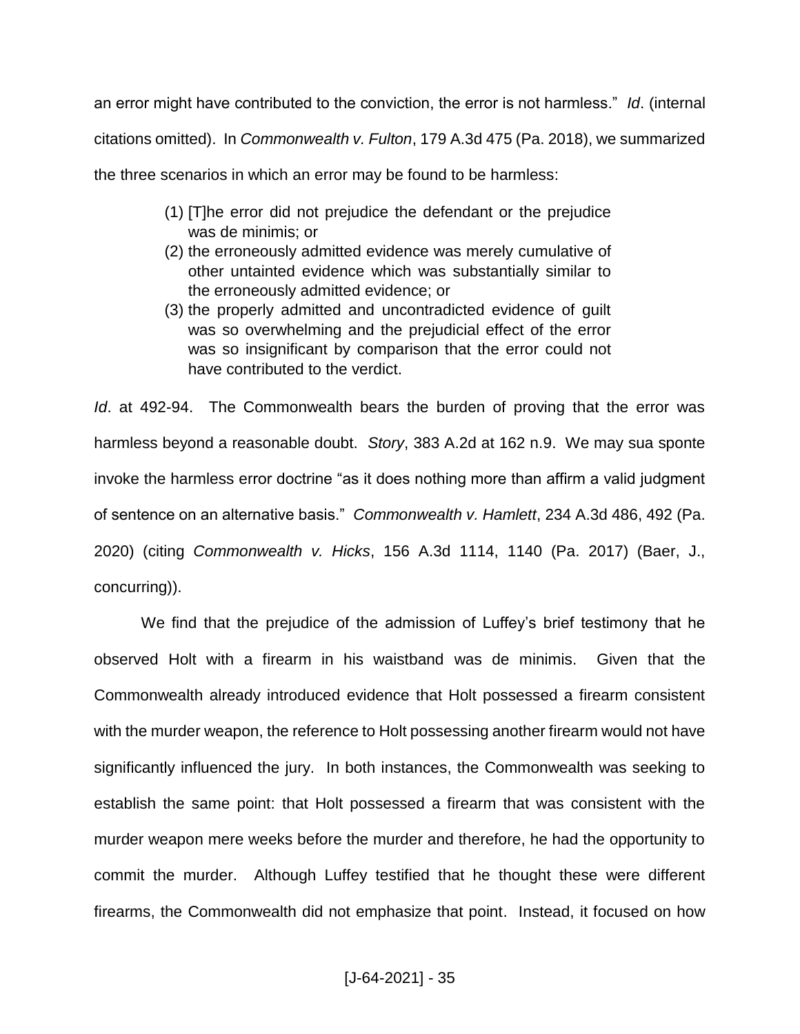an error might have contributed to the conviction, the error is not harmless." *Id*. (internal citations omitted). In *Commonwealth v. Fulton*, 179 A.3d 475 (Pa. 2018), we summarized the three scenarios in which an error may be found to be harmless:

> (1) [T]he error did not prejudice the defendant or the prejudice was de minimis; or
> (2) the erroneously admitted evidence was merely cumulative of other untainted evidence which was substantially similar to the erroneously admitted evidence; or
> (3) the properly admitted and uncontradicted evidence of guilt was so overwhelming and the prejudicial effect of the error was so insignificant by comparison that the error could not have contributed to the verdict.

*Id*. at 492-94. The Commonwealth bears the burden of proving that the error was harmless beyond a reasonable doubt. *Story*, 383 A.2d at 162 n.9. We may sua sponte invoke the harmless error doctrine "as it does nothing more than affirm a valid judgment of sentence on an alternative basis." *Commonwealth v. Hamlett*, 234 A.3d 486, 492 (Pa. 2020) (citing *Commonwealth v. Hicks*, 156 A.3d 1114, 1140 (Pa. 2017) (Baer, J., concurring)).

We find that the prejudice of the admission of Luffey's brief testimony that he observed Holt with a firearm in his waistband was de minimis. Given that the Commonwealth already introduced evidence that Holt possessed a firearm consistent with the murder weapon, the reference to Holt possessing another firearm would not have significantly influenced the jury. In both instances, the Commonwealth was seeking to establish the same point: that Holt possessed a firearm that was consistent with the murder weapon mere weeks before the murder and therefore, he had the opportunity to commit the murder. Although Luffey testified that he thought these were different firearms, the Commonwealth did not emphasize that point. Instead, it focused on how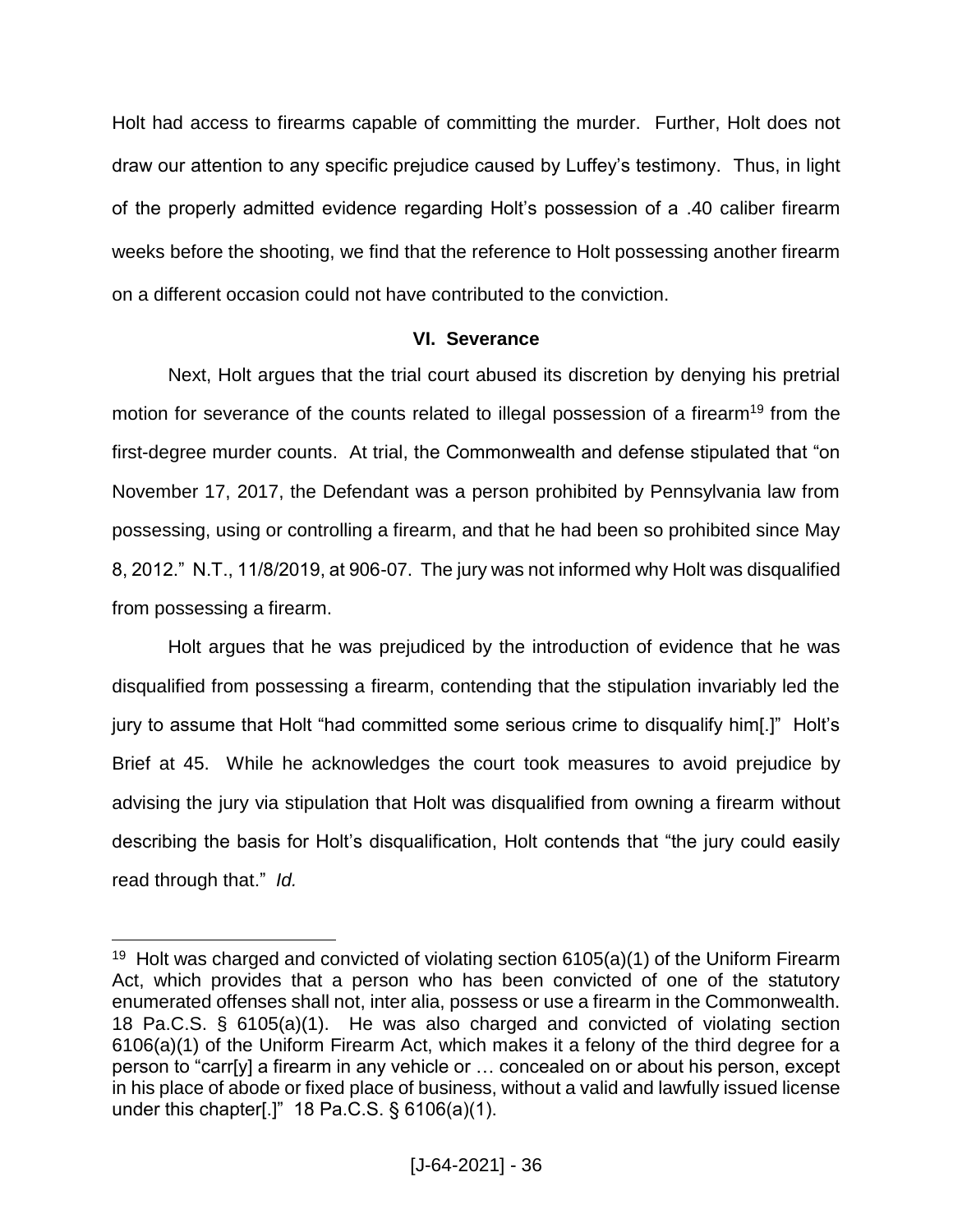Holt had access to firearms capable of committing the murder. Further, Holt does not draw our attention to any specific prejudice caused by Luffey's testimony. Thus, in light of the properly admitted evidence regarding Holt's possession of a .40 caliber firearm weeks before the shooting, we find that the reference to Holt possessing another firearm on a different occasion could not have contributed to the conviction.

### VI. Severance

Next, Holt argues that the trial court abused its discretion by denying his pretrial motion for severance of the counts related to illegal possession of a firearm[19] from the first-degree murder counts. At trial, the Commonwealth and defense stipulated that "on November 17, 2017, the Defendant was a person prohibited by Pennsylvania law from possessing, using or controlling a firearm, and that he had been so prohibited since May 8, 2012." N.T., 11/8/2019, at 906-07. The jury was not informed why Holt was disqualified from possessing a firearm.

Holt argues that he was prejudiced by the introduction of evidence that he was disqualified from possessing a firearm, contending that the stipulation invariably led the jury to assume that Holt "had committed some serious crime to disqualify him[.]" Holt's Brief at 45. While he acknowledges the court took measures to avoid prejudice by advising the jury via stipulation that Holt was disqualified from owning a firearm without describing the basis for Holt's disqualification, Holt contends that "the jury could easily read through that." *Id.*

---

[19] Holt was charged and convicted of violating section 6105(a)(1) of the Uniform Firearm Act, which provides that a person who has been convicted of one of the statutory enumerated offenses shall not, inter alia, possess or use a firearm in the Commonwealth. 18 Pa.C.S. § 6105(a)(1). He was also charged and convicted of violating section 6106(a)(1) of the Uniform Firearm Act, which makes it a felony of the third degree for a person to "carr[y] a firearm in any vehicle or … concealed on or about his person, except in his place of abode or fixed place of business, without a valid and lawfully issued license under this chapter[.]" 18 Pa.C.S. § 6106(a)(1).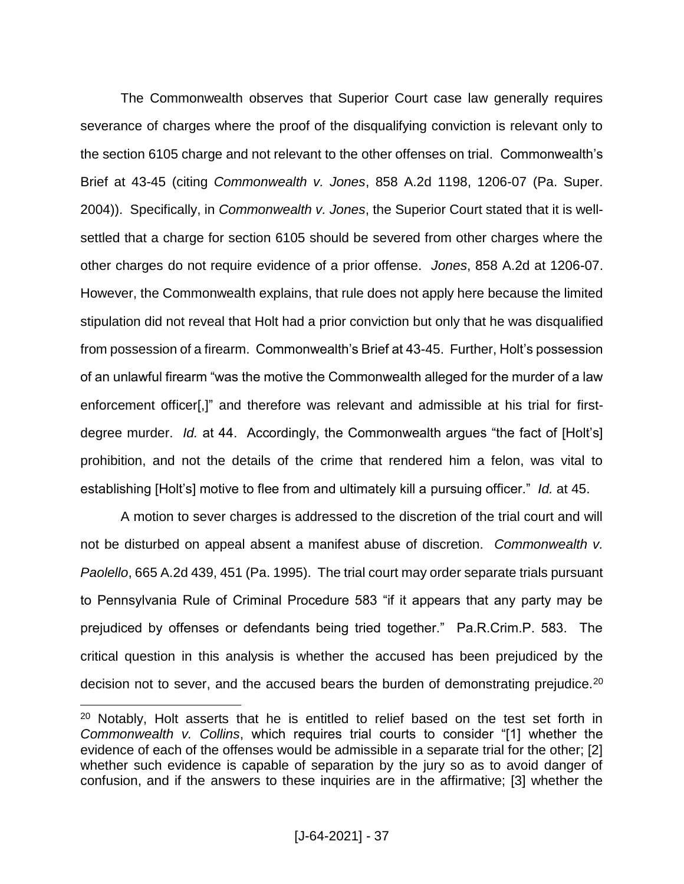The Commonwealth observes that Superior Court case law generally requires severance of charges where the proof of the disqualifying conviction is relevant only to the section 6105 charge and not relevant to the other offenses on trial. Commonwealth's Brief at 43-45 (citing *Commonwealth v. Jones*, 858 A.2d 1198, 1206-07 (Pa. Super. 2004)). Specifically, in *Commonwealth v. Jones*, the Superior Court stated that it is well-settled that a charge for section 6105 should be severed from other charges where the other charges do not require evidence of a prior offense. *Jones*, 858 A.2d at 1206-07. However, the Commonwealth explains, that rule does not apply here because the limited stipulation did not reveal that Holt had a prior conviction but only that he was disqualified from possession of a firearm. Commonwealth's Brief at 43-45. Further, Holt's possession of an unlawful firearm "was the motive the Commonwealth alleged for the murder of a law enforcement officer[,]" and therefore was relevant and admissible at his trial for first-degree murder. *Id.* at 44. Accordingly, the Commonwealth argues "the fact of [Holt's] prohibition, and not the details of the crime that rendered him a felon, was vital to establishing [Holt's] motive to flee from and ultimately kill a pursuing officer." *Id.* at 45.

A motion to sever charges is addressed to the discretion of the trial court and will not be disturbed on appeal absent a manifest abuse of discretion. *Commonwealth v. Paolello*, 665 A.2d 439, 451 (Pa. 1995). The trial court may order separate trials pursuant to Pennsylvania Rule of Criminal Procedure 583 "if it appears that any party may be prejudiced by offenses or defendants being tried together." Pa.R.Crim.P. 583. The critical question in this analysis is whether the accused has been prejudiced by the decision not to sever, and the accused bears the burden of demonstrating prejudice.[20]

---

[20] Notably, Holt asserts that he is entitled to relief based on the test set forth in *Commonwealth v. Collins*, which requires trial courts to consider "[1] whether the evidence of each of the offenses would be admissible in a separate trial for the other; [2] whether such evidence is capable of separation by the jury so as to avoid danger of confusion, and if the answers to these inquiries are in the affirmative; [3] whether the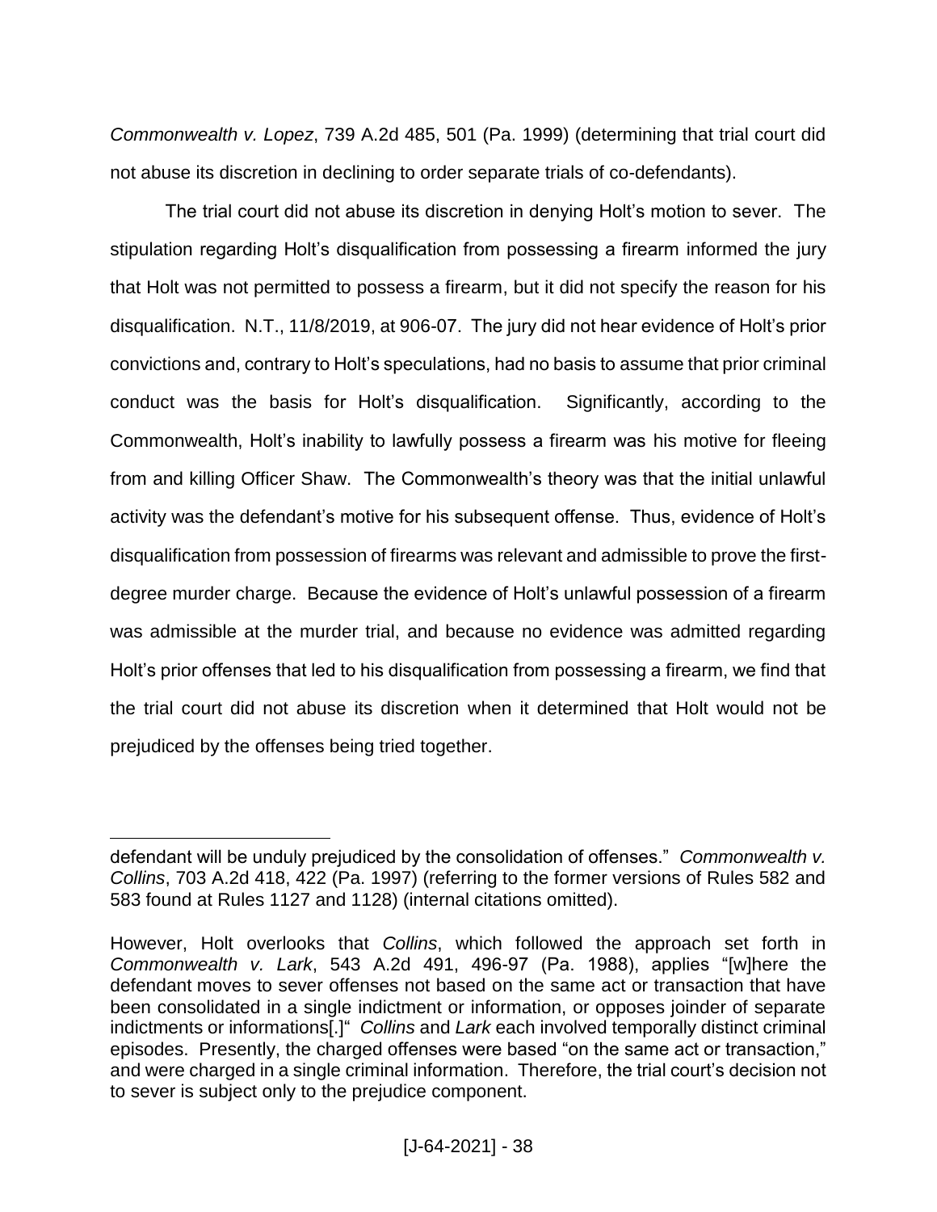*Commonwealth v. Lopez*, 739 A.2d 485, 501 (Pa. 1999) (determining that trial court did not abuse its discretion in declining to order separate trials of co-defendants).

The trial court did not abuse its discretion in denying Holt's motion to sever. The stipulation regarding Holt's disqualification from possessing a firearm informed the jury that Holt was not permitted to possess a firearm, but it did not specify the reason for his disqualification. N.T., 11/8/2019, at 906-07. The jury did not hear evidence of Holt's prior convictions and, contrary to Holt's speculations, had no basis to assume that prior criminal conduct was the basis for Holt's disqualification. Significantly, according to the Commonwealth, Holt's inability to lawfully possess a firearm was his motive for fleeing from and killing Officer Shaw. The Commonwealth's theory was that the initial unlawful activity was the defendant's motive for his subsequent offense. Thus, evidence of Holt's disqualification from possession of firearms was relevant and admissible to prove the first-degree murder charge. Because the evidence of Holt's unlawful possession of a firearm was admissible at the murder trial, and because no evidence was admitted regarding Holt's prior offenses that led to his disqualification from possessing a firearm, we find that the trial court did not abuse its discretion when it determined that Holt would not be prejudiced by the offenses being tried together.

---

defendant will be unduly prejudiced by the consolidation of offenses." *Commonwealth v. Collins*, 703 A.2d 418, 422 (Pa. 1997) (referring to the former versions of Rules 582 and 583 found at Rules 1127 and 1128) (internal citations omitted).

However, Holt overlooks that *Collins*, which followed the approach set forth in *Commonwealth v. Lark*, 543 A.2d 491, 496-97 (Pa. 1988), applies "[w]here the defendant moves to sever offenses not based on the same act or transaction that have been consolidated in a single indictment or information, or opposes joinder of separate indictments or informations[.]" *Collins* and *Lark* each involved temporally distinct criminal episodes. Presently, the charged offenses were based "on the same act or transaction," and were charged in a single criminal information. Therefore, the trial court's decision not to sever is subject only to the prejudice component.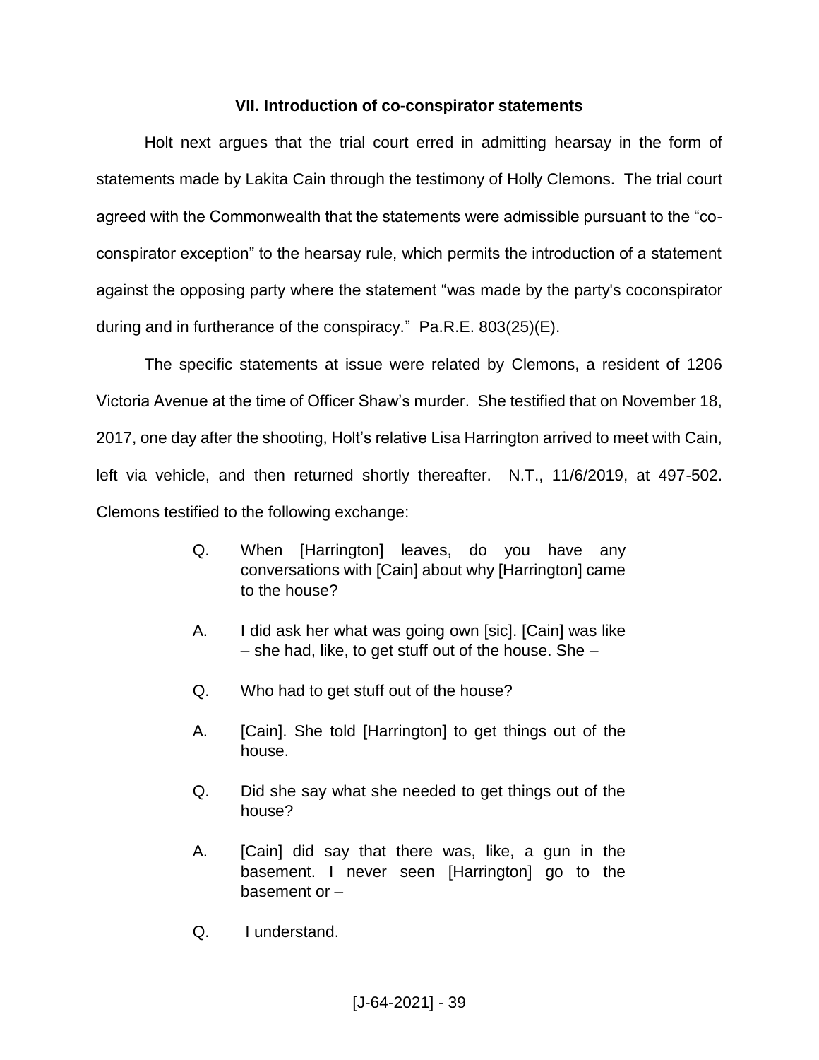### VII. Introduction of co-conspirator statements

Holt next argues that the trial court erred in admitting hearsay in the form of statements made by Lakita Cain through the testimony of Holly Clemons. The trial court agreed with the Commonwealth that the statements were admissible pursuant to the "co-conspirator exception" to the hearsay rule, which permits the introduction of a statement against the opposing party where the statement "was made by the party's coconspirator during and in furtherance of the conspiracy." Pa.R.E. 803(25)(E).

The specific statements at issue were related by Clemons, a resident of 1206 Victoria Avenue at the time of Officer Shaw's murder. She testified that on November 18, 2017, one day after the shooting, Holt's relative Lisa Harrington arrived to meet with Cain, left via vehicle, and then returned shortly thereafter. N.T., 11/6/2019, at 497-502. Clemons testified to the following exchange:

> Q. When [Harrington] leaves, do you have any conversations with [Cain] about why [Harrington] came to the house?
>
> A. I did ask her what was going own [sic]. [Cain] was like – she had, like, to get stuff out of the house. She –
>
> Q. Who had to get stuff out of the house?
>
> A. [Cain]. She told [Harrington] to get things out of the house.
>
> Q. Did she say what she needed to get things out of the house?
>
> A. [Cain] did say that there was, like, a gun in the basement. I never seen [Harrington] go to the basement or –
>
> Q. I understand.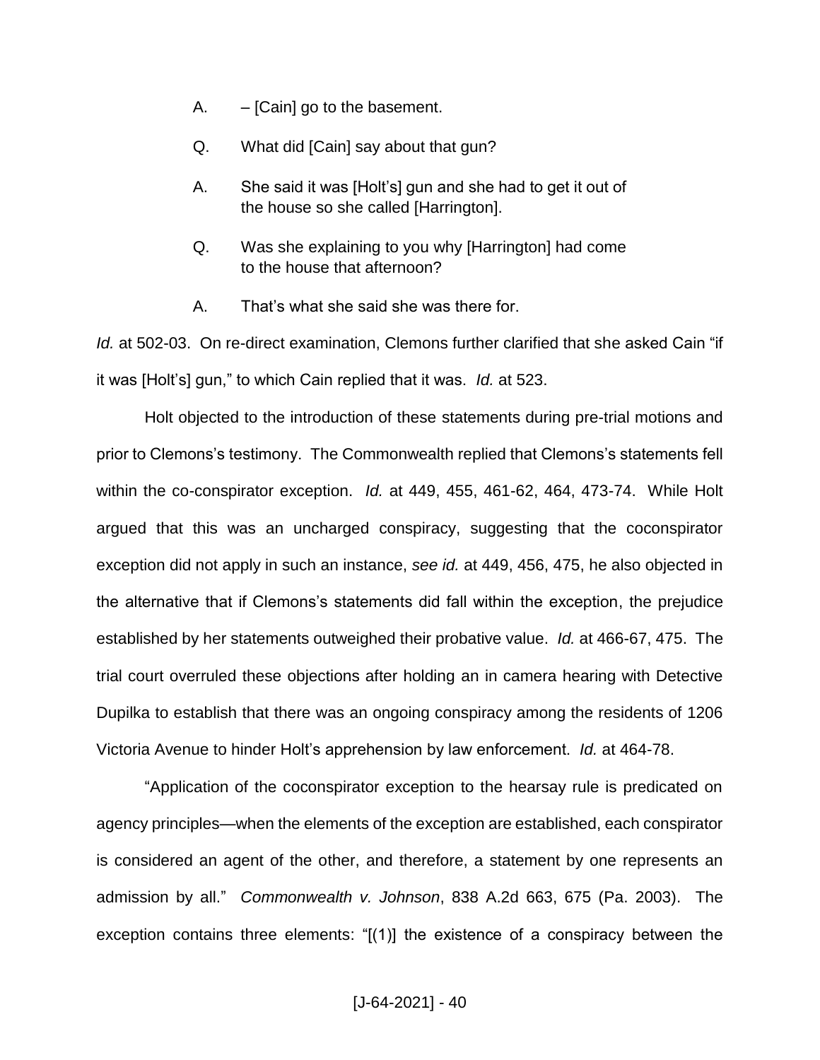A. – [Cain] go to the basement.

Q. What did [Cain] say about that gun?

A. She said it was [Holt's] gun and she had to get it out of the house so she called [Harrington].

Q. Was she explaining to you why [Harrington] had come to the house that afternoon?

A. That's what she said she was there for.

*Id.* at 502-03. On re-direct examination, Clemons further clarified that she asked Cain "if it was [Holt's] gun," to which Cain replied that it was. *Id.* at 523.

Holt objected to the introduction of these statements during pre-trial motions and prior to Clemons's testimony. The Commonwealth replied that Clemons's statements fell within the co-conspirator exception. *Id.* at 449, 455, 461-62, 464, 473-74. While Holt argued that this was an uncharged conspiracy, suggesting that the coconspirator exception did not apply in such an instance, *see id.* at 449, 456, 475, he also objected in the alternative that if Clemons's statements did fall within the exception, the prejudice established by her statements outweighed their probative value. *Id.* at 466-67, 475. The trial court overruled these objections after holding an in camera hearing with Detective Dupilka to establish that there was an ongoing conspiracy among the residents of 1206 Victoria Avenue to hinder Holt's apprehension by law enforcement. *Id.* at 464-78.

"Application of the coconspirator exception to the hearsay rule is predicated on agency principles—when the elements of the exception are established, each conspirator is considered an agent of the other, and therefore, a statement by one represents an admission by all." *Commonwealth v. Johnson*, 838 A.2d 663, 675 (Pa. 2003). The exception contains three elements: "[(1)] the existence of a conspiracy between the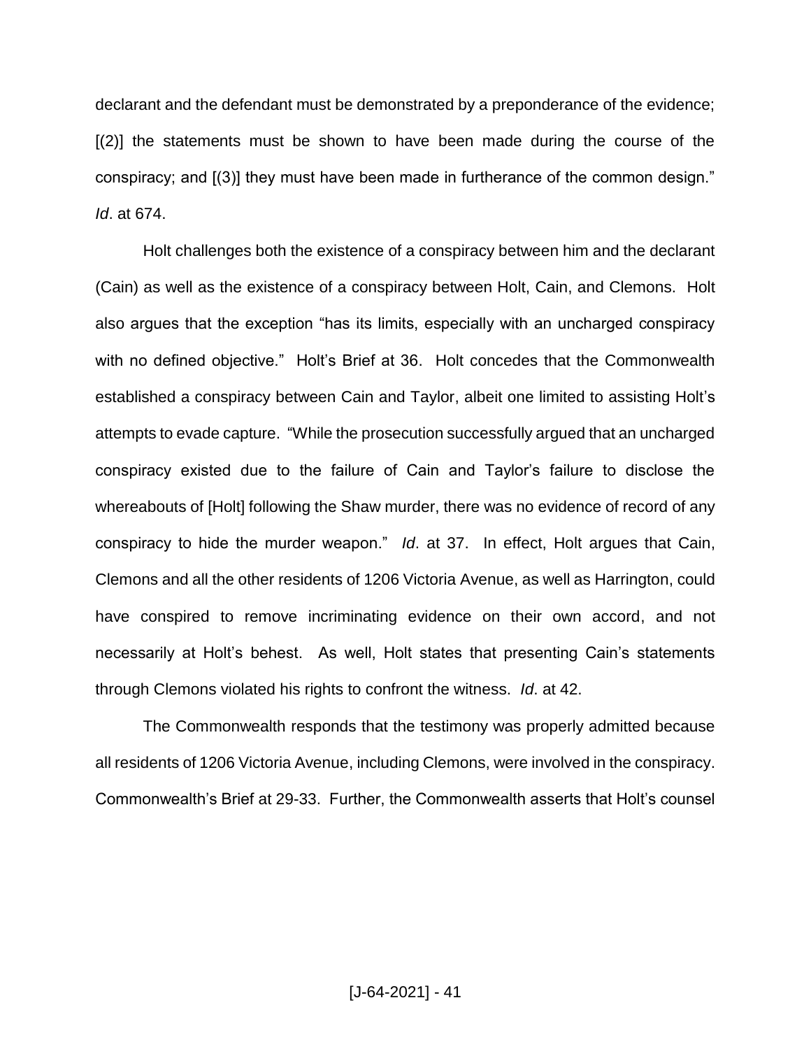declarant and the defendant must be demonstrated by a preponderance of the evidence; [(2)] the statements must be shown to have been made during the course of the conspiracy; and [(3)] they must have been made in furtherance of the common design." *Id*. at 674.

Holt challenges both the existence of a conspiracy between him and the declarant (Cain) as well as the existence of a conspiracy between Holt, Cain, and Clemons. Holt also argues that the exception "has its limits, especially with an uncharged conspiracy with no defined objective." Holt's Brief at 36. Holt concedes that the Commonwealth established a conspiracy between Cain and Taylor, albeit one limited to assisting Holt's attempts to evade capture. "While the prosecution successfully argued that an uncharged conspiracy existed due to the failure of Cain and Taylor's failure to disclose the whereabouts of [Holt] following the Shaw murder, there was no evidence of record of any conspiracy to hide the murder weapon." *Id*. at 37. In effect, Holt argues that Cain, Clemons and all the other residents of 1206 Victoria Avenue, as well as Harrington, could have conspired to remove incriminating evidence on their own accord, and not necessarily at Holt's behest. As well, Holt states that presenting Cain's statements through Clemons violated his rights to confront the witness. *Id*. at 42.

The Commonwealth responds that the testimony was properly admitted because all residents of 1206 Victoria Avenue, including Clemons, were involved in the conspiracy. Commonwealth's Brief at 29-33. Further, the Commonwealth asserts that Holt's counsel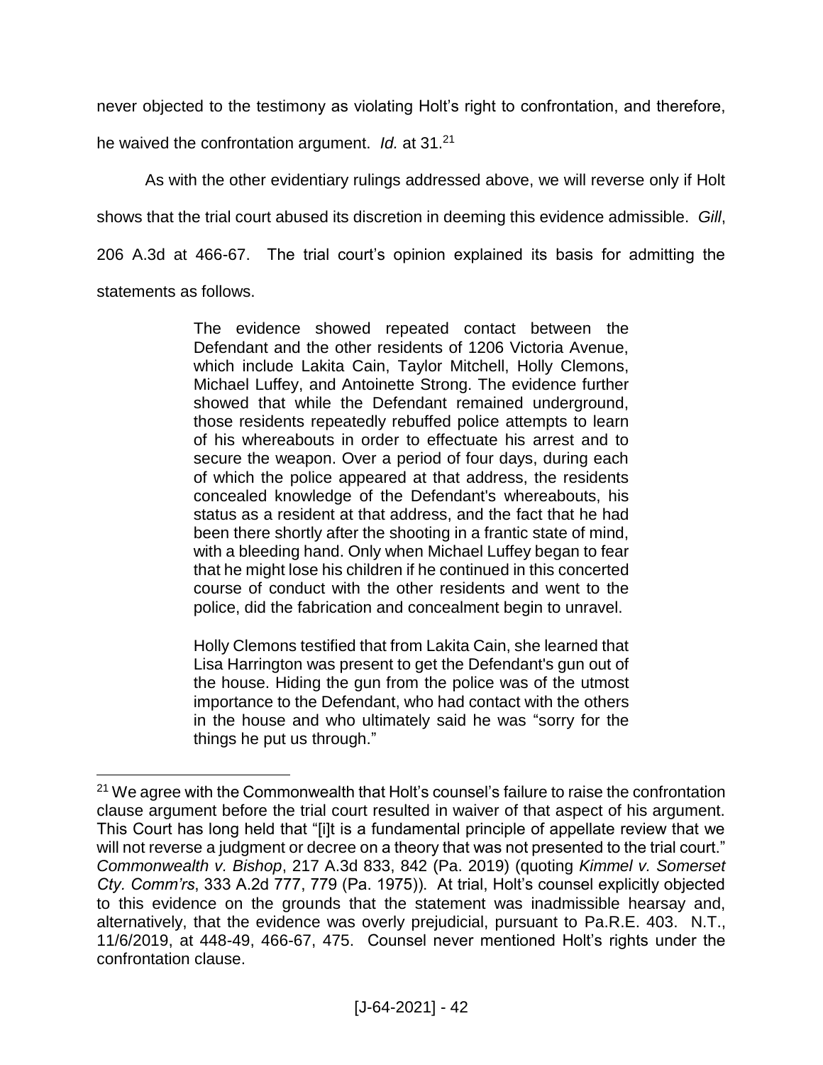never objected to the testimony as violating Holt's right to confrontation, and therefore, he waived the confrontation argument. *Id.* at 31.[21]

As with the other evidentiary rulings addressed above, we will reverse only if Holt shows that the trial court abused its discretion in deeming this evidence admissible. *Gill*, 206 A.3d at 466-67. The trial court's opinion explained its basis for admitting the statements as follows.

> The evidence showed repeated contact between the Defendant and the other residents of 1206 Victoria Avenue, which include Lakita Cain, Taylor Mitchell, Holly Clemons, Michael Luffey, and Antoinette Strong. The evidence further showed that while the Defendant remained underground, those residents repeatedly rebuffed police attempts to learn of his whereabouts in order to effectuate his arrest and to secure the weapon. Over a period of four days, during each of which the police appeared at that address, the residents concealed knowledge of the Defendant's whereabouts, his status as a resident at that address, and the fact that he had been there shortly after the shooting in a frantic state of mind, with a bleeding hand. Only when Michael Luffey began to fear that he might lose his children if he continued in this concerted course of conduct with the other residents and went to the police, did the fabrication and concealment begin to unravel.
>
> Holly Clemons testified that from Lakita Cain, she learned that Lisa Harrington was present to get the Defendant's gun out of the house. Hiding the gun from the police was of the utmost importance to the Defendant, who had contact with the others in the house and who ultimately said he was "sorry for the things he put us through."

---

[21] We agree with the Commonwealth that Holt's counsel's failure to raise the confrontation clause argument before the trial court resulted in waiver of that aspect of his argument. This Court has long held that "[i]t is a fundamental principle of appellate review that we will not reverse a judgment or decree on a theory that was not presented to the trial court." *Commonwealth v. Bishop*, 217 A.3d 833, 842 (Pa. 2019) (quoting *Kimmel v. Somerset Cty. Comm'rs*, 333 A.2d 777, 779 (Pa. 1975)). At trial, Holt's counsel explicitly objected to this evidence on the grounds that the statement was inadmissible hearsay and, alternatively, that the evidence was overly prejudicial, pursuant to Pa.R.E. 403. N.T., 11/6/2019, at 448-49, 466-67, 475. Counsel never mentioned Holt's rights under the confrontation clause.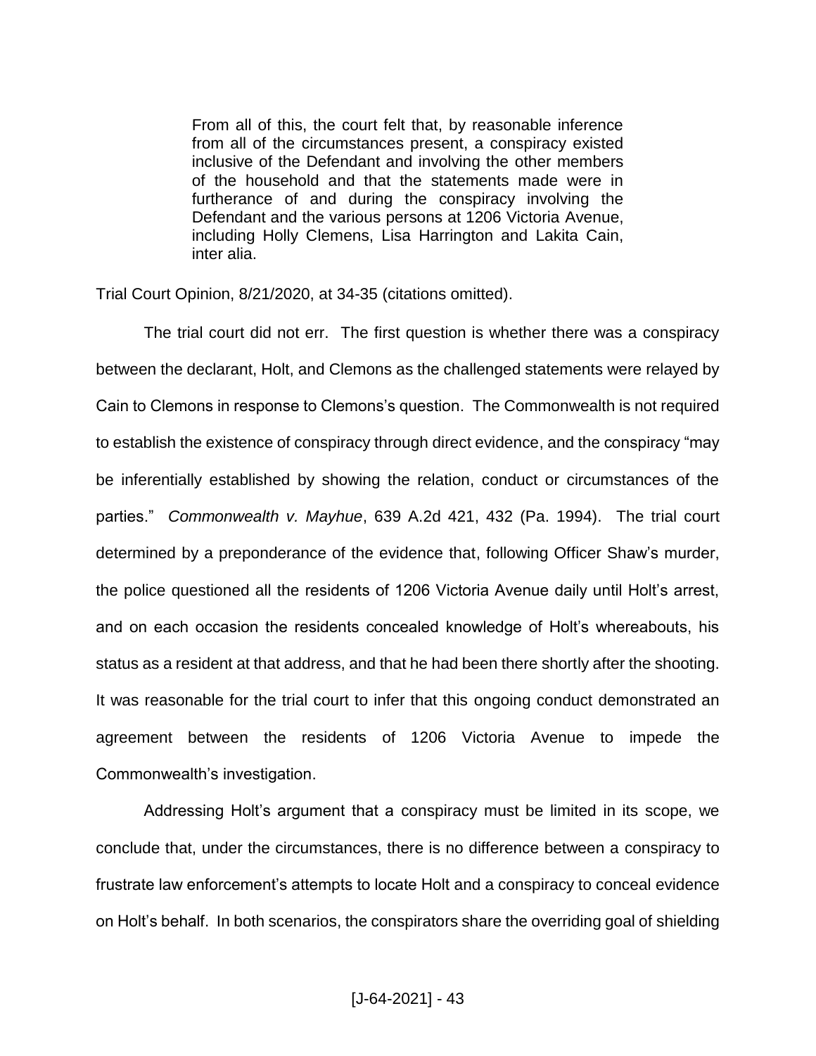> From all of this, the court felt that, by reasonable inference from all of the circumstances present, a conspiracy existed inclusive of the Defendant and involving the other members of the household and that the statements made were in furtherance of and during the conspiracy involving the Defendant and the various persons at 1206 Victoria Avenue, including Holly Clemens, Lisa Harrington and Lakita Cain, inter alia.

Trial Court Opinion, 8/21/2020, at 34-35 (citations omitted).

The trial court did not err. The first question is whether there was a conspiracy between the declarant, Holt, and Clemons as the challenged statements were relayed by Cain to Clemons in response to Clemons's question. The Commonwealth is not required to establish the existence of conspiracy through direct evidence, and the conspiracy "may be inferentially established by showing the relation, conduct or circumstances of the parties." *Commonwealth v. Mayhue*, 639 A.2d 421, 432 (Pa. 1994). The trial court determined by a preponderance of the evidence that, following Officer Shaw's murder, the police questioned all the residents of 1206 Victoria Avenue daily until Holt's arrest, and on each occasion the residents concealed knowledge of Holt's whereabouts, his status as a resident at that address, and that he had been there shortly after the shooting. It was reasonable for the trial court to infer that this ongoing conduct demonstrated an agreement between the residents of 1206 Victoria Avenue to impede the Commonwealth's investigation.

Addressing Holt's argument that a conspiracy must be limited in its scope, we conclude that, under the circumstances, there is no difference between a conspiracy to frustrate law enforcement's attempts to locate Holt and a conspiracy to conceal evidence on Holt's behalf. In both scenarios, the conspirators share the overriding goal of shielding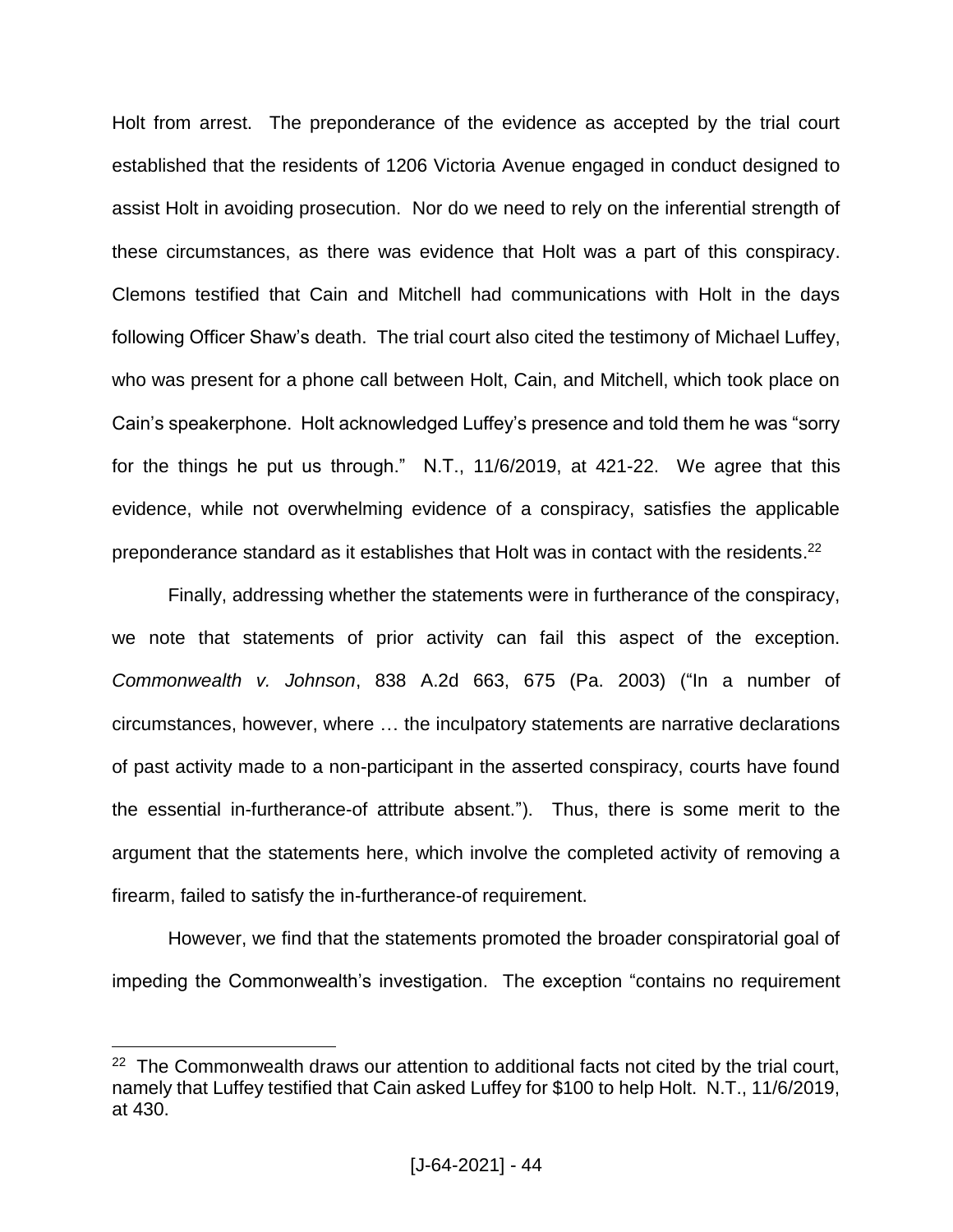Holt from arrest. The preponderance of the evidence as accepted by the trial court established that the residents of 1206 Victoria Avenue engaged in conduct designed to assist Holt in avoiding prosecution. Nor do we need to rely on the inferential strength of these circumstances, as there was evidence that Holt was a part of this conspiracy. Clemons testified that Cain and Mitchell had communications with Holt in the days following Officer Shaw's death. The trial court also cited the testimony of Michael Luffey, who was present for a phone call between Holt, Cain, and Mitchell, which took place on Cain's speakerphone. Holt acknowledged Luffey's presence and told them he was "sorry for the things he put us through." N.T., 11/6/2019, at 421-22. We agree that this evidence, while not overwhelming evidence of a conspiracy, satisfies the applicable preponderance standard as it establishes that Holt was in contact with the residents.[22]

Finally, addressing whether the statements were in furtherance of the conspiracy, we note that statements of prior activity can fail this aspect of the exception. *Commonwealth v. Johnson*, 838 A.2d 663, 675 (Pa. 2003) ("In a number of circumstances, however, where … the inculpatory statements are narrative declarations of past activity made to a non-participant in the asserted conspiracy, courts have found the essential in-furtherance-of attribute absent."). Thus, there is some merit to the argument that the statements here, which involve the completed activity of removing a firearm, failed to satisfy the in-furtherance-of requirement.

However, we find that the statements promoted the broader conspiratorial goal of impeding the Commonwealth's investigation. The exception "contains no requirement

[22] The Commonwealth draws our attention to additional facts not cited by the trial court, namely that Luffey testified that Cain asked Luffey for $100 to help Holt. N.T., 11/6/2019, at 430.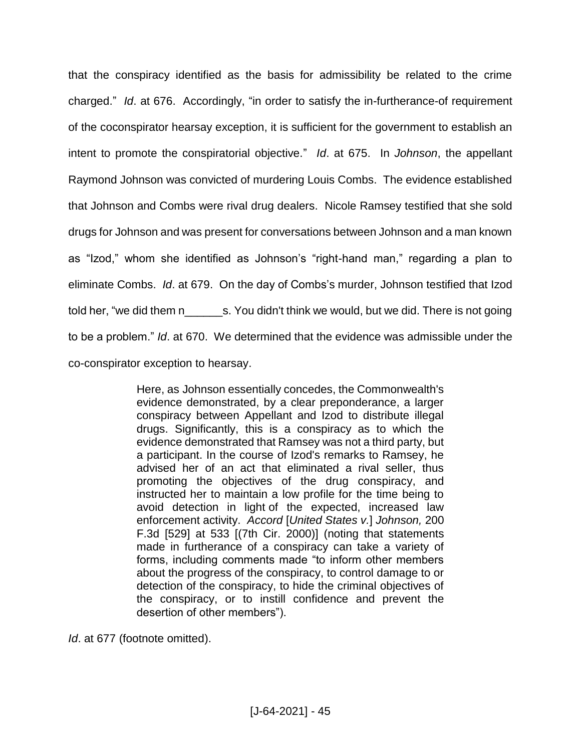that the conspiracy identified as the basis for admissibility be related to the crime charged." *Id*. at 676. Accordingly, "in order to satisfy the in-furtherance-of requirement of the coconspirator hearsay exception, it is sufficient for the government to establish an intent to promote the conspiratorial objective." *Id*. at 675. In *Johnson*, the appellant Raymond Johnson was convicted of murdering Louis Combs. The evidence established that Johnson and Combs were rival drug dealers. Nicole Ramsey testified that she sold drugs for Johnson and was present for conversations between Johnson and a man known as "Izod," whom she identified as Johnson's "right-hand man," regarding a plan to eliminate Combs. *Id*. at 679. On the day of Combs's murder, Johnson testified that Izod told her, "we did them n______s. You didn't think we would, but we did. There is not going to be a problem." *Id*. at 670. We determined that the evidence was admissible under the co-conspirator exception to hearsay.

> Here, as Johnson essentially concedes, the Commonwealth's evidence demonstrated, by a clear preponderance, a larger conspiracy between Appellant and Izod to distribute illegal drugs. Significantly, this is a conspiracy as to which the evidence demonstrated that Ramsey was not a third party, but a participant. In the course of Izod's remarks to Ramsey, he advised her of an act that eliminated a rival seller, thus promoting the objectives of the drug conspiracy, and instructed her to maintain a low profile for the time being to avoid detection in light of the expected, increased law enforcement activity. *Accord* [*United States v.*] *Johnson,* 200 F.3d [529] at 533 [(7th Cir. 2000)] (noting that statements made in furtherance of a conspiracy can take a variety of forms, including comments made "to inform other members about the progress of the conspiracy, to control damage to or detection of the conspiracy, to hide the criminal objectives of the conspiracy, or to instill confidence and prevent the desertion of other members").

*Id*. at 677 (footnote omitted).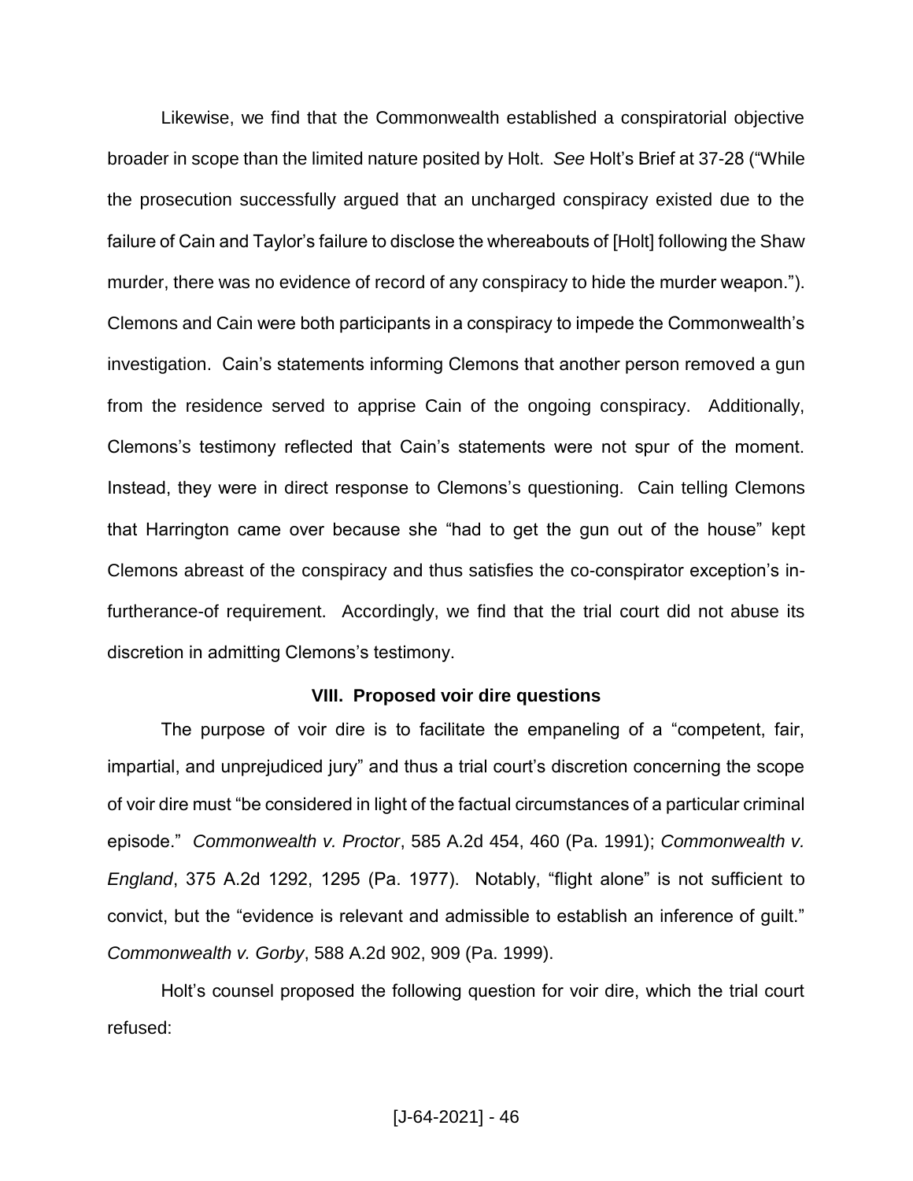Likewise, we find that the Commonwealth established a conspiratorial objective broader in scope than the limited nature posited by Holt. *See* Holt's Brief at 37-28 ("While the prosecution successfully argued that an uncharged conspiracy existed due to the failure of Cain and Taylor's failure to disclose the whereabouts of [Holt] following the Shaw murder, there was no evidence of record of any conspiracy to hide the murder weapon."). Clemons and Cain were both participants in a conspiracy to impede the Commonwealth's investigation. Cain's statements informing Clemons that another person removed a gun from the residence served to apprise Cain of the ongoing conspiracy. Additionally, Clemons's testimony reflected that Cain's statements were not spur of the moment. Instead, they were in direct response to Clemons's questioning. Cain telling Clemons that Harrington came over because she "had to get the gun out of the house" kept Clemons abreast of the conspiracy and thus satisfies the co-conspirator exception's in-furtherance-of requirement. Accordingly, we find that the trial court did not abuse its discretion in admitting Clemons's testimony.

## VIII. Proposed voir dire questions

The purpose of voir dire is to facilitate the empaneling of a "competent, fair, impartial, and unprejudiced jury" and thus a trial court's discretion concerning the scope of voir dire must "be considered in light of the factual circumstances of a particular criminal episode." *Commonwealth v. Proctor*, 585 A.2d 454, 460 (Pa. 1991); *Commonwealth v. England*, 375 A.2d 1292, 1295 (Pa. 1977). Notably, "flight alone" is not sufficient to convict, but the "evidence is relevant and admissible to establish an inference of guilt." *Commonwealth v. Gorby*, 588 A.2d 902, 909 (Pa. 1999).

Holt's counsel proposed the following question for voir dire, which the trial court refused: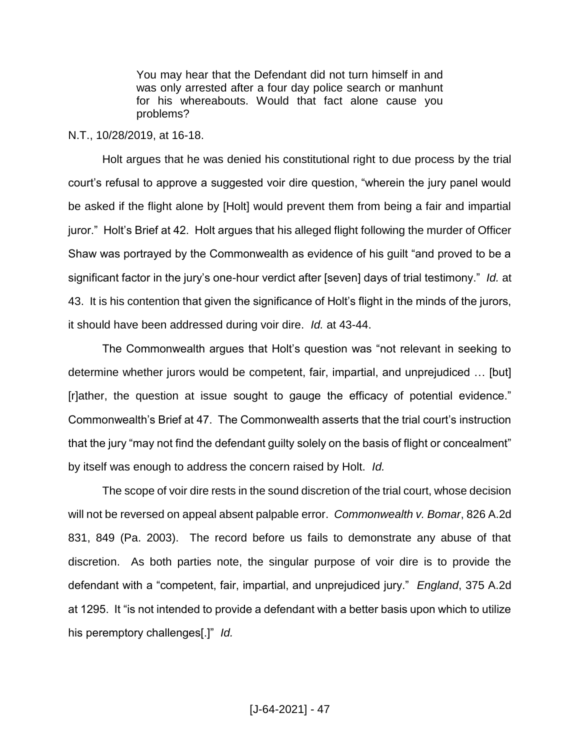> You may hear that the Defendant did not turn himself in and was only arrested after a four day police search or manhunt for his whereabouts. Would that fact alone cause you problems?

N.T., 10/28/2019, at 16-18.

Holt argues that he was denied his constitutional right to due process by the trial court's refusal to approve a suggested voir dire question, "wherein the jury panel would be asked if the flight alone by [Holt] would prevent them from being a fair and impartial juror." Holt's Brief at 42. Holt argues that his alleged flight following the murder of Officer Shaw was portrayed by the Commonwealth as evidence of his guilt "and proved to be a significant factor in the jury's one-hour verdict after [seven] days of trial testimony." *Id.* at 43. It is his contention that given the significance of Holt's flight in the minds of the jurors, it should have been addressed during voir dire. *Id.* at 43-44.

The Commonwealth argues that Holt's question was "not relevant in seeking to determine whether jurors would be competent, fair, impartial, and unprejudiced … [but] [r]ather, the question at issue sought to gauge the efficacy of potential evidence." Commonwealth's Brief at 47. The Commonwealth asserts that the trial court's instruction that the jury "may not find the defendant guilty solely on the basis of flight or concealment" by itself was enough to address the concern raised by Holt. *Id.*

The scope of voir dire rests in the sound discretion of the trial court, whose decision will not be reversed on appeal absent palpable error. *Commonwealth v. Bomar*, 826 A.2d 831, 849 (Pa. 2003). The record before us fails to demonstrate any abuse of that discretion. As both parties note, the singular purpose of voir dire is to provide the defendant with a "competent, fair, impartial, and unprejudiced jury." *England*, 375 A.2d at 1295. It "is not intended to provide a defendant with a better basis upon which to utilize his peremptory challenges[.]" *Id.*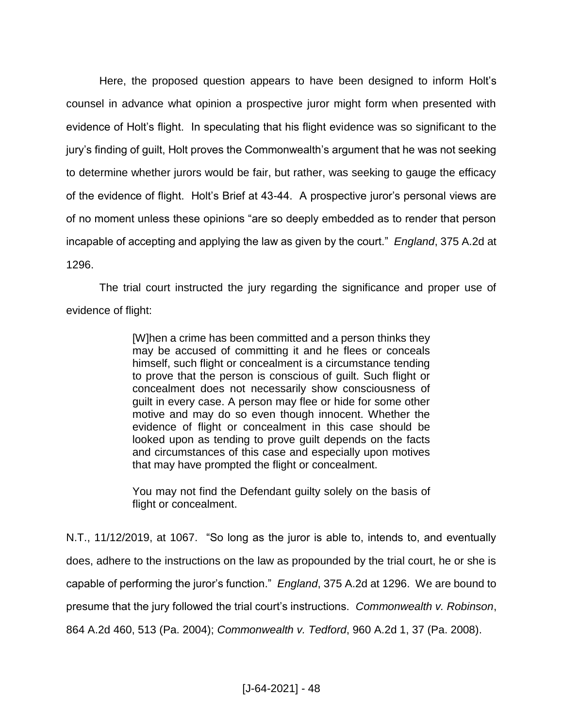Here, the proposed question appears to have been designed to inform Holt's counsel in advance what opinion a prospective juror might form when presented with evidence of Holt's flight. In speculating that his flight evidence was so significant to the jury's finding of guilt, Holt proves the Commonwealth's argument that he was not seeking to determine whether jurors would be fair, but rather, was seeking to gauge the efficacy of the evidence of flight. Holt's Brief at 43-44. A prospective juror's personal views are of no moment unless these opinions "are so deeply embedded as to render that person incapable of accepting and applying the law as given by the court." *England*, 375 A.2d at 1296.

The trial court instructed the jury regarding the significance and proper use of evidence of flight:

> [W]hen a crime has been committed and a person thinks they may be accused of committing it and he flees or conceals himself, such flight or concealment is a circumstance tending to prove that the person is conscious of guilt. Such flight or concealment does not necessarily show consciousness of guilt in every case. A person may flee or hide for some other motive and may do so even though innocent. Whether the evidence of flight or concealment in this case should be looked upon as tending to prove guilt depends on the facts and circumstances of this case and especially upon motives that may have prompted the flight or concealment.
>
> You may not find the Defendant guilty solely on the basis of flight or concealment.

N.T., 11/12/2019, at 1067. "So long as the juror is able to, intends to, and eventually does, adhere to the instructions on the law as propounded by the trial court, he or she is capable of performing the juror's function." *England*, 375 A.2d at 1296. We are bound to presume that the jury followed the trial court's instructions. *Commonwealth v. Robinson*, 864 A.2d 460, 513 (Pa. 2004); *Commonwealth v. Tedford*, 960 A.2d 1, 37 (Pa. 2008).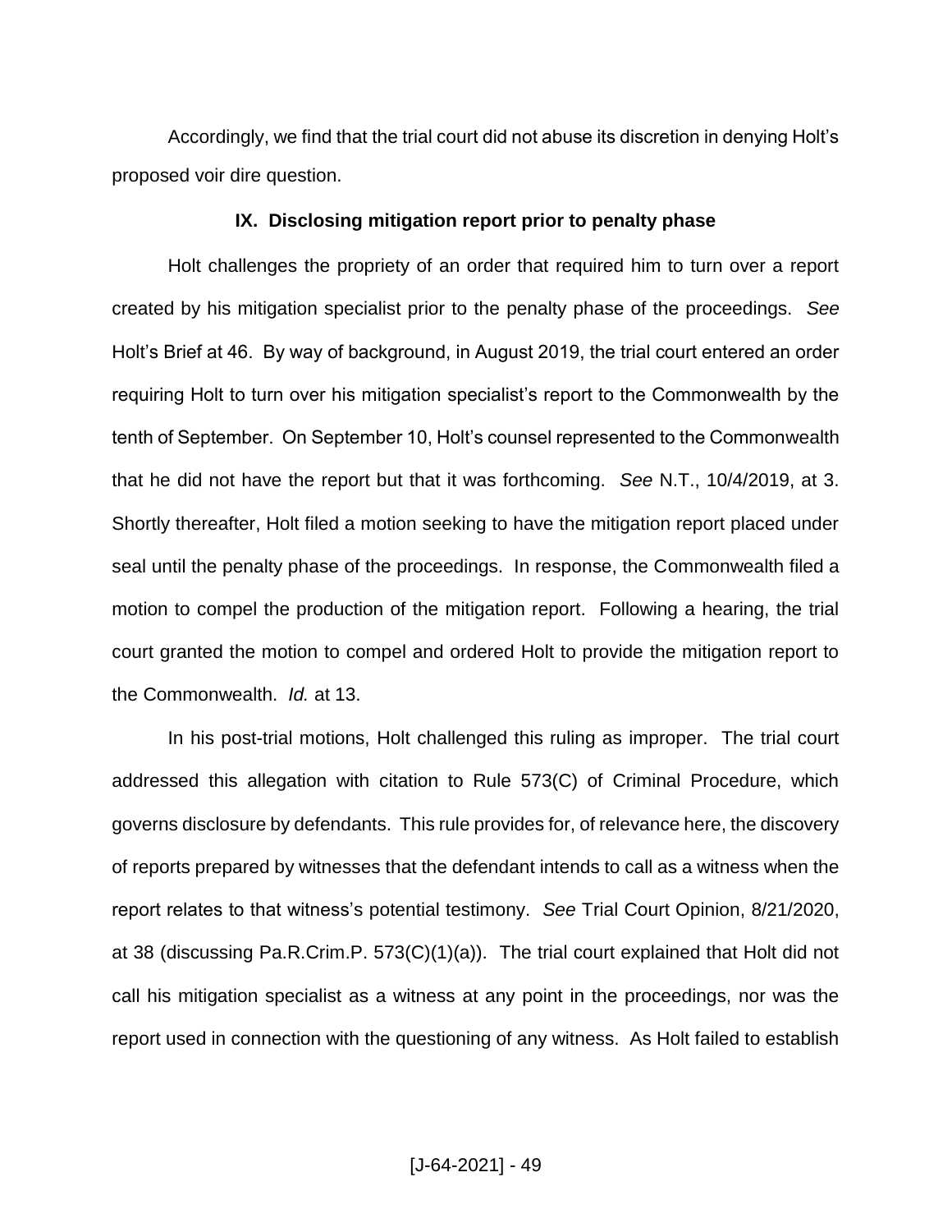Accordingly, we find that the trial court did not abuse its discretion in denying Holt's proposed voir dire question.

### IX. Disclosing mitigation report prior to penalty phase

Holt challenges the propriety of an order that required him to turn over a report created by his mitigation specialist prior to the penalty phase of the proceedings. *See* Holt's Brief at 46. By way of background, in August 2019, the trial court entered an order requiring Holt to turn over his mitigation specialist's report to the Commonwealth by the tenth of September. On September 10, Holt's counsel represented to the Commonwealth that he did not have the report but that it was forthcoming. *See* N.T., 10/4/2019, at 3. Shortly thereafter, Holt filed a motion seeking to have the mitigation report placed under seal until the penalty phase of the proceedings. In response, the Commonwealth filed a motion to compel the production of the mitigation report. Following a hearing, the trial court granted the motion to compel and ordered Holt to provide the mitigation report to the Commonwealth. *Id.* at 13.

In his post-trial motions, Holt challenged this ruling as improper. The trial court addressed this allegation with citation to Rule 573(C) of Criminal Procedure, which governs disclosure by defendants. This rule provides for, of relevance here, the discovery of reports prepared by witnesses that the defendant intends to call as a witness when the report relates to that witness's potential testimony. *See* Trial Court Opinion, 8/21/2020, at 38 (discussing Pa.R.Crim.P. 573(C)(1)(a)). The trial court explained that Holt did not call his mitigation specialist as a witness at any point in the proceedings, nor was the report used in connection with the questioning of any witness. As Holt failed to establish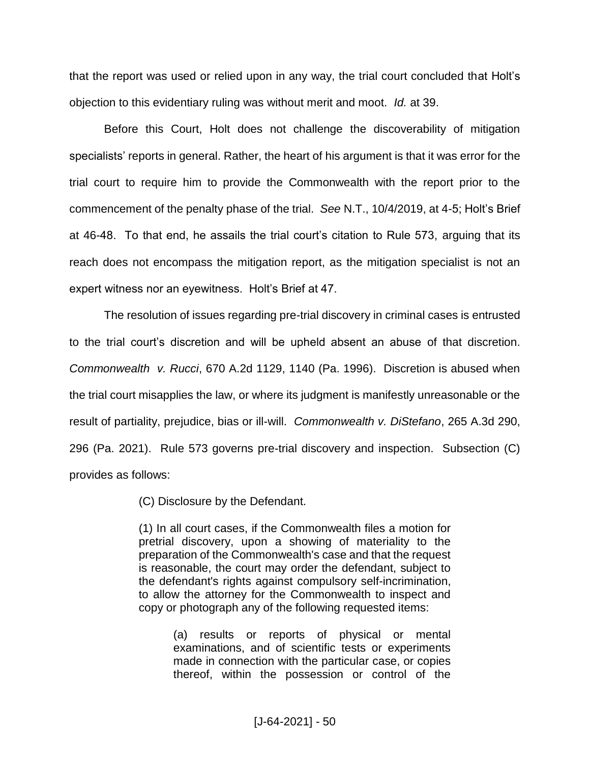that the report was used or relied upon in any way, the trial court concluded that Holt's objection to this evidentiary ruling was without merit and moot. *Id.* at 39.

Before this Court, Holt does not challenge the discoverability of mitigation specialists' reports in general. Rather, the heart of his argument is that it was error for the trial court to require him to provide the Commonwealth with the report prior to the commencement of the penalty phase of the trial. *See* N.T., 10/4/2019, at 4-5; Holt's Brief at 46-48. To that end, he assails the trial court's citation to Rule 573, arguing that its reach does not encompass the mitigation report, as the mitigation specialist is not an expert witness nor an eyewitness. Holt's Brief at 47.

The resolution of issues regarding pre-trial discovery in criminal cases is entrusted to the trial court's discretion and will be upheld absent an abuse of that discretion. *Commonwealth v. Rucci*, 670 A.2d 1129, 1140 (Pa. 1996). Discretion is abused when the trial court misapplies the law, or where its judgment is manifestly unreasonable or the result of partiality, prejudice, bias or ill-will. *Commonwealth v. DiStefano*, 265 A.3d 290, 296 (Pa. 2021). Rule 573 governs pre-trial discovery and inspection. Subsection (C) provides as follows:

> (C) Disclosure by the Defendant.
>
> (1) In all court cases, if the Commonwealth files a motion for pretrial discovery, upon a showing of materiality to the preparation of the Commonwealth's case and that the request is reasonable, the court may order the defendant, subject to the defendant's rights against compulsory self-incrimination, to allow the attorney for the Commonwealth to inspect and copy or photograph any of the following requested items:
>
>> (a) results or reports of physical or mental examinations, and of scientific tests or experiments made in connection with the particular case, or copies thereof, within the possession or control of the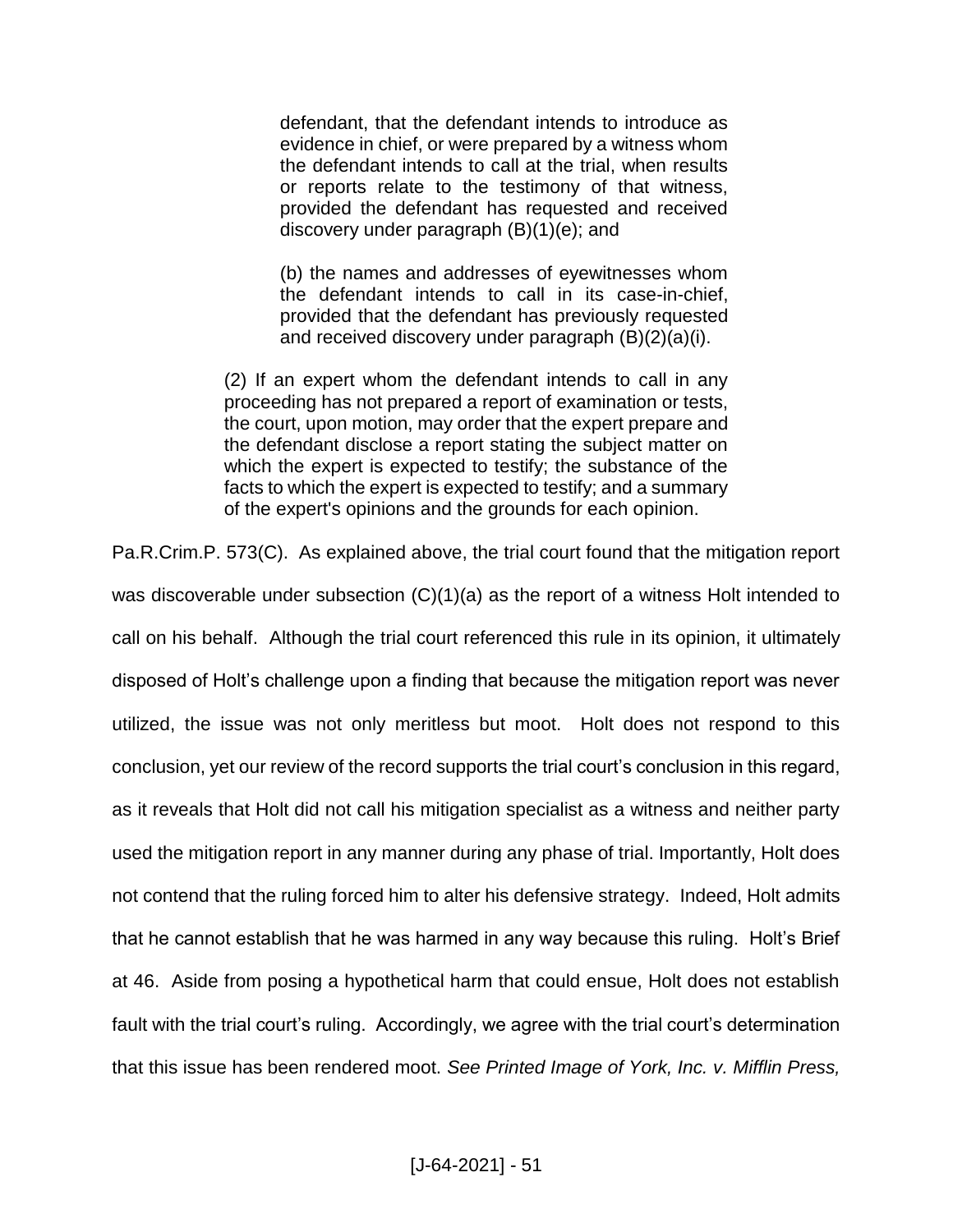> defendant, that the defendant intends to introduce as evidence in chief, or were prepared by a witness whom the defendant intends to call at the trial, when results or reports relate to the testimony of that witness, provided the defendant has requested and received discovery under paragraph (B)(1)(e); and
>
> (b) the names and addresses of eyewitnesses whom the defendant intends to call in its case-in-chief, provided that the defendant has previously requested and received discovery under paragraph (B)(2)(a)(i).
>
> (2) If an expert whom the defendant intends to call in any proceeding has not prepared a report of examination or tests, the court, upon motion, may order that the expert prepare and the defendant disclose a report stating the subject matter on which the expert is expected to testify; the substance of the facts to which the expert is expected to testify; and a summary of the expert's opinions and the grounds for each opinion.

Pa.R.Crim.P. 573(C). As explained above, the trial court found that the mitigation report was discoverable under subsection (C)(1)(a) as the report of a witness Holt intended to call on his behalf. Although the trial court referenced this rule in its opinion, it ultimately disposed of Holt's challenge upon a finding that because the mitigation report was never utilized, the issue was not only meritless but moot. Holt does not respond to this conclusion, yet our review of the record supports the trial court's conclusion in this regard, as it reveals that Holt did not call his mitigation specialist as a witness and neither party used the mitigation report in any manner during any phase of trial. Importantly, Holt does not contend that the ruling forced him to alter his defensive strategy. Indeed, Holt admits that he cannot establish that he was harmed in any way because this ruling. Holt's Brief at 46. Aside from posing a hypothetical harm that could ensue, Holt does not establish fault with the trial court's ruling. Accordingly, we agree with the trial court's determination that this issue has been rendered moot. *See Printed Image of York, Inc. v. Mifflin Press,*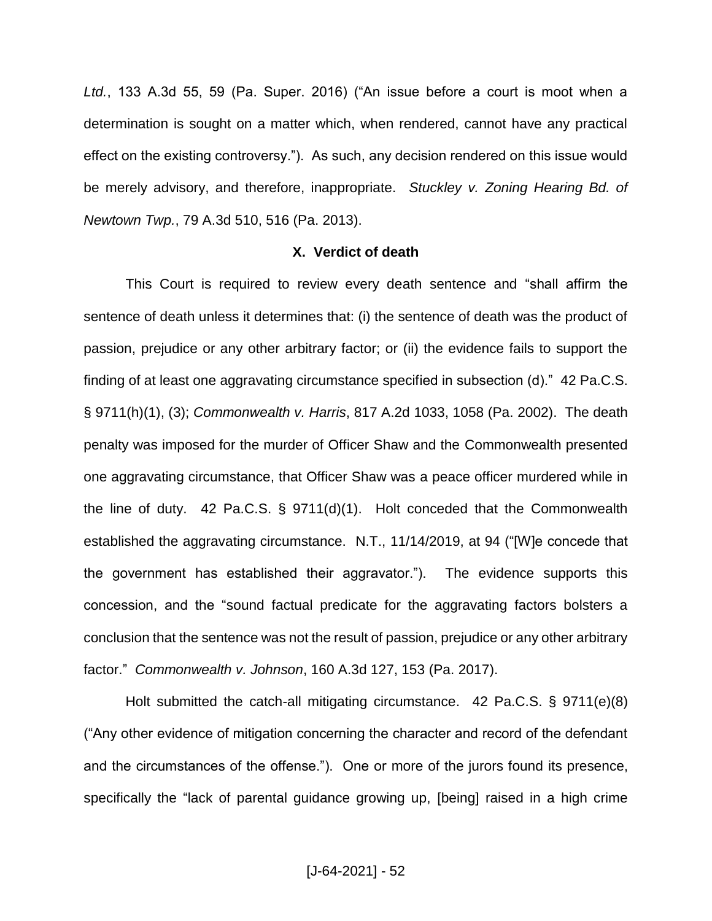*Ltd.*, 133 A.3d 55, 59 (Pa. Super. 2016) ("An issue before a court is moot when a determination is sought on a matter which, when rendered, cannot have any practical effect on the existing controversy."). As such, any decision rendered on this issue would be merely advisory, and therefore, inappropriate. *Stuckley v. Zoning Hearing Bd. of Newtown Twp.*, 79 A.3d 510, 516 (Pa. 2013).

**X. Verdict of death**

This Court is required to review every death sentence and "shall affirm the sentence of death unless it determines that: (i) the sentence of death was the product of passion, prejudice or any other arbitrary factor; or (ii) the evidence fails to support the finding of at least one aggravating circumstance specified in subsection (d)." 42 Pa.C.S. § 9711(h)(1), (3); *Commonwealth v. Harris*, 817 A.2d 1033, 1058 (Pa. 2002). The death penalty was imposed for the murder of Officer Shaw and the Commonwealth presented one aggravating circumstance, that Officer Shaw was a peace officer murdered while in the line of duty. 42 Pa.C.S. § 9711(d)(1). Holt conceded that the Commonwealth established the aggravating circumstance. N.T., 11/14/2019, at 94 ("[W]e concede that the government has established their aggravator."). The evidence supports this concession, and the "sound factual predicate for the aggravating factors bolsters a conclusion that the sentence was not the result of passion, prejudice or any other arbitrary factor." *Commonwealth v. Johnson*, 160 A.3d 127, 153 (Pa. 2017).

Holt submitted the catch-all mitigating circumstance. 42 Pa.C.S. § 9711(e)(8) ("Any other evidence of mitigation concerning the character and record of the defendant and the circumstances of the offense."). One or more of the jurors found its presence, specifically the "lack of parental guidance growing up, [being] raised in a high crime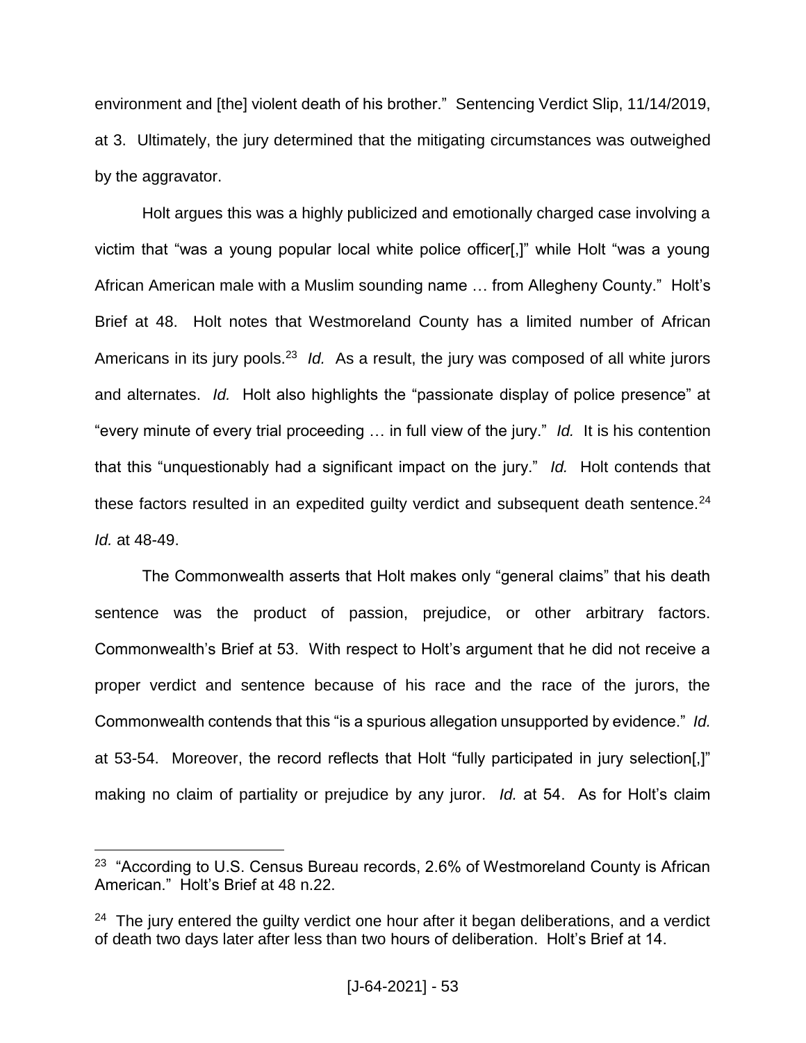environment and [the] violent death of his brother." Sentencing Verdict Slip, 11/14/2019, at 3. Ultimately, the jury determined that the mitigating circumstances was outweighed by the aggravator.

Holt argues this was a highly publicized and emotionally charged case involving a victim that "was a young popular local white police officer[,]" while Holt "was a young African American male with a Muslim sounding name … from Allegheny County." Holt's Brief at 48. Holt notes that Westmoreland County has a limited number of African Americans in its jury pools.[23] *Id.* As a result, the jury was composed of all white jurors and alternates. *Id.* Holt also highlights the "passionate display of police presence" at "every minute of every trial proceeding … in full view of the jury." *Id.* It is his contention that this "unquestionably had a significant impact on the jury." *Id.* Holt contends that these factors resulted in an expedited guilty verdict and subsequent death sentence.[24] *Id.* at 48-49.

The Commonwealth asserts that Holt makes only "general claims" that his death sentence was the product of passion, prejudice, or other arbitrary factors. Commonwealth's Brief at 53. With respect to Holt's argument that he did not receive a proper verdict and sentence because of his race and the race of the jurors, the Commonwealth contends that this "is a spurious allegation unsupported by evidence." *Id.* at 53-54. Moreover, the record reflects that Holt "fully participated in jury selection[,]" making no claim of partiality or prejudice by any juror. *Id.* at 54. As for Holt's claim

---

[23] "According to U.S. Census Bureau records, 2.6% of Westmoreland County is African American." Holt's Brief at 48 n.22.

[24] The jury entered the guilty verdict one hour after it began deliberations, and a verdict of death two days later after less than two hours of deliberation. Holt's Brief at 14.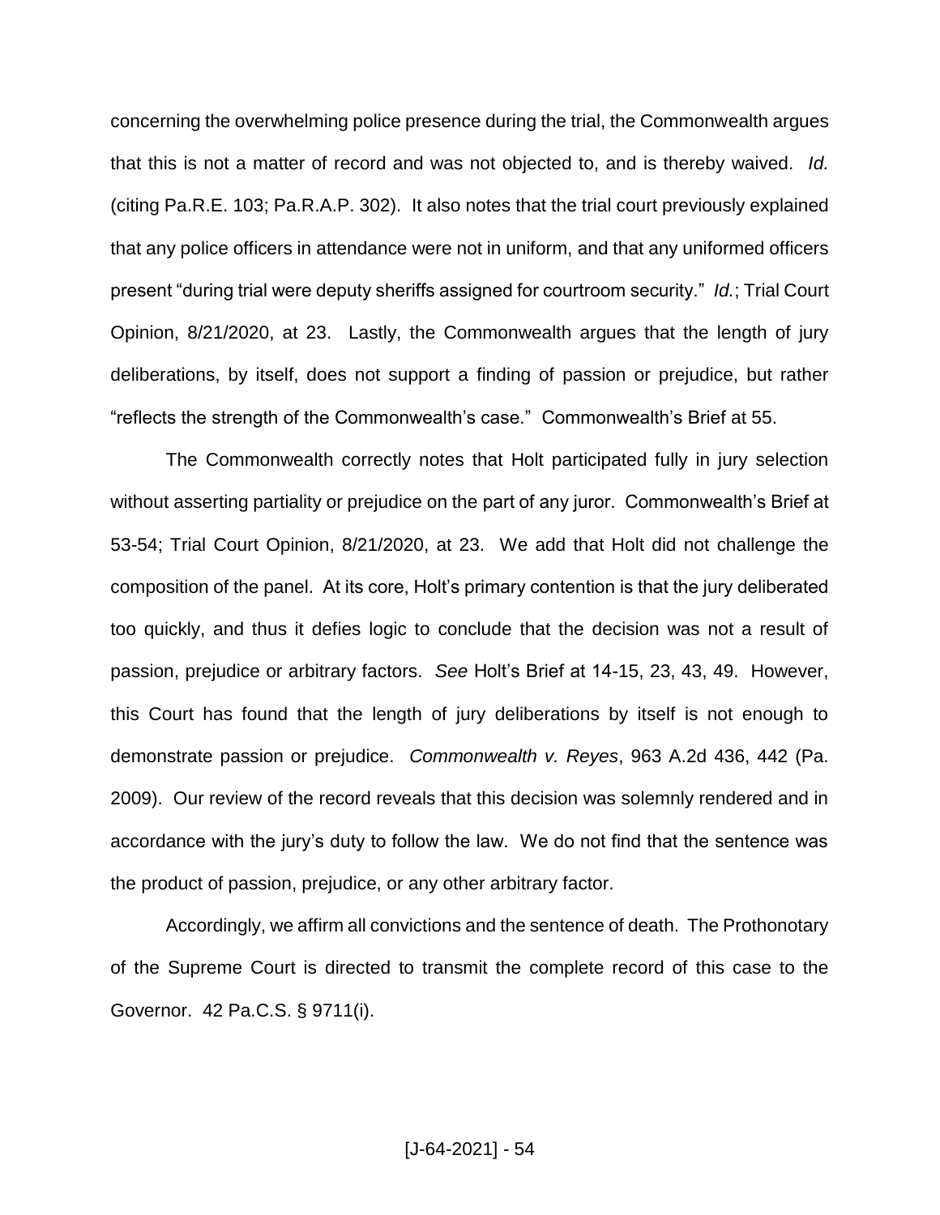concerning the overwhelming police presence during the trial, the Commonwealth argues that this is not a matter of record and was not objected to, and is thereby waived. *Id.* (citing Pa.R.E. 103; Pa.R.A.P. 302). It also notes that the trial court previously explained that any police officers in attendance were not in uniform, and that any uniformed officers present "during trial were deputy sheriffs assigned for courtroom security." *Id.*; Trial Court Opinion, 8/21/2020, at 23. Lastly, the Commonwealth argues that the length of jury deliberations, by itself, does not support a finding of passion or prejudice, but rather "reflects the strength of the Commonwealth's case." Commonwealth's Brief at 55.

The Commonwealth correctly notes that Holt participated fully in jury selection without asserting partiality or prejudice on the part of any juror. Commonwealth's Brief at 53-54; Trial Court Opinion, 8/21/2020, at 23. We add that Holt did not challenge the composition of the panel. At its core, Holt's primary contention is that the jury deliberated too quickly, and thus it defies logic to conclude that the decision was not a result of passion, prejudice or arbitrary factors. *See* Holt's Brief at 14-15, 23, 43, 49. However, this Court has found that the length of jury deliberations by itself is not enough to demonstrate passion or prejudice. *Commonwealth v. Reyes*, 963 A.2d 436, 442 (Pa. 2009). Our review of the record reveals that this decision was solemnly rendered and in accordance with the jury's duty to follow the law. We do not find that the sentence was the product of passion, prejudice, or any other arbitrary factor.

Accordingly, we affirm all convictions and the sentence of death. The Prothonotary of the Supreme Court is directed to transmit the complete record of this case to the Governor. 42 Pa.C.S. § 9711(i).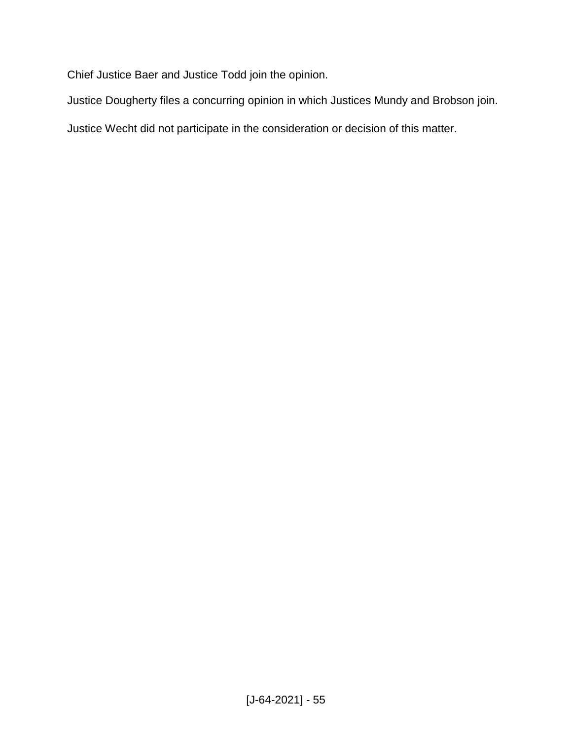Chief Justice Baer and Justice Todd join the opinion.

Justice Dougherty files a concurring opinion in which Justices Mundy and Brobson join.

Justice Wecht did not participate in the consideration or decision of this matter.